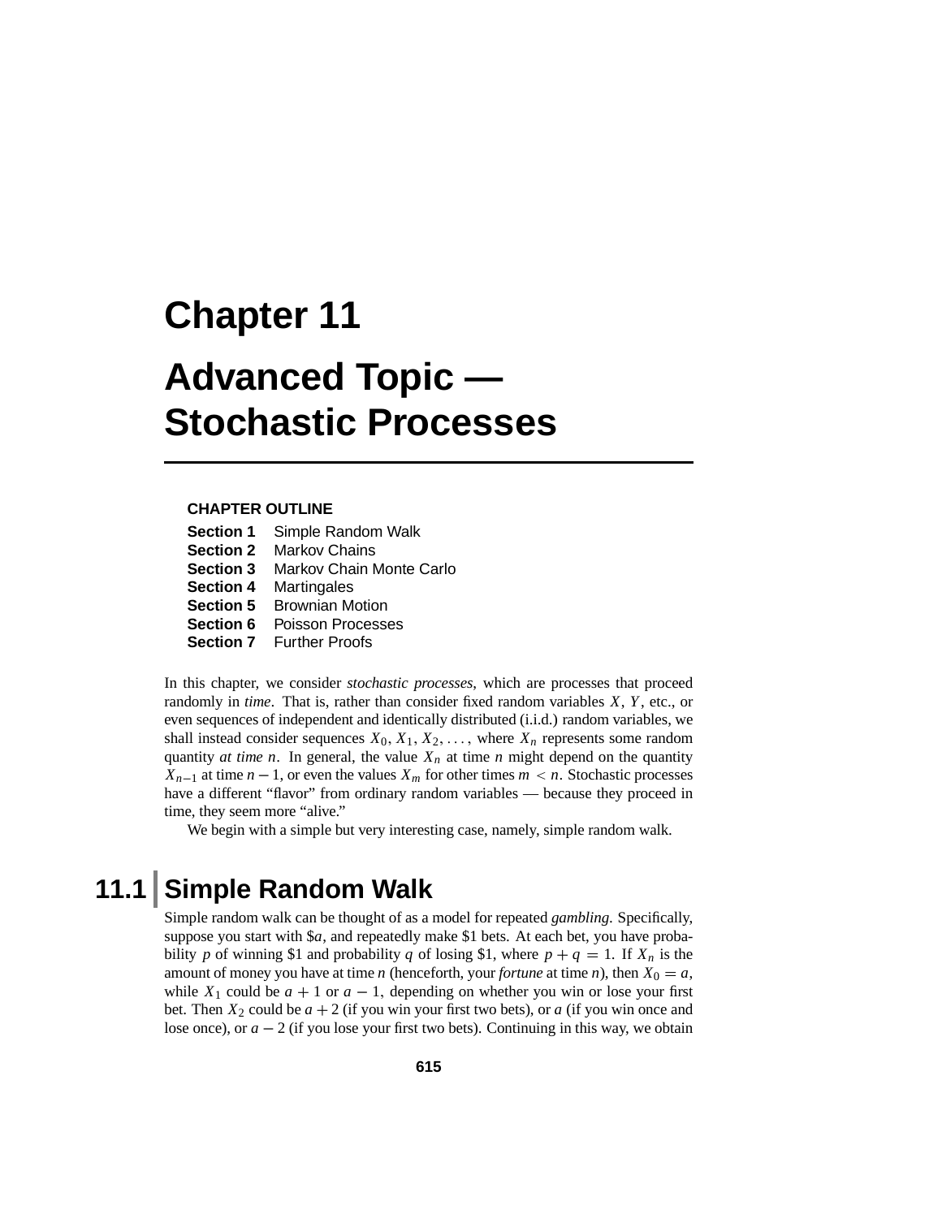# Chapter 11

# Advanced Topic — Stochastic Processes

**CHAPTER OUTLINE**

**Section 1** Simple Random Walk
**Section 2** Markov Chains
**Section 3** Markov Chain Monte Carlo
**Section 4** Martingales
**Section 5** Brownian Motion
**Section 6** Poisson Processes
**Section 7** Further Proofs

In this chapter, we consider *stochastic processes*, which are processes that proceed randomly in *time*. That is, rather than consider fixed random variables $X$, $Y$, etc., or even sequences of independent and identically distributed (i.i.d.) random variables, we shall instead consider sequences $X_0, X_1, X_2, \ldots$, where $X_n$ represents some random quantity *at time n*. In general, the value $X_n$ at time $n$ might depend on the quantity $X_{n-1}$ at time $n-1$, or even the values $X_m$ for other times $m < n$. Stochastic processes have a different "flavor" from ordinary random variables — because they proceed in time, they seem more "alive."

We begin with a simple but very interesting case, namely, simple random walk.

## 11.1 Simple Random Walk

Simple random walk can be thought of as a model for repeated *gambling*. Specifically, suppose you start with \$$a$, and repeatedly make \$1 bets. At each bet, you have probability $p$ of winning \$1 and probability $q$ of losing \$1, where $p + q = 1$. If $X_n$ is the amount of money you have at time $n$ (henceforth, your *fortune* at time $n$), then $X_0 = a$, while $X_1$ could be $a + 1$ or $a - 1$, depending on whether you win or lose your first bet. Then $X_2$ could be $a + 2$ (if you win your first two bets), or $a$ (if you win once and lose once), or $a - 2$ (if you lose your first two bets). Continuing in this way, we obtain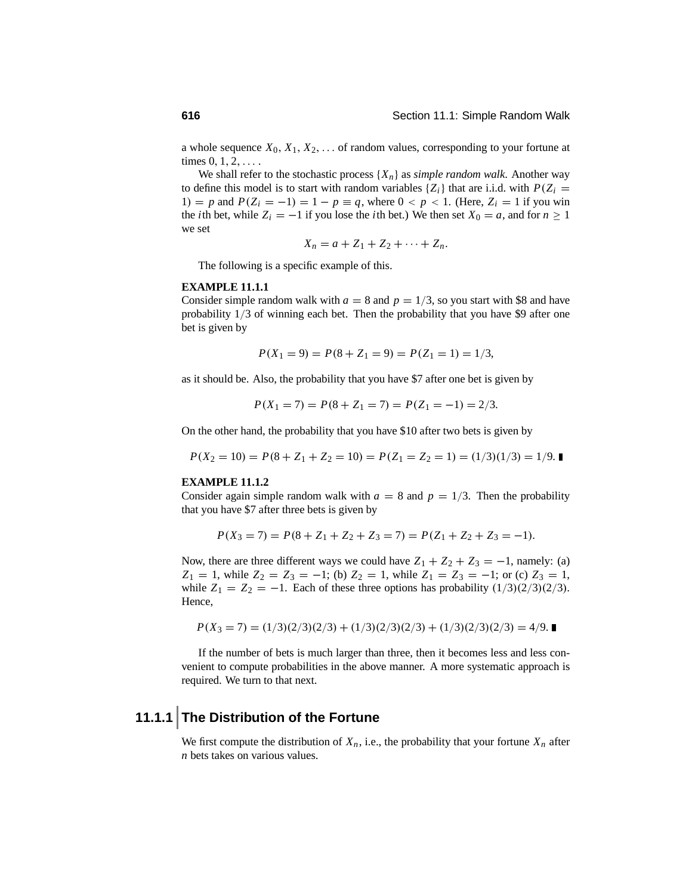a whole sequence $X_0, X_1, X_2, \ldots$ of random values, corresponding to your fortune at times $0, 1, 2, \ldots$.

We shall refer to the stochastic process $\{X_n\}$ as *simple random walk*. Another way to define this model is to start with random variables $\{Z_i\}$ that are i.i.d. with $P(Z_i = 1) = p$ and $P(Z_i = -1) = 1 - p \equiv q$, where $0 < p < 1$. (Here, $Z_i = 1$ if you win the $i$th bet, while $Z_i = -1$ if you lose the $i$th bet.) We then set $X_0 = a$, and for $n \geq 1$ we set

$$X_n = a + Z_1 + Z_2 + \cdots + Z_n.$$

The following is a specific example of this.

**EXAMPLE 11.1.1**

Consider simple random walk with $a = 8$ and $p = 1/3$, so you start with \$8 and have probability $1/3$ of winning each bet. Then the probability that you have \$9 after one bet is given by

$$P(X_1 = 9) = P(8 + Z_1 = 9) = P(Z_1 = 1) = 1/3,$$

as it should be. Also, the probability that you have \$7 after one bet is given by

$$P(X_1 = 7) = P(8 + Z_1 = 7) = P(Z_1 = -1) = 2/3.$$

On the other hand, the probability that you have \$10 after two bets is given by

$$P(X_2 = 10) = P(8 + Z_1 + Z_2 = 10) = P(Z_1 = Z_2 = 1) = (1/3)(1/3) = 1/9. \blacksquare$$

**EXAMPLE 11.1.2**

Consider again simple random walk with $a = 8$ and $p = 1/3$. Then the probability that you have \$7 after three bets is given by

$$P(X_3 = 7) = P(8 + Z_1 + Z_2 + Z_3 = 7) = P(Z_1 + Z_2 + Z_3 = -1).$$

Now, there are three different ways we could have $Z_1 + Z_2 + Z_3 = -1$, namely: (a) $Z_1 = 1$, while $Z_2 = Z_3 = -1$; (b) $Z_2 = 1$, while $Z_1 = Z_3 = -1$; or (c) $Z_3 = 1$, while $Z_1 = Z_2 = -1$. Each of these three options has probability $(1/3)(2/3)(2/3)$. Hence,

$$P(X_3 = 7) = (1/3)(2/3)(2/3) + (1/3)(2/3)(2/3) + (1/3)(2/3)(2/3) = 4/9. \blacksquare$$

If the number of bets is much larger than three, then it becomes less and less convenient to compute probabilities in the above manner. A more systematic approach is required. We turn to that next.

## 11.1.1 The Distribution of the Fortune

We first compute the distribution of $X_n$, i.e., the probability that your fortune $X_n$ after $n$ bets takes on various values.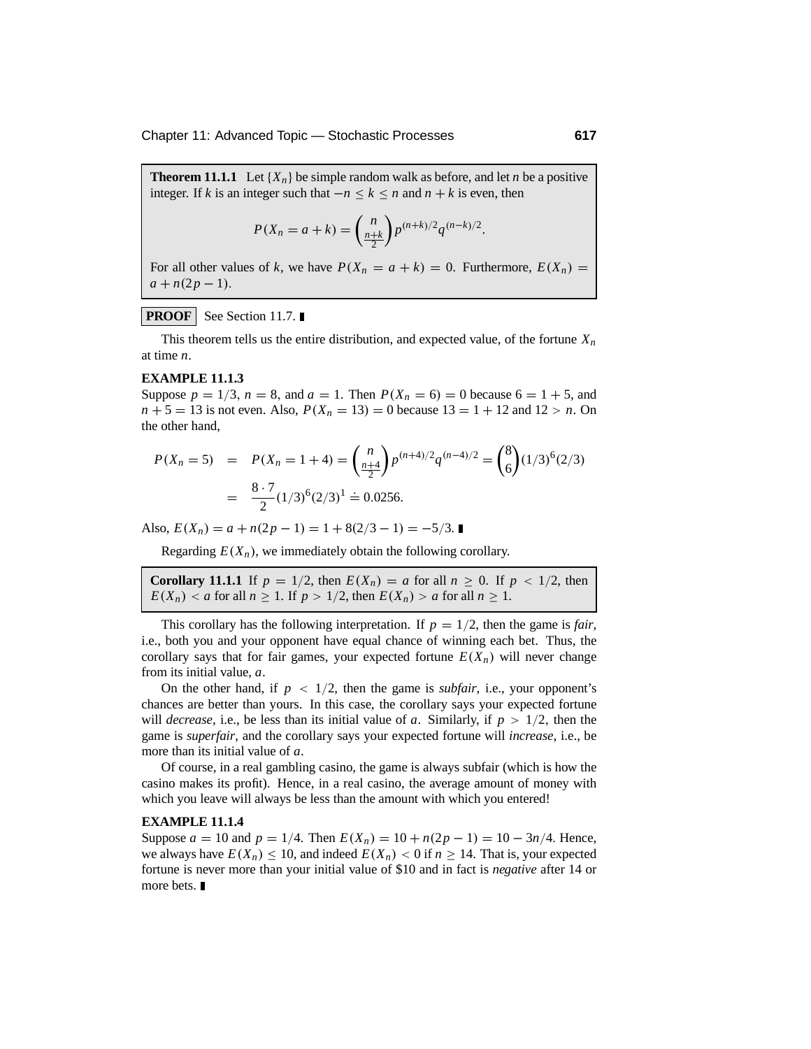**Theorem 11.1.1** Let $\{X_n\}$ be simple random walk as before, and let $n$ be a positive integer. If $k$ is an integer such that $-n \le k \le n$ and $n + k$ is even, then

$$P(X_n = a + k) = \binom{n}{\frac{n+k}{2}} p^{(n+k)/2} q^{(n-k)/2}.$$

For all other values of $k$, we have $P(X_n = a + k) = 0$. Furthermore, $E(X_n) = a + n(2p - 1)$.

**PROOF** See Section 11.7. ∎

This theorem tells us the entire distribution, and expected value, of the fortune $X_n$ at time $n$.

**EXAMPLE 11.1.3**

Suppose $p = 1/3$, $n = 8$, and $a = 1$. Then $P(X_n = 6) = 0$ because $6 = 1 + 5$, and $n + 5 = 13$ is not even. Also, $P(X_n = 13) = 0$ because $13 = 1 + 12$ and $12 > n$. On the other hand,

$$\begin{aligned} P(X_n = 5) &= P(X_n = 1 + 4) = \binom{n}{\frac{n+4}{2}} p^{(n+4)/2} q^{(n-4)/2} = \binom{8}{6} (1/3)^6 (2/3) \\ &= \frac{8 \cdot 7}{2} (1/3)^6 (2/3)^1 \doteq 0.0256. \end{aligned}$$

Also, $E(X_n) = a + n(2p - 1) = 1 + 8(2/3 - 1) = -5/3$. ∎

Regarding $E(X_n)$, we immediately obtain the following corollary.

**Corollary 11.1.1** If $p = 1/2$, then $E(X_n) = a$ for all $n \ge 0$. If $p < 1/2$, then $E(X_n) < a$ for all $n \ge 1$. If $p > 1/2$, then $E(X_n) > a$ for all $n \ge 1$.

This corollary has the following interpretation. If $p = 1/2$, then the game is *fair*, i.e., both you and your opponent have equal chance of winning each bet. Thus, the corollary says that for fair games, your expected fortune $E(X_n)$ will never change from its initial value, $a$.

On the other hand, if $p < 1/2$, then the game is *subfair*, i.e., your opponent's chances are better than yours. In this case, the corollary says your expected fortune will *decrease*, i.e., be less than its initial value of $a$. Similarly, if $p > 1/2$, then the game is *superfair*, and the corollary says your expected fortune will *increase*, i.e., be more than its initial value of $a$.

Of course, in a real gambling casino, the game is always subfair (which is how the casino makes its profit). Hence, in a real casino, the average amount of money with which you leave will always be less than the amount with which you entered!

**EXAMPLE 11.1.4**

Suppose $a = 10$ and $p = 1/4$. Then $E(X_n) = 10 + n(2p - 1) = 10 - 3n/4$. Hence, we always have $E(X_n) \le 10$, and indeed $E(X_n) < 0$ if $n \ge 14$. That is, your expected fortune is never more than your initial value of \$10 and in fact is *negative* after 14 or more bets. ∎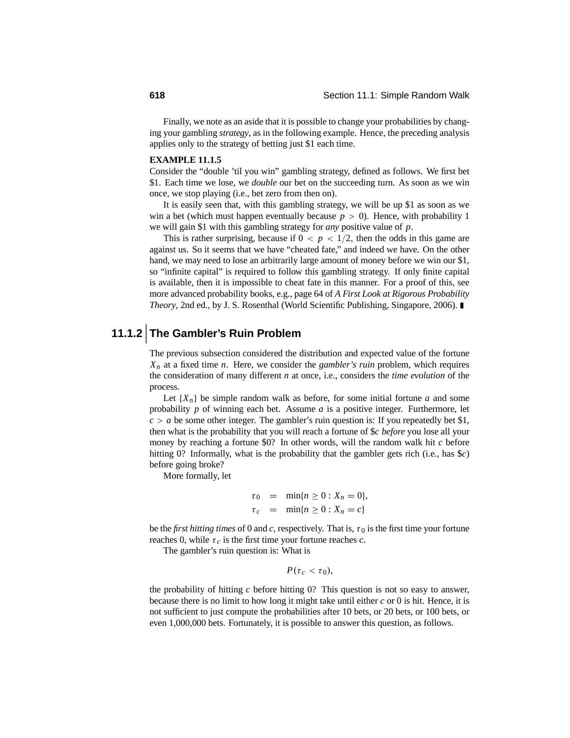Finally, we note as an aside that it is possible to change your probabilities by changing your gambling *strategy*, as in the following example. Hence, the preceding analysis applies only to the strategy of betting just $1 each time.

**EXAMPLE 11.1.5**

Consider the "double 'til you win" gambling strategy, defined as follows. We first bet $1. Each time we lose, we *double* our bet on the succeeding turn. As soon as we win once, we stop playing (i.e., bet zero from then on).

It is easily seen that, with this gambling strategy, we will be up $1 as soon as we win a bet (which must happen eventually because $p > 0$). Hence, with probability 1 we will gain $1 with this gambling strategy for *any* positive value of $p$.

This is rather surprising, because if $0 < p < 1/2$, then the odds in this game are against us. So it seems that we have "cheated fate," and indeed we have. On the other hand, we may need to lose an arbitrarily large amount of money before we win our $1, so "infinite capital" is required to follow this gambling strategy. If only finite capital is available, then it is impossible to cheat fate in this manner. For a proof of this, see more advanced probability books, e.g., page 64 of *A First Look at Rigorous Probability Theory*, 2nd ed., by J. S. Rosenthal (World Scientific Publishing, Singapore, 2006). ∎

## 11.1.2 The Gambler's Ruin Problem

The previous subsection considered the distribution and expected value of the fortune $X_n$ at a fixed time $n$. Here, we consider the *gambler's ruin* problem, which requires the consideration of many different $n$ at once, i.e., considers the *time evolution* of the process.

Let $\{X_n\}$ be simple random walk as before, for some initial fortune $a$ and some probability $p$ of winning each bet. Assume $a$ is a positive integer. Furthermore, let $c > a$ be some other integer. The gambler's ruin question is: If you repeatedly bet $1, then what is the probability that you will reach a fortune of $$c$ *before* you lose all your money by reaching a fortune $0? In other words, will the random walk hit $c$ before hitting 0? Informally, what is the probability that the gambler gets rich (i.e., has $$c$) before going broke?

More formally, let

$$\begin{aligned} \tau_0 &= \min\{n \geq 0 : X_n = 0\}, \\ \tau_c &= \min\{n \geq 0 : X_n = c\} \end{aligned}$$

be the *first hitting times* of 0 and $c$, respectively. That is, $\tau_0$ is the first time your fortune reaches 0, while $\tau_c$ is the first time your fortune reaches $c$.

The gambler's ruin question is: What is

$$P(\tau_c < \tau_0),$$

the probability of hitting $c$ before hitting 0? This question is not so easy to answer, because there is no limit to how long it might take until either $c$ or 0 is hit. Hence, it is not sufficient to just compute the probabilities after 10 bets, or 20 bets, or 100 bets, or even 1,000,000 bets. Fortunately, it is possible to answer this question, as follows.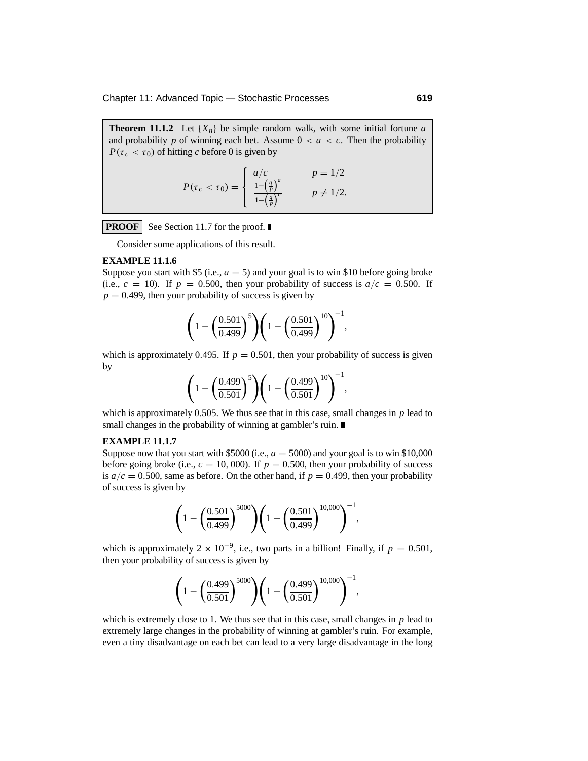**Theorem 11.1.2** Let $\{X_n\}$ be simple random walk, with some initial fortune $a$ and probability $p$ of winning each bet. Assume $0 < a < c$. Then the probability $P(\tau_c < \tau_0)$ of hitting $c$ before 0 is given by

$$P(\tau_c < \tau_0) = \begin{cases} a/c & p = 1/2 \\ \frac{1-\left(\frac{q}{p}\right)^a}{1-\left(\frac{q}{p}\right)^c} & p \neq 1/2. \end{cases}$$

**PROOF** See Section 11.7 for the proof. ∎

Consider some applications of this result.

**EXAMPLE 11.1.6**

Suppose you start with \$5 (i.e., $a = 5$) and your goal is to win \$10 before going broke (i.e., $c = 10$). If $p = 0.500$, then your probability of success is $a/c = 0.500$. If $p = 0.499$, then your probability of success is given by

$$\left(1 - \left(\frac{0.501}{0.499}\right)^5\right)\left(1 - \left(\frac{0.501}{0.499}\right)^{10}\right)^{-1},$$

which is approximately 0.495. If $p = 0.501$, then your probability of success is given by

$$\left(1 - \left(\frac{0.499}{0.501}\right)^5\right)\left(1 - \left(\frac{0.499}{0.501}\right)^{10}\right)^{-1},$$

which is approximately 0.505. We thus see that in this case, small changes in $p$ lead to small changes in the probability of winning at gambler's ruin. ∎

**EXAMPLE 11.1.7**

Suppose now that you start with \$5000 (i.e., $a = 5000$) and your goal is to win \$10,000 before going broke (i.e., $c = 10,000$). If $p = 0.500$, then your probability of success is $a/c = 0.500$, same as before. On the other hand, if $p = 0.499$, then your probability of success is given by

$$\left(1 - \left(\frac{0.501}{0.499}\right)^{5000}\right)\left(1 - \left(\frac{0.501}{0.499}\right)^{10,000}\right)^{-1},$$

which is approximately $2 \times 10^{-9}$, i.e., two parts in a billion! Finally, if $p = 0.501$, then your probability of success is given by

$$\left(1 - \left(\frac{0.499}{0.501}\right)^{5000}\right)\left(1 - \left(\frac{0.499}{0.501}\right)^{10,000}\right)^{-1},$$

which is extremely close to 1. We thus see that in this case, small changes in $p$ lead to extremely large changes in the probability of winning at gambler's ruin. For example, even a tiny disadvantage on each bet can lead to a very large disadvantage in the long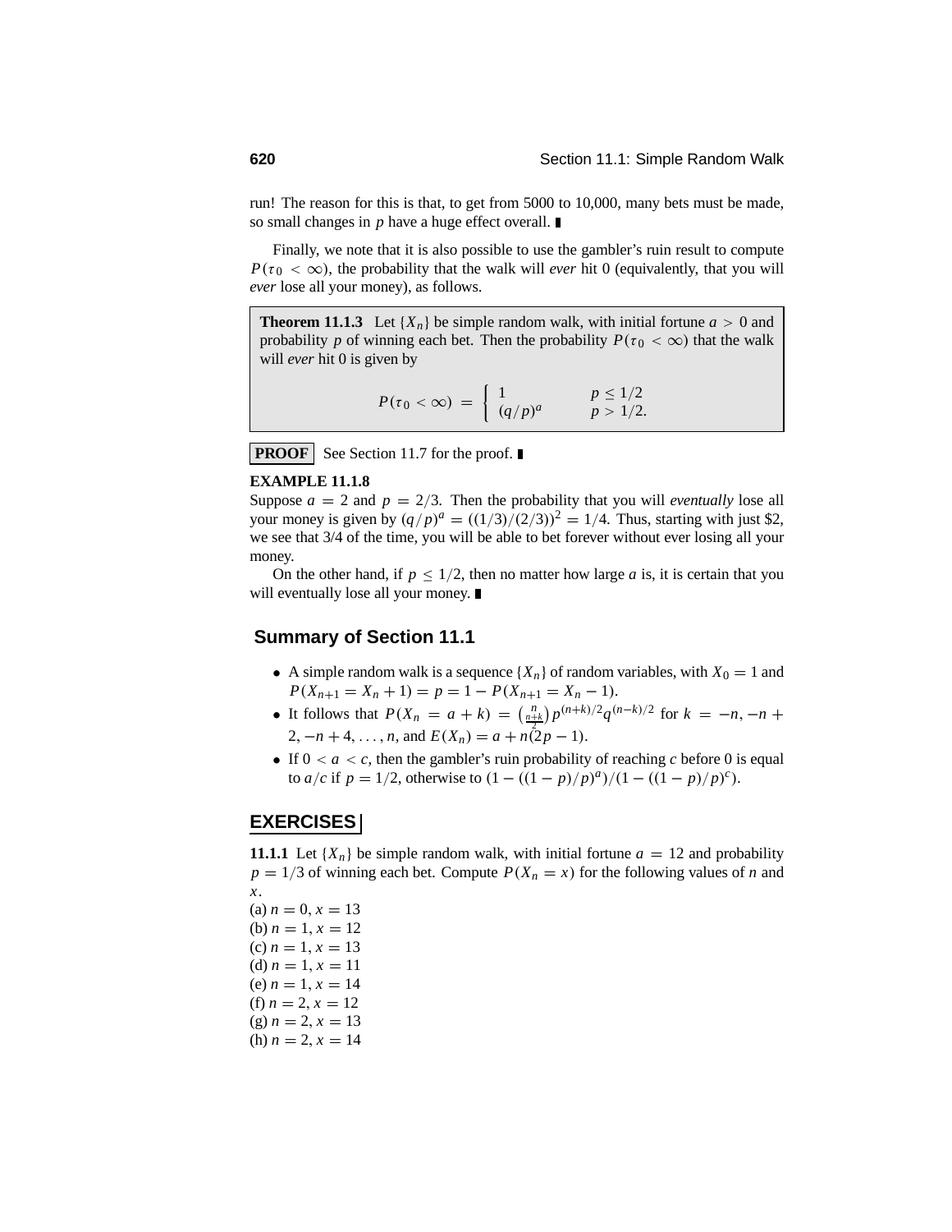run! The reason for this is that, to get from 5000 to 10,000, many bets must be made, so small changes in $p$ have a huge effect overall. ∎

Finally, we note that it is also possible to use the gambler's ruin result to compute $P(\tau_0 < \infty)$, the probability that the walk will *ever* hit 0 (equivalently, that you will *ever* lose all your money), as follows.

**Theorem 11.1.3** Let $\{X_n\}$ be simple random walk, with initial fortune $a > 0$ and probability $p$ of winning each bet. Then the probability $P(\tau_0 < \infty)$ that the walk will *ever* hit 0 is given by

$$P(\tau_0 < \infty) = \begin{cases} 1 & p \le 1/2 \\ (q/p)^a & p > 1/2. \end{cases}$$

**PROOF** See Section 11.7 for the proof. ∎

**EXAMPLE 11.1.8**

Suppose $a = 2$ and $p = 2/3$. Then the probability that you will *eventually* lose all your money is given by $(q/p)^a = ((1/3)/(2/3))^2 = 1/4$. Thus, starting with just \$2, we see that 3/4 of the time, you will be able to bet forever without ever losing all your money.

On the other hand, if $p \le 1/2$, then no matter how large $a$ is, it is certain that you will eventually lose all your money. ∎

## Summary of Section 11.1

- A simple random walk is a sequence $\{X_n\}$ of random variables, with $X_0 = 1$ and $P(X_{n+1} = X_n + 1) = p = 1 - P(X_{n+1} = X_n - 1)$.
- It follows that $P(X_n = a + k) = \binom{n}{\frac{n+k}{2}} p^{(n+k)/2} q^{(n-k)/2}$ for $k = -n, -n+2, -n+4, \ldots, n$, and $E(X_n) = a + n(2p - 1)$.
- If $0 < a < c$, then the gambler's ruin probability of reaching $c$ before 0 is equal to $a/c$ if $p = 1/2$, otherwise to $(1 - ((1-p)/p)^a)/(1 - ((1-p)/p)^c)$.

## EXERCISES

**11.1.1** Let $\{X_n\}$ be simple random walk, with initial fortune $a = 12$ and probability $p = 1/3$ of winning each bet. Compute $P(X_n = x)$ for the following values of $n$ and $x$.

(a) $n = 0, x = 13$
(b) $n = 1, x = 12$
(c) $n = 1, x = 13$
(d) $n = 1, x = 11$
(e) $n = 1, x = 14$
(f) $n = 2, x = 12$
(g) $n = 2, x = 13$
(h) $n = 2, x = 14$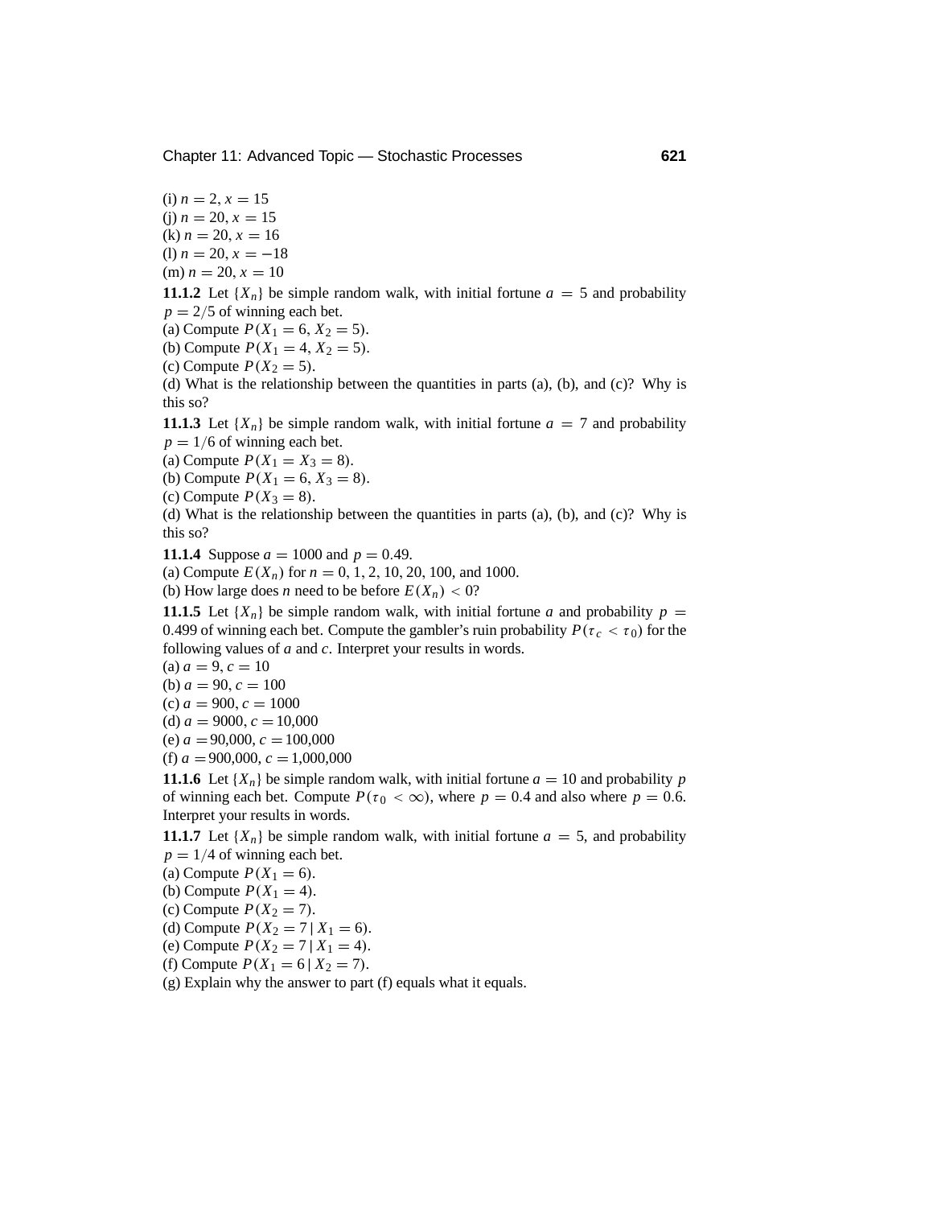(i) $n = 2$, $x = 15$
(j) $n = 20$, $x = 15$
(k) $n = 20$, $x = 16$
(l) $n = 20$, $x = -18$
(m) $n = 20$, $x = 10$

**11.1.2** Let $\{X_n\}$ be simple random walk, with initial fortune $a = 5$ and probability $p = 2/5$ of winning each bet.
(a) Compute $P(X_1 = 6, X_2 = 5)$.
(b) Compute $P(X_1 = 4, X_2 = 5)$.
(c) Compute $P(X_2 = 5)$.
(d) What is the relationship between the quantities in parts (a), (b), and (c)? Why is this so?

**11.1.3** Let $\{X_n\}$ be simple random walk, with initial fortune $a = 7$ and probability $p = 1/6$ of winning each bet.
(a) Compute $P(X_1 = X_3 = 8)$.
(b) Compute $P(X_1 = 6, X_3 = 8)$.
(c) Compute $P(X_3 = 8)$.
(d) What is the relationship between the quantities in parts (a), (b), and (c)? Why is this so?

**11.1.4** Suppose $a = 1000$ and $p = 0.49$.
(a) Compute $E(X_n)$ for $n = 0, 1, 2, 10, 20, 100$, and $1000$.
(b) How large does $n$ need to be before $E(X_n) < 0$?

**11.1.5** Let $\{X_n\}$ be simple random walk, with initial fortune $a$ and probability $p = 0.499$ of winning each bet. Compute the gambler's ruin probability $P(\tau_c < \tau_0)$ for the following values of $a$ and $c$. Interpret your results in words.
(a) $a = 9$, $c = 10$
(b) $a = 90$, $c = 100$
(c) $a = 900$, $c = 1000$
(d) $a = 9000$, $c = 10{,}000$
(e) $a = 90{,}000$, $c = 100{,}000$
(f) $a = 900{,}000$, $c = 1{,}000{,}000$

**11.1.6** Let $\{X_n\}$ be simple random walk, with initial fortune $a = 10$ and probability $p$ of winning each bet. Compute $P(\tau_0 < \infty)$, where $p = 0.4$ and also where $p = 0.6$. Interpret your results in words.

**11.1.7** Let $\{X_n\}$ be simple random walk, with initial fortune $a = 5$, and probability $p = 1/4$ of winning each bet.
(a) Compute $P(X_1 = 6)$.
(b) Compute $P(X_1 = 4)$.
(c) Compute $P(X_2 = 7)$.
(d) Compute $P(X_2 = 7 \mid X_1 = 6)$.
(e) Compute $P(X_2 = 7 \mid X_1 = 4)$.
(f) Compute $P(X_1 = 6 \mid X_2 = 7)$.
(g) Explain why the answer to part (f) equals what it equals.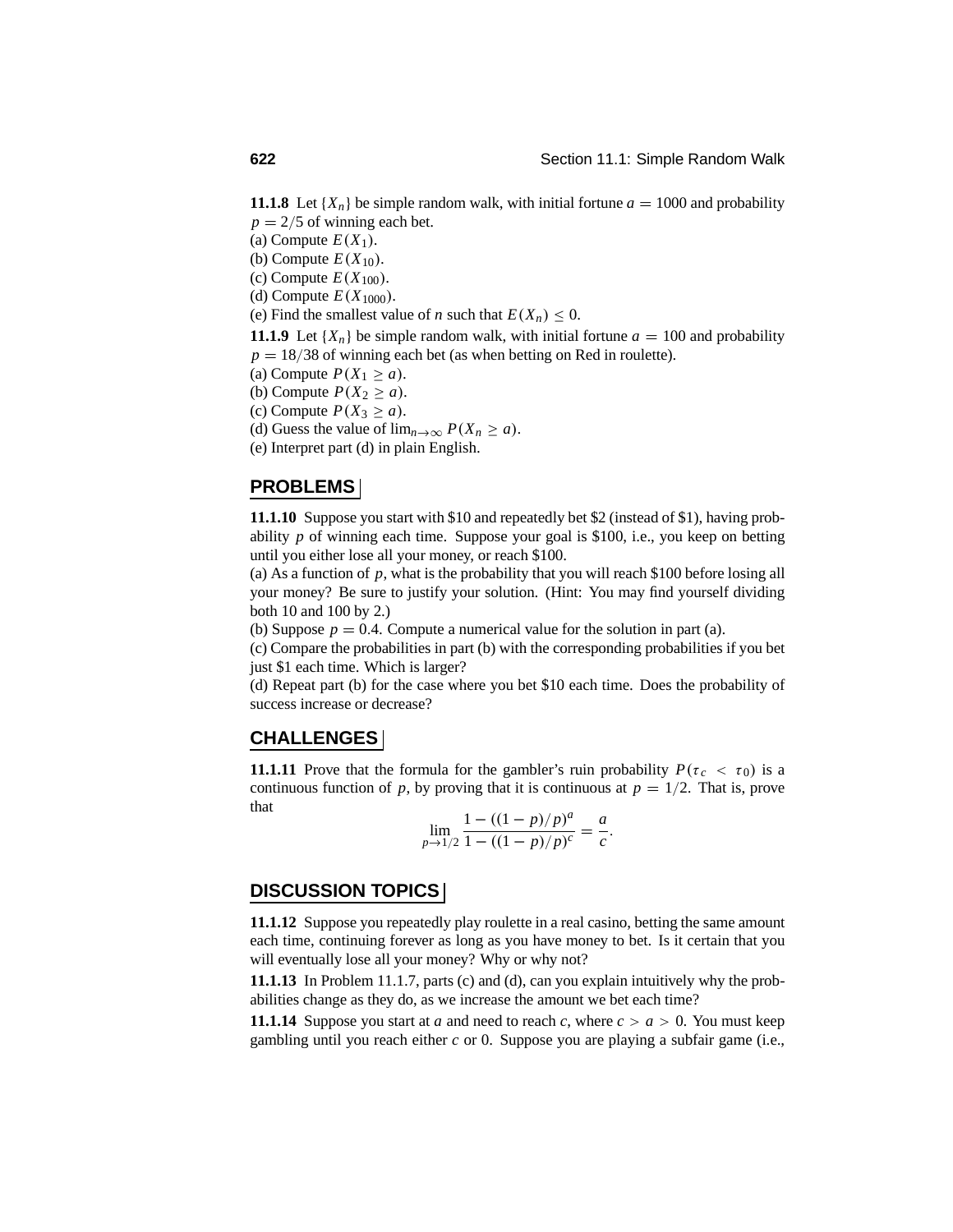**11.1.8** Let $\{X_n\}$ be simple random walk, with initial fortune $a = 1000$ and probability $p = 2/5$ of winning each bet.
(a) Compute $E(X_1)$.
(b) Compute $E(X_{10})$.
(c) Compute $E(X_{100})$.
(d) Compute $E(X_{1000})$.
(e) Find the smallest value of $n$ such that $E(X_n) \leq 0$.

**11.1.9** Let $\{X_n\}$ be simple random walk, with initial fortune $a = 100$ and probability $p = 18/38$ of winning each bet (as when betting on Red in roulette).
(a) Compute $P(X_1 \geq a)$.
(b) Compute $P(X_2 \geq a)$.
(c) Compute $P(X_3 \geq a)$.
(d) Guess the value of $\lim_{n\to\infty} P(X_n \geq a)$.
(e) Interpret part (d) in plain English.

## PROBLEMS

**11.1.10** Suppose you start with \$10 and repeatedly bet \$2 (instead of \$1), having probability $p$ of winning each time. Suppose your goal is \$100, i.e., you keep on betting until you either lose all your money, or reach \$100.
(a) As a function of $p$, what is the probability that you will reach \$100 before losing all your money? Be sure to justify your solution. (Hint: You may find yourself dividing both 10 and 100 by 2.)
(b) Suppose $p = 0.4$. Compute a numerical value for the solution in part (a).
(c) Compare the probabilities in part (b) with the corresponding probabilities if you bet just \$1 each time. Which is larger?
(d) Repeat part (b) for the case where you bet \$10 each time. Does the probability of success increase or decrease?

## CHALLENGES

**11.1.11** Prove that the formula for the gambler's ruin probability $P(\tau_c < \tau_0)$ is a continuous function of $p$, by proving that it is continuous at $p = 1/2$. That is, prove that

$$\lim_{p\to 1/2} \frac{1 - ((1-p)/p)^a}{1 - ((1-p)/p)^c} = \frac{a}{c}.$$

## DISCUSSION TOPICS

**11.1.12** Suppose you repeatedly play roulette in a real casino, betting the same amount each time, continuing forever as long as you have money to bet. Is it certain that you will eventually lose all your money? Why or why not?

**11.1.13** In Problem 11.1.7, parts (c) and (d), can you explain intuitively why the probabilities change as they do, as we increase the amount we bet each time?

**11.1.14** Suppose you start at $a$ and need to reach $c$, where $c > a > 0$. You must keep gambling until you reach either $c$ or 0. Suppose you are playing a subfair game (i.e.,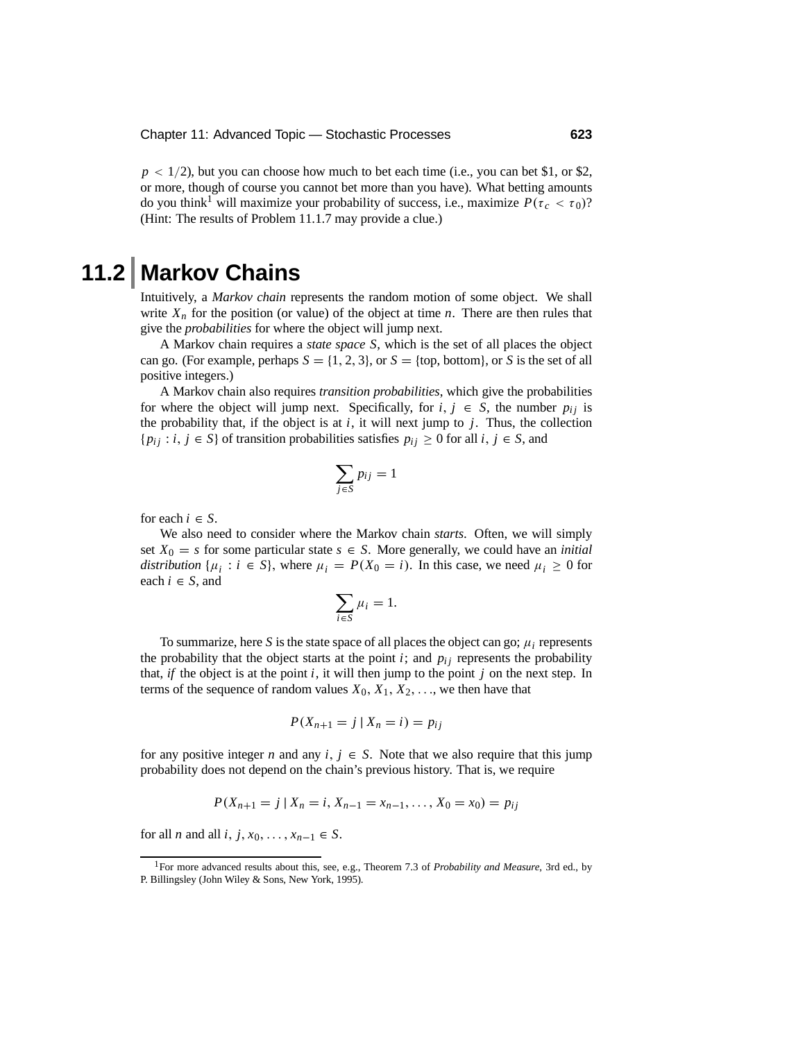$p < 1/2$), but you can choose how much to bet each time (i.e., you can bet \$1, or \$2, or more, though of course you cannot bet more than you have). What betting amounts do you think[1] will maximize your probability of success, i.e., maximize $P(\tau_c < \tau_0)$? (Hint: The results of Problem 11.1.7 may provide a clue.)

# 11.2 Markov Chains

Intuitively, a *Markov chain* represents the random motion of some object. We shall write $X_n$ for the position (or value) of the object at time $n$. There are then rules that give the *probabilities* for where the object will jump next.

A Markov chain requires a *state space* $S$, which is the set of all places the object can go. (For example, perhaps $S = \{1, 2, 3\}$, or $S = \{\text{top, bottom}\}$, or $S$ is the set of all positive integers.)

A Markov chain also requires *transition probabilities*, which give the probabilities for where the object will jump next. Specifically, for $i, j \in S$, the number $p_{ij}$ is the probability that, if the object is at $i$, it will next jump to $j$. Thus, the collection $\{p_{ij} : i, j \in S\}$ of transition probabilities satisfies $p_{ij} \geq 0$ for all $i, j \in S$, and

$$\sum_{j \in S} p_{ij} = 1$$

for each $i \in S$.

We also need to consider where the Markov chain *starts*. Often, we will simply set $X_0 = s$ for some particular state $s \in S$. More generally, we could have an *initial distribution* $\{\mu_i : i \in S\}$, where $\mu_i = P(X_0 = i)$. In this case, we need $\mu_i \geq 0$ for each $i \in S$, and

$$\sum_{i \in S} \mu_i = 1.$$

To summarize, here $S$ is the state space of all places the object can go; $\mu_i$ represents the probability that the object starts at the point $i$; and $p_{ij}$ represents the probability that, *if* the object is at the point $i$, it will then jump to the point $j$ on the next step. In terms of the sequence of random values $X_0, X_1, X_2, \ldots$, we then have that

$$P(X_{n+1} = j \mid X_n = i) = p_{ij}$$

for any positive integer $n$ and any $i, j \in S$. Note that we also require that this jump probability does not depend on the chain's previous history. That is, we require

$$P(X_{n+1} = j \mid X_n = i, X_{n-1} = x_{n-1}, \ldots, X_0 = x_0) = p_{ij}$$

for all $n$ and all $i, j, x_0, \ldots, x_{n-1} \in S$.

[1]For more advanced results about this, see, e.g., Theorem 7.3 of *Probability and Measure*, 3rd ed., by P. Billingsley (John Wiley & Sons, New York, 1995).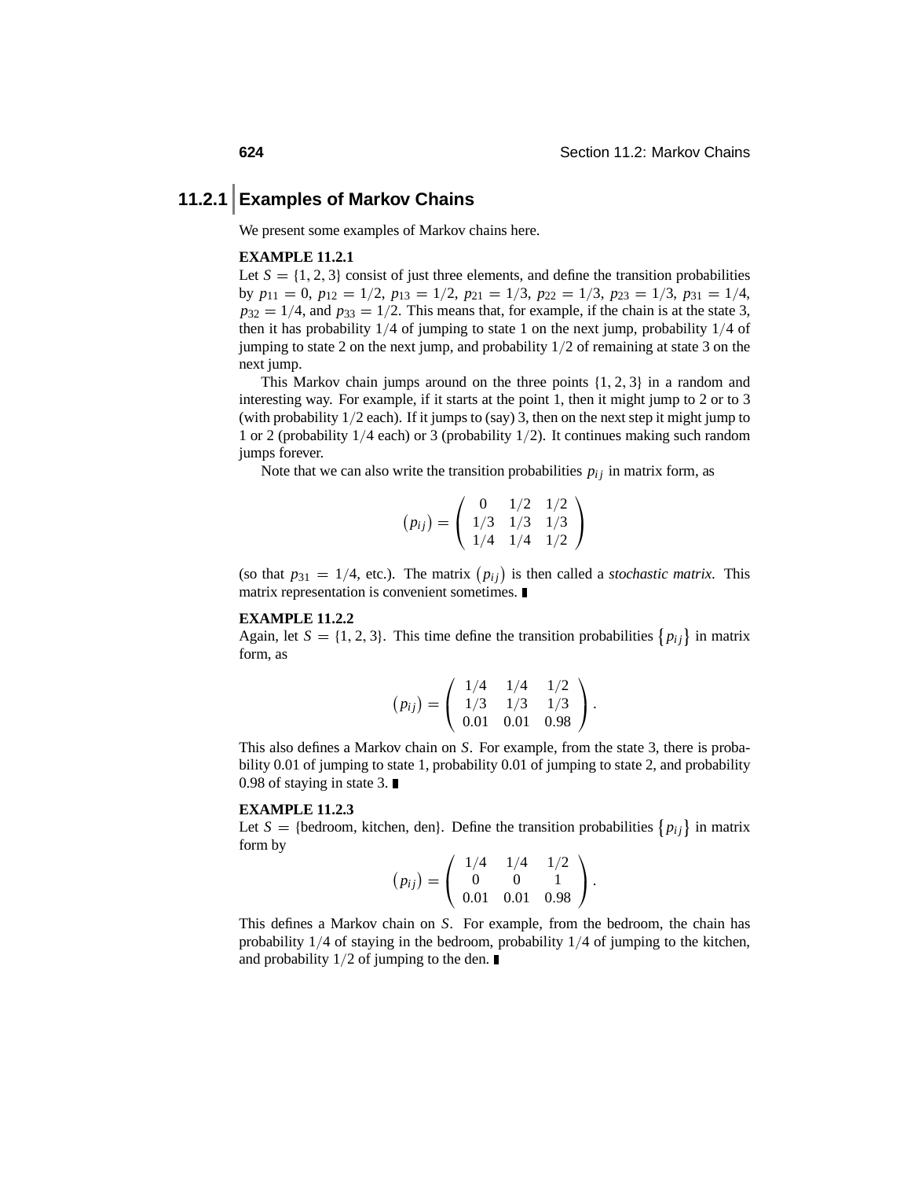## 11.2.1 Examples of Markov Chains

We present some examples of Markov chains here.

**EXAMPLE 11.2.1**

Let $S = \{1, 2, 3\}$ consist of just three elements, and define the transition probabilities by $p_{11} = 0$, $p_{12} = 1/2$, $p_{13} = 1/2$, $p_{21} = 1/3$, $p_{22} = 1/3$, $p_{23} = 1/3$, $p_{31} = 1/4$, $p_{32} = 1/4$, and $p_{33} = 1/2$. This means that, for example, if the chain is at the state 3, then it has probability $1/4$ of jumping to state 1 on the next jump, probability $1/4$ of jumping to state 2 on the next jump, and probability $1/2$ of remaining at state 3 on the next jump.

This Markov chain jumps around on the three points $\{1, 2, 3\}$ in a random and interesting way. For example, if it starts at the point 1, then it might jump to 2 or to 3 (with probability $1/2$ each). If it jumps to (say) 3, then on the next step it might jump to 1 or 2 (probability $1/4$ each) or 3 (probability $1/2$). It continues making such random jumps forever.

Note that we can also write the transition probabilities $p_{ij}$ in matrix form, as

$$\left(p_{ij}\right) = \begin{pmatrix} 0 & 1/2 & 1/2 \\ 1/3 & 1/3 & 1/3 \\ 1/4 & 1/4 & 1/2 \end{pmatrix}$$

(so that $p_{31} = 1/4$, etc.). The matrix $\left(p_{ij}\right)$ is then called a *stochastic matrix*. This matrix representation is convenient sometimes. ∎

**EXAMPLE 11.2.2**

Again, let $S = \{1, 2, 3\}$. This time define the transition probabilities $\left\{p_{ij}\right\}$ in matrix form, as

$$\left(p_{ij}\right) = \begin{pmatrix} 1/4 & 1/4 & 1/2 \\ 1/3 & 1/3 & 1/3 \\ 0.01 & 0.01 & 0.98 \end{pmatrix}.$$

This also defines a Markov chain on $S$. For example, from the state 3, there is probability 0.01 of jumping to state 1, probability 0.01 of jumping to state 2, and probability 0.98 of staying in state 3. ∎

**EXAMPLE 11.2.3**

Let $S = \{\text{bedroom, kitchen, den}\}$. Define the transition probabilities $\left\{p_{ij}\right\}$ in matrix form by

$$\left(p_{ij}\right) = \begin{pmatrix} 1/4 & 1/4 & 1/2 \\ 0 & 0 & 1 \\ 0.01 & 0.01 & 0.98 \end{pmatrix}.$$

This defines a Markov chain on $S$. For example, from the bedroom, the chain has probability $1/4$ of staying in the bedroom, probability $1/4$ of jumping to the kitchen, and probability $1/2$ of jumping to the den. ∎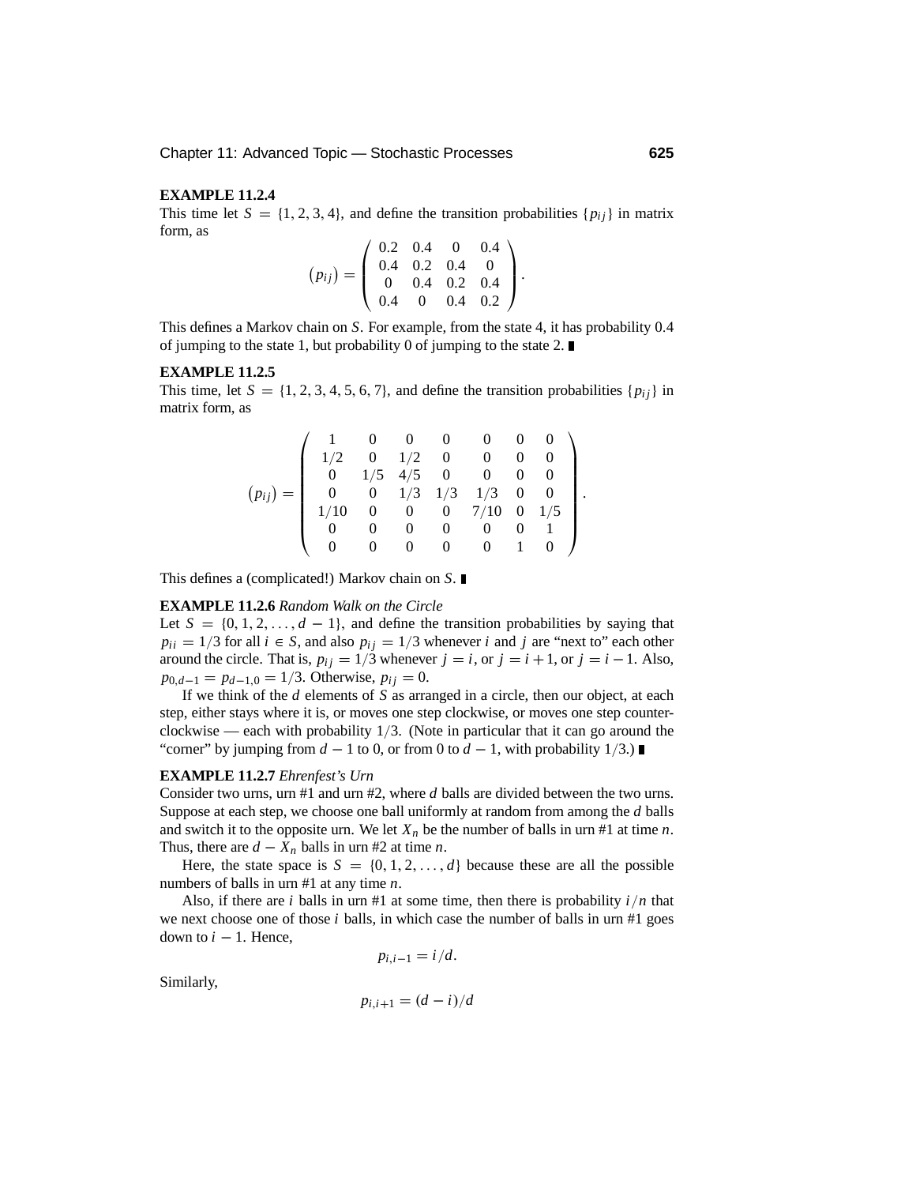**EXAMPLE 11.2.4**

This time let $S = \{1, 2, 3, 4\}$, and define the transition probabilities $\{p_{ij}\}$ in matrix form, as

$$
\left(p_{ij}\right) = \begin{pmatrix} 0.2 & 0.4 & 0 & 0.4 \\ 0.4 & 0.2 & 0.4 & 0 \\ 0 & 0.4 & 0.2 & 0.4 \\ 0.4 & 0 & 0.4 & 0.2 \end{pmatrix}.
$$

This defines a Markov chain on $S$. For example, from the state 4, it has probability 0.4 of jumping to the state 1, but probability 0 of jumping to the state 2. ∎

**EXAMPLE 11.2.5**

This time, let $S = \{1, 2, 3, 4, 5, 6, 7\}$, and define the transition probabilities $\{p_{ij}\}$ in matrix form, as

$$
\left(p_{ij}\right) = \begin{pmatrix} 1 & 0 & 0 & 0 & 0 & 0 & 0 \\ 1/2 & 0 & 1/2 & 0 & 0 & 0 & 0 \\ 0 & 1/5 & 4/5 & 0 & 0 & 0 & 0 \\ 0 & 0 & 1/3 & 1/3 & 1/3 & 0 & 0 \\ 1/10 & 0 & 0 & 0 & 7/10 & 0 & 1/5 \\ 0 & 0 & 0 & 0 & 0 & 0 & 1 \\ 0 & 0 & 0 & 0 & 0 & 1 & 0 \end{pmatrix}.
$$

This defines a (complicated!) Markov chain on $S$. ∎

**EXAMPLE 11.2.6** *Random Walk on the Circle*

Let $S = \{0, 1, 2, \ldots, d-1\}$, and define the transition probabilities by saying that $p_{ii} = 1/3$ for all $i \in S$, and also $p_{ij} = 1/3$ whenever $i$ and $j$ are "next to" each other around the circle. That is, $p_{ij} = 1/3$ whenever $j = i$, or $j = i+1$, or $j = i-1$. Also, $p_{0,d-1} = p_{d-1,0} = 1/3$. Otherwise, $p_{ij} = 0$.

If we think of the $d$ elements of $S$ as arranged in a circle, then our object, at each step, either stays where it is, or moves one step clockwise, or moves one step counterclockwise — each with probability $1/3$. (Note in particular that it can go around the "corner" by jumping from $d-1$ to 0, or from 0 to $d-1$, with probability $1/3$.) ∎

**EXAMPLE 11.2.7** *Ehrenfest's Urn*

Consider two urns, urn #1 and urn #2, where $d$ balls are divided between the two urns. Suppose at each step, we choose one ball uniformly at random from among the $d$ balls and switch it to the opposite urn. We let $X_n$ be the number of balls in urn #1 at time $n$. Thus, there are $d - X_n$ balls in urn #2 at time $n$.

Here, the state space is $S = \{0, 1, 2, \ldots, d\}$ because these are all the possible numbers of balls in urn #1 at any time $n$.

Also, if there are $i$ balls in urn #1 at some time, then there is probability $i/n$ that we next choose one of those $i$ balls, in which case the number of balls in urn #1 goes down to $i-1$. Hence,

$$
p_{i,i-1} = i/d.
$$

Similarly,

$$
p_{i,i+1} = (d-i)/d
$$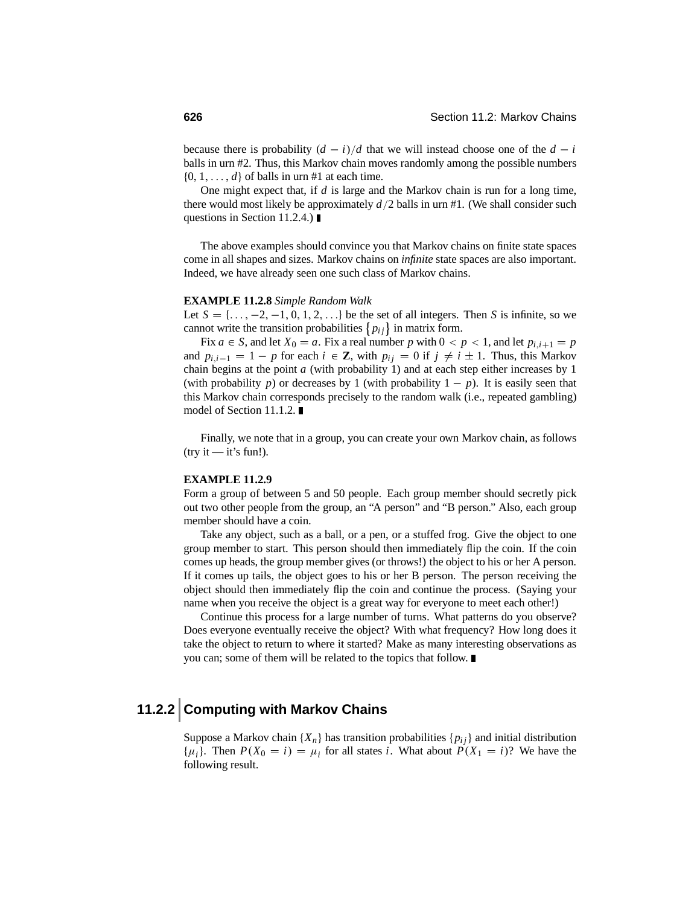because there is probability $(d - i)/d$ that we will instead choose one of the $d - i$ balls in urn #2. Thus, this Markov chain moves randomly among the possible numbers $\{0, 1, \ldots, d\}$ of balls in urn #1 at each time.

One might expect that, if $d$ is large and the Markov chain is run for a long time, there would most likely be approximately $d/2$ balls in urn #1. (We shall consider such questions in Section 11.2.4.) ∎

The above examples should convince you that Markov chains on finite state spaces come in all shapes and sizes. Markov chains on *infinite* state spaces are also important. Indeed, we have already seen one such class of Markov chains.

**EXAMPLE 11.2.8** *Simple Random Walk*
Let $S = \{\ldots, -2, -1, 0, 1, 2, \ldots\}$ be the set of all integers. Then $S$ is infinite, so we cannot write the transition probabilities $\{p_{ij}\}$ in matrix form.

Fix $a \in S$, and let $X_0 = a$. Fix a real number $p$ with $0 < p < 1$, and let $p_{i,i+1} = p$ and $p_{i,i-1} = 1 - p$ for each $i \in \mathbf{Z}$, with $p_{ij} = 0$ if $j \neq i \pm 1$. Thus, this Markov chain begins at the point $a$ (with probability 1) and at each step either increases by 1 (with probability $p$) or decreases by 1 (with probability $1 - p$). It is easily seen that this Markov chain corresponds precisely to the random walk (i.e., repeated gambling) model of Section 11.1.2. ∎

Finally, we note that in a group, you can create your own Markov chain, as follows (try it — it's fun!).

**EXAMPLE 11.2.9**
Form a group of between 5 and 50 people. Each group member should secretly pick out two other people from the group, an "A person" and "B person." Also, each group member should have a coin.

Take any object, such as a ball, or a pen, or a stuffed frog. Give the object to one group member to start. This person should then immediately flip the coin. If the coin comes up heads, the group member gives (or throws!) the object to his or her A person. If it comes up tails, the object goes to his or her B person. The person receiving the object should then immediately flip the coin and continue the process. (Saying your name when you receive the object is a great way for everyone to meet each other!)

Continue this process for a large number of turns. What patterns do you observe? Does everyone eventually receive the object? With what frequency? How long does it take the object to return to where it started? Make as many interesting observations as you can; some of them will be related to the topics that follow. ∎

## 11.2.2 Computing with Markov Chains

Suppose a Markov chain $\{X_n\}$ has transition probabilities $\{p_{ij}\}$ and initial distribution $\{\mu_i\}$. Then $P(X_0 = i) = \mu_i$ for all states $i$. What about $P(X_1 = i)$? We have the following result.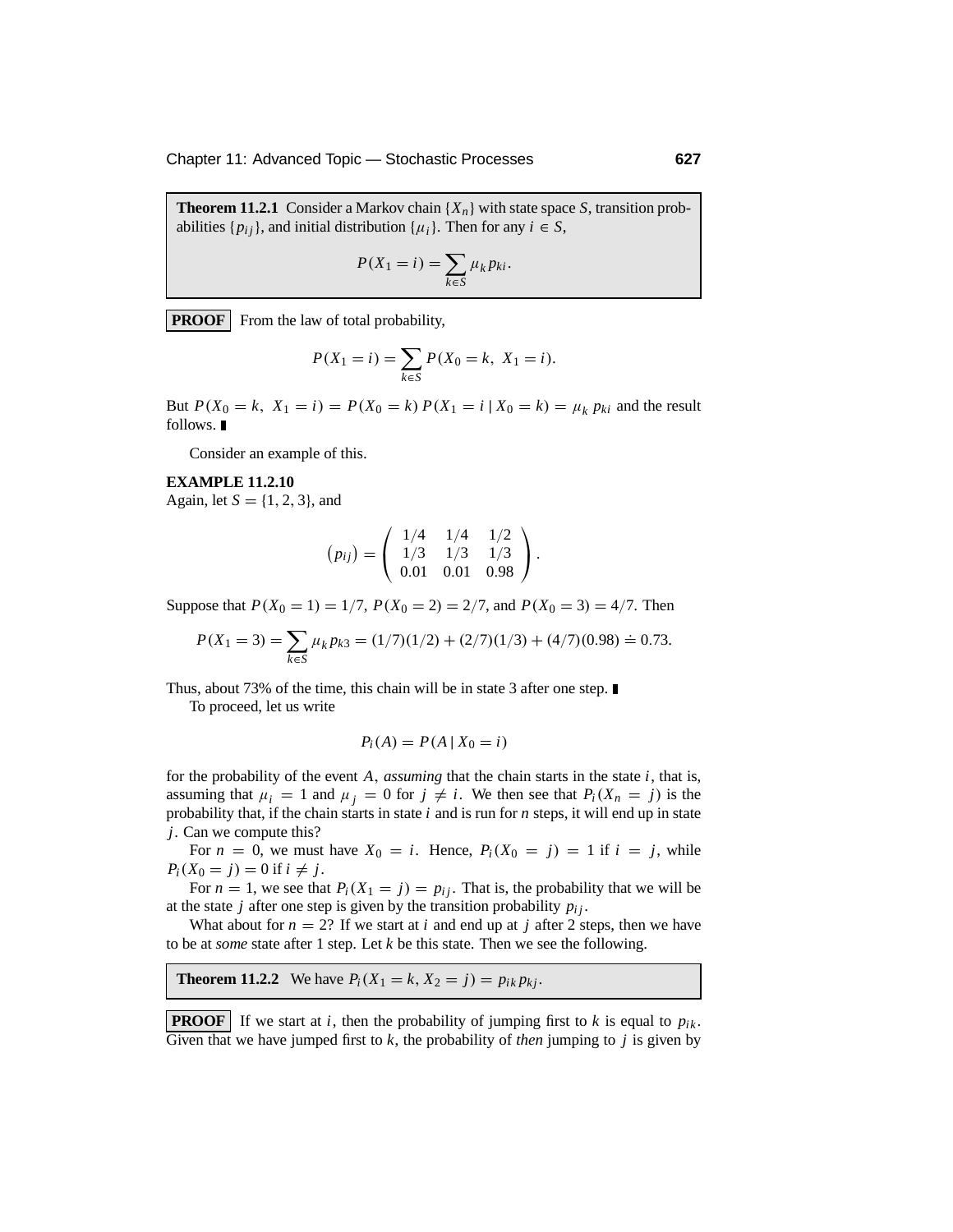**Theorem 11.2.1** Consider a Markov chain $\{X_n\}$ with state space $S$, transition probabilities $\{p_{ij}\}$, and initial distribution $\{\mu_i\}$. Then for any $i \in S$,

$$P(X_1 = i) = \sum_{k \in S} \mu_k p_{ki}.$$

**PROOF** From the law of total probability,

$$P(X_1 = i) = \sum_{k \in S} P(X_0 = k,\ X_1 = i).$$

But $P(X_0 = k,\ X_1 = i) = P(X_0 = k)\, P(X_1 = i \mid X_0 = k) = \mu_k\, p_{ki}$ and the result follows. ∎

Consider an example of this.

**EXAMPLE 11.2.10**
Again, let $S = \{1, 2, 3\}$, and

$$\left(p_{ij}\right) = \begin{pmatrix} 1/4 & 1/4 & 1/2 \\ 1/3 & 1/3 & 1/3 \\ 0.01 & 0.01 & 0.98 \end{pmatrix}.$$

Suppose that $P(X_0 = 1) = 1/7$, $P(X_0 = 2) = 2/7$, and $P(X_0 = 3) = 4/7$. Then

$$P(X_1 = 3) = \sum_{k \in S} \mu_k p_{k3} = (1/7)(1/2) + (2/7)(1/3) + (4/7)(0.98) \doteq 0.73.$$

Thus, about 73% of the time, this chain will be in state 3 after one step. ∎

To proceed, let us write

$$P_i(A) = P(A \mid X_0 = i)$$

for the probability of the event $A$, *assuming* that the chain starts in the state $i$, that is, assuming that $\mu_i = 1$ and $\mu_j = 0$ for $j \neq i$. We then see that $P_i(X_n = j)$ is the probability that, if the chain starts in state $i$ and is run for $n$ steps, it will end up in state $j$. Can we compute this?

For $n = 0$, we must have $X_0 = i$. Hence, $P_i(X_0 = j) = 1$ if $i = j$, while $P_i(X_0 = j) = 0$ if $i \neq j$.

For $n = 1$, we see that $P_i(X_1 = j) = p_{ij}$. That is, the probability that we will be at the state $j$ after one step is given by the transition probability $p_{ij}$.

What about for $n = 2$? If we start at $i$ and end up at $j$ after 2 steps, then we have to be at *some* state after 1 step. Let $k$ be this state. Then we see the following.

**Theorem 11.2.2** We have $P_i(X_1 = k, X_2 = j) = p_{ik} p_{kj}$.

**PROOF** If we start at $i$, then the probability of jumping first to $k$ is equal to $p_{ik}$. Given that we have jumped first to $k$, the probability of *then* jumping to $j$ is given by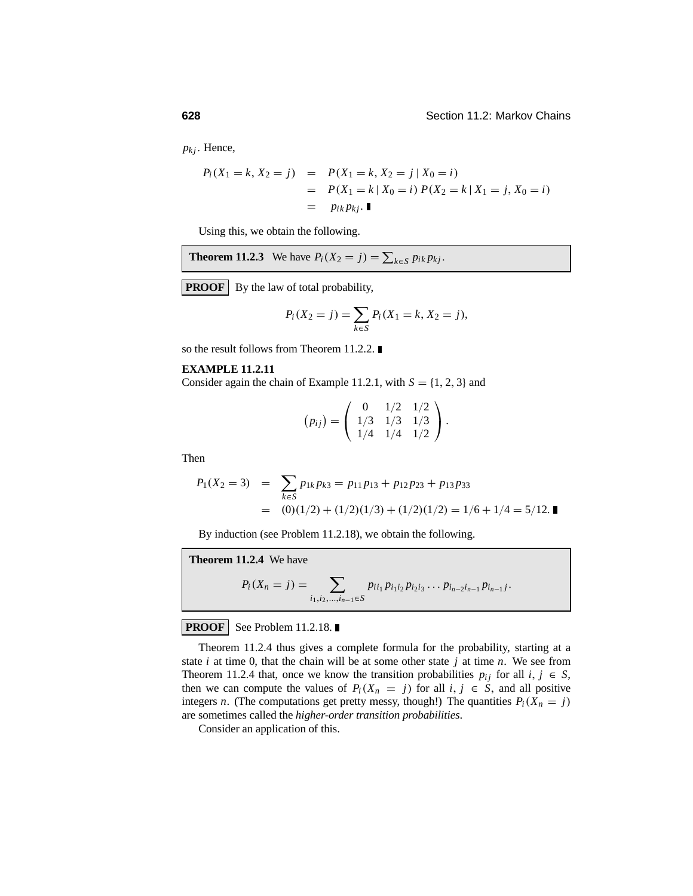$p_{kj}$. Hence,

$$
\begin{aligned}
P_i(X_1 = k, X_2 = j) &= P(X_1 = k, X_2 = j \mid X_0 = i) \\
&= P(X_1 = k \mid X_0 = i)\, P(X_2 = k \mid X_1 = j, X_0 = i) \\
&= p_{ik} p_{kj}. \blacksquare
\end{aligned}
$$

Using this, we obtain the following.

**Theorem 11.2.3** We have $P_i(X_2 = j) = \sum_{k \in S} p_{ik} p_{kj}$.

**PROOF** By the law of total probability,

$$
P_i(X_2 = j) = \sum_{k \in S} P_i(X_1 = k, X_2 = j),
$$

so the result follows from Theorem 11.2.2. $\blacksquare$

**EXAMPLE 11.2.11**

Consider again the chain of Example 11.2.1, with $S = \{1, 2, 3\}$ and

$$
(p_{ij}) = \begin{pmatrix} 0 & 1/2 & 1/2 \\ 1/3 & 1/3 & 1/3 \\ 1/4 & 1/4 & 1/2 \end{pmatrix}.
$$

Then

$$
\begin{aligned}
P_1(X_2 = 3) &= \sum_{k \in S} p_{1k} p_{k3} = p_{11} p_{13} + p_{12} p_{23} + p_{13} p_{33} \\
&= (0)(1/2) + (1/2)(1/3) + (1/2)(1/2) = 1/6 + 1/4 = 5/12. \blacksquare
\end{aligned}
$$

By induction (see Problem 11.2.18), we obtain the following.

**Theorem 11.2.4** We have

$$
P_i(X_n = j) = \sum_{i_1, i_2, \ldots, i_{n-1} \in S} p_{ii_1} p_{i_1 i_2} p_{i_2 i_3} \ldots p_{i_{n-2} i_{n-1}} p_{i_{n-1} j}.
$$

**PROOF** See Problem 11.2.18. $\blacksquare$

Theorem 11.2.4 thus gives a complete formula for the probability, starting at a state $i$ at time 0, that the chain will be at some other state $j$ at time $n$. We see from Theorem 11.2.4 that, once we know the transition probabilities $p_{ij}$ for all $i, j \in S$, then we can compute the values of $P_i(X_n = j)$ for all $i, j \in S$, and all positive integers $n$. (The computations get pretty messy, though!) The quantities $P_i(X_n = j)$ are sometimes called the *higher-order transition probabilities*.

Consider an application of this.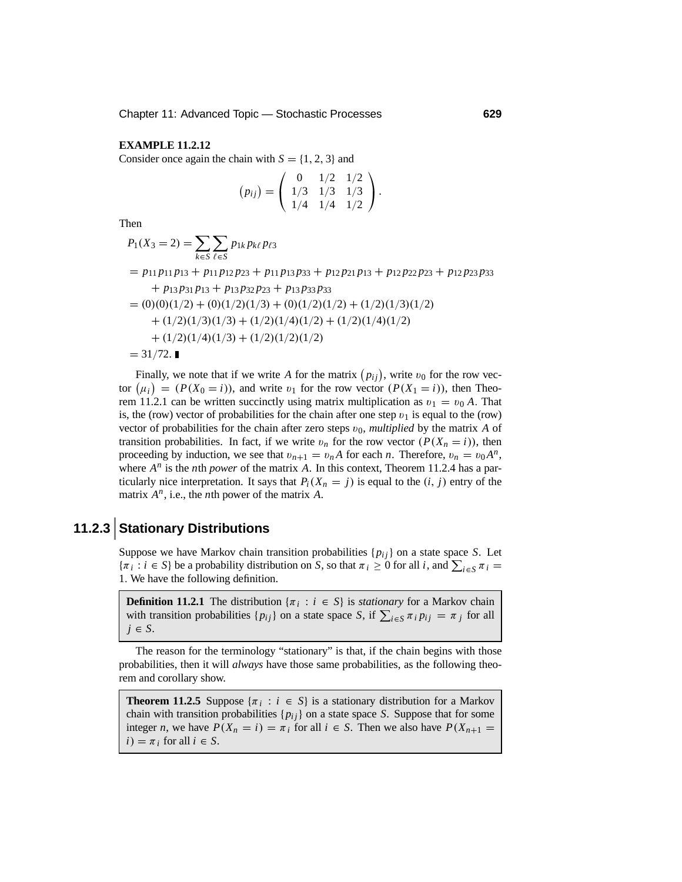**EXAMPLE 11.2.12**

Consider once again the chain with $S = \{1, 2, 3\}$ and

$$\left(p_{ij}\right) = \begin{pmatrix} 0 & 1/2 & 1/2 \\ 1/3 & 1/3 & 1/3 \\ 1/4 & 1/4 & 1/2 \end{pmatrix}.$$

Then

$$\begin{aligned}
P_1(X_3 = 2) &= \sum_{k \in S} \sum_{\ell \in S} p_{1k} p_{k\ell} p_{\ell 3} \\
&= p_{11}p_{11}p_{13} + p_{11}p_{12}p_{23} + p_{11}p_{13}p_{33} + p_{12}p_{21}p_{13} + p_{12}p_{22}p_{23} + p_{12}p_{23}p_{33} \\
&\quad + p_{13}p_{31}p_{13} + p_{13}p_{32}p_{23} + p_{13}p_{33}p_{33} \\
&= (0)(0)(1/2) + (0)(1/2)(1/3) + (0)(1/2)(1/2) + (1/2)(1/3)(1/2) \\
&\quad + (1/2)(1/3)(1/3) + (1/2)(1/4)(1/2) + (1/2)(1/4)(1/2) \\
&\quad + (1/2)(1/4)(1/3) + (1/2)(1/2)(1/2) \\
&= 31/72. \blacksquare
\end{aligned}$$

Finally, we note that if we write $A$ for the matrix $\left(p_{ij}\right)$, write $v_0$ for the row vector $\left(\mu_i\right) = (P(X_0 = i))$, and write $v_1$ for the row vector $(P(X_1 = i))$, then Theorem 11.2.1 can be written succinctly using matrix multiplication as $v_1 = v_0 A$. That is, the (row) vector of probabilities for the chain after one step $v_1$ is equal to the (row) vector of probabilities for the chain after zero steps $v_0$, *multiplied* by the matrix $A$ of transition probabilities. In fact, if we write $v_n$ for the row vector $(P(X_n = i))$, then proceeding by induction, we see that $v_{n+1} = v_n A$ for each $n$. Therefore, $v_n = v_0 A^n$, where $A^n$ is the $n$th *power* of the matrix $A$. In this context, Theorem 11.2.4 has a particularly nice interpretation. It says that $P_i(X_n = j)$ is equal to the $(i, j)$ entry of the matrix $A^n$, i.e., the $n$th power of the matrix $A$.

## 11.2.3 Stationary Distributions

Suppose we have Markov chain transition probabilities $\{p_{ij}\}$ on a state space $S$. Let $\{\pi_i : i \in S\}$ be a probability distribution on $S$, so that $\pi_i \geq 0$ for all $i$, and $\sum_{i \in S} \pi_i = 1$. We have the following definition.

**Definition 11.2.1** The distribution $\{\pi_i : i \in S\}$ is *stationary* for a Markov chain with transition probabilities $\{p_{ij}\}$ on a state space $S$, if $\sum_{i \in S} \pi_i p_{ij} = \pi_j$ for all $j \in S$.

The reason for the terminology "stationary" is that, if the chain begins with those probabilities, then it will *always* have those same probabilities, as the following theorem and corollary show.

**Theorem 11.2.5** Suppose $\{\pi_i : i \in S\}$ is a stationary distribution for a Markov chain with transition probabilities $\{p_{ij}\}$ on a state space $S$. Suppose that for some integer $n$, we have $P(X_n = i) = \pi_i$ for all $i \in S$. Then we also have $P(X_{n+1} = i) = \pi_i$ for all $i \in S$.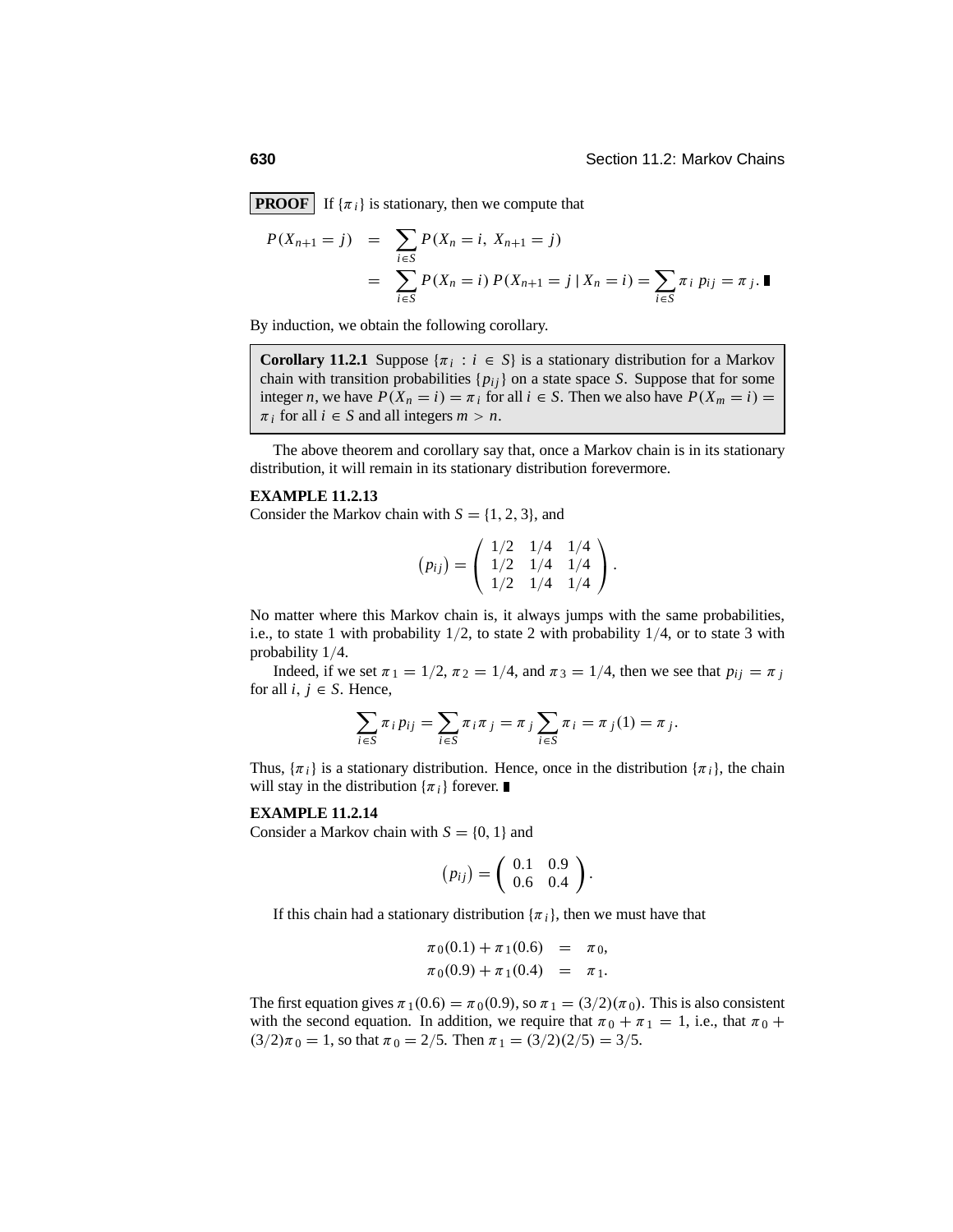**PROOF** If $\{\pi_i\}$ is stationary, then we compute that

$$
\begin{aligned}
P(X_{n+1} = j) &= \sum_{i \in S} P(X_n = i,\ X_{n+1} = j) \\
&= \sum_{i \in S} P(X_n = i)\, P(X_{n+1} = j \mid X_n = i) = \sum_{i \in S} \pi_i\, p_{ij} = \pi_j. \blacksquare
\end{aligned}
$$

By induction, we obtain the following corollary.

> **Corollary 11.2.1** Suppose $\{\pi_i : i \in S\}$ is a stationary distribution for a Markov chain with transition probabilities $\{p_{ij}\}$ on a state space $S$. Suppose that for some integer $n$, we have $P(X_n = i) = \pi_i$ for all $i \in S$. Then we also have $P(X_m = i) = \pi_i$ for all $i \in S$ and all integers $m > n$.

The above theorem and corollary say that, once a Markov chain is in its stationary distribution, it will remain in its stationary distribution forevermore.

**EXAMPLE 11.2.13**
Consider the Markov chain with $S = \{1, 2, 3\}$, and

$$
\left(p_{ij}\right) = \begin{pmatrix} 1/2 & 1/4 & 1/4 \\ 1/2 & 1/4 & 1/4 \\ 1/2 & 1/4 & 1/4 \end{pmatrix}.
$$

No matter where this Markov chain is, it always jumps with the same probabilities, i.e., to state 1 with probability $1/2$, to state 2 with probability $1/4$, or to state 3 with probability $1/4$.

Indeed, if we set $\pi_1 = 1/2$, $\pi_2 = 1/4$, and $\pi_3 = 1/4$, then we see that $p_{ij} = \pi_j$ for all $i, j \in S$. Hence,

$$
\sum_{i \in S} \pi_i p_{ij} = \sum_{i \in S} \pi_i \pi_j = \pi_j \sum_{i \in S} \pi_i = \pi_j(1) = \pi_j.
$$

Thus, $\{\pi_i\}$ is a stationary distribution. Hence, once in the distribution $\{\pi_i\}$, the chain will stay in the distribution $\{\pi_i\}$ forever. $\blacksquare$

**EXAMPLE 11.2.14**
Consider a Markov chain with $S = \{0, 1\}$ and

$$
\left(p_{ij}\right) = \begin{pmatrix} 0.1 & 0.9 \\ 0.6 & 0.4 \end{pmatrix}.
$$

If this chain had a stationary distribution $\{\pi_i\}$, then we must have that

$$
\begin{aligned}
\pi_0(0.1) + \pi_1(0.6) &= \pi_0, \\
\pi_0(0.9) + \pi_1(0.4) &= \pi_1.
\end{aligned}
$$

The first equation gives $\pi_1(0.6) = \pi_0(0.9)$, so $\pi_1 = (3/2)(\pi_0)$. This is also consistent with the second equation. In addition, we require that $\pi_0 + \pi_1 = 1$, i.e., that $\pi_0 + (3/2)\pi_0 = 1$, so that $\pi_0 = 2/5$. Then $\pi_1 = (3/2)(2/5) = 3/5$.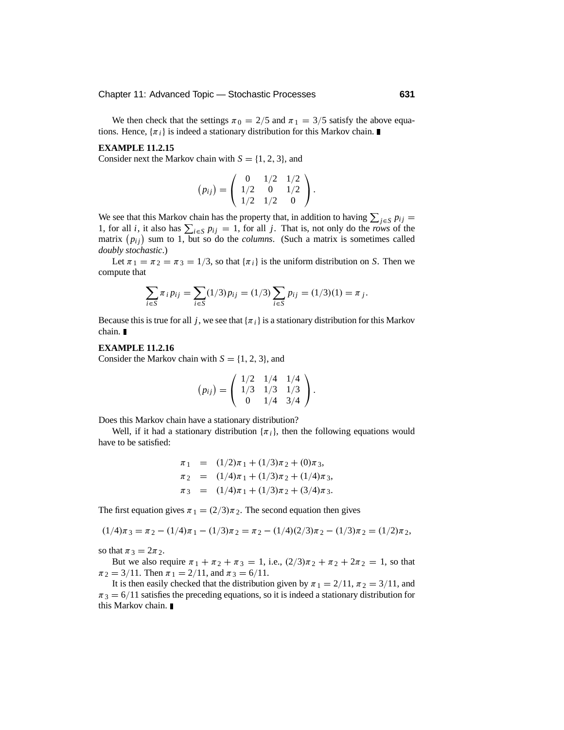We then check that the settings $\pi_0 = 2/5$ and $\pi_1 = 3/5$ satisfy the above equations. Hence, $\{\pi_i\}$ is indeed a stationary distribution for this Markov chain. ∎

**EXAMPLE 11.2.15**

Consider next the Markov chain with $S = \{1, 2, 3\}$, and

$$\left(p_{ij}\right) = \begin{pmatrix} 0 & 1/2 & 1/2 \\ 1/2 & 0 & 1/2 \\ 1/2 & 1/2 & 0 \end{pmatrix}.$$

We see that this Markov chain has the property that, in addition to having $\sum_{j \in S} p_{ij} = 1$, for all $i$, it also has $\sum_{i \in S} p_{ij} = 1$, for all $j$. That is, not only do the *rows* of the matrix $\left(p_{ij}\right)$ sum to 1, but so do the *columns*. (Such a matrix is sometimes called *doubly stochastic*.)

Let $\pi_1 = \pi_2 = \pi_3 = 1/3$, so that $\{\pi_i\}$ is the uniform distribution on $S$. Then we compute that

$$\sum_{i \in S} \pi_i p_{ij} = \sum_{i \in S} (1/3) p_{ij} = (1/3) \sum_{i \in S} p_{ij} = (1/3)(1) = \pi_j.$$

Because this is true for all $j$, we see that $\{\pi_i\}$ is a stationary distribution for this Markov chain. ∎

**EXAMPLE 11.2.16**

Consider the Markov chain with $S = \{1, 2, 3\}$, and

$$\left(p_{ij}\right) = \begin{pmatrix} 1/2 & 1/4 & 1/4 \\ 1/3 & 1/3 & 1/3 \\ 0 & 1/4 & 3/4 \end{pmatrix}.$$

Does this Markov chain have a stationary distribution?

Well, if it had a stationary distribution $\{\pi_i\}$, then the following equations would have to be satisfied:

$$\begin{aligned} \pi_1 &= (1/2)\pi_1 + (1/3)\pi_2 + (0)\pi_3, \\ \pi_2 &= (1/4)\pi_1 + (1/3)\pi_2 + (1/4)\pi_3, \\ \pi_3 &= (1/4)\pi_1 + (1/3)\pi_2 + (3/4)\pi_3. \end{aligned}$$

The first equation gives $\pi_1 = (2/3)\pi_2$. The second equation then gives

$$(1/4)\pi_3 = \pi_2 - (1/4)\pi_1 - (1/3)\pi_2 = \pi_2 - (1/4)(2/3)\pi_2 - (1/3)\pi_2 = (1/2)\pi_2,$$

so that $\pi_3 = 2\pi_2$.

But we also require $\pi_1 + \pi_2 + \pi_3 = 1$, i.e., $(2/3)\pi_2 + \pi_2 + 2\pi_2 = 1$, so that $\pi_2 = 3/11$. Then $\pi_1 = 2/11$, and $\pi_3 = 6/11$.

It is then easily checked that the distribution given by $\pi_1 = 2/11$, $\pi_2 = 3/11$, and $\pi_3 = 6/11$ satisfies the preceding equations, so it is indeed a stationary distribution for this Markov chain. ∎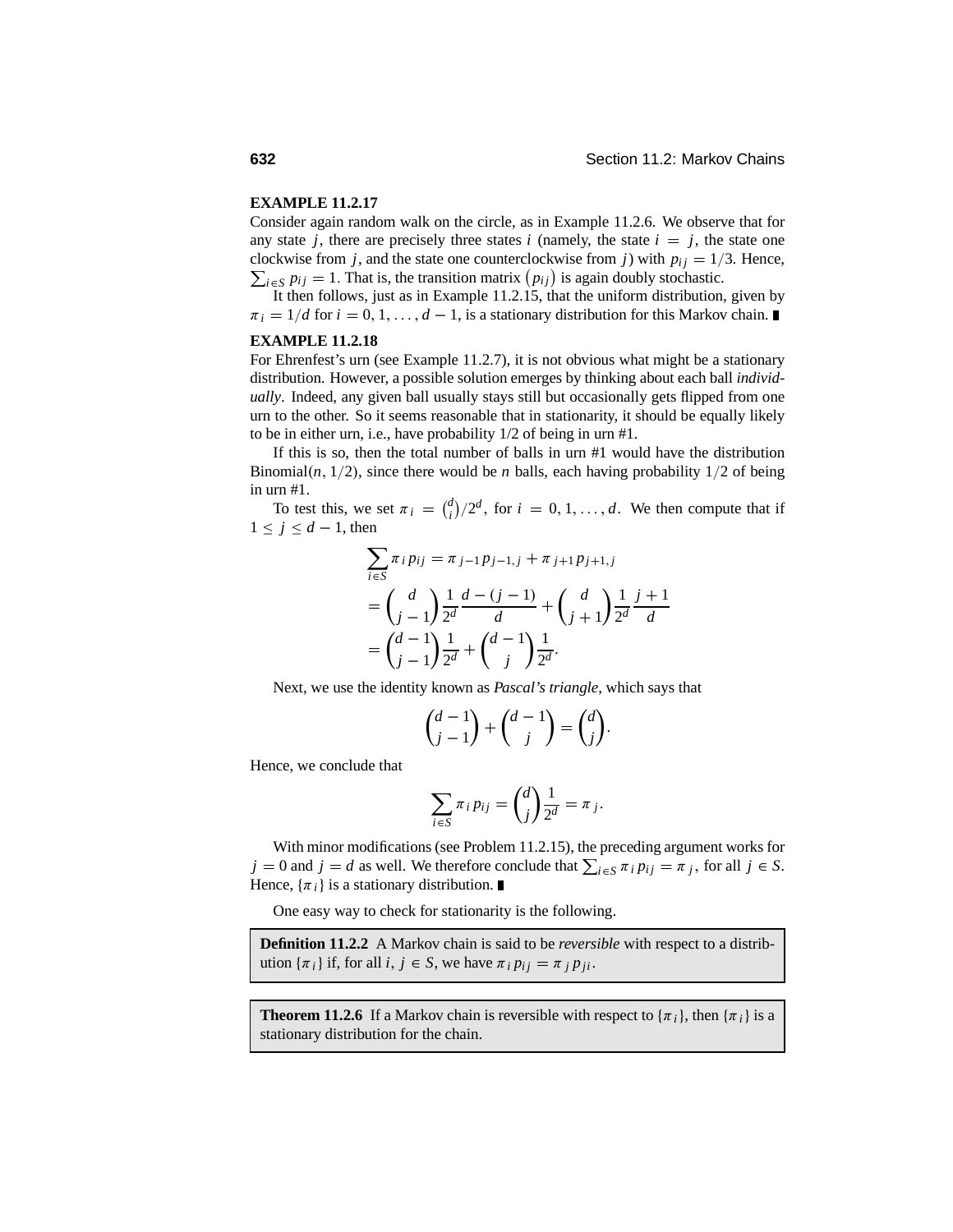**EXAMPLE 11.2.17**

Consider again random walk on the circle, as in Example 11.2.6. We observe that for any state $j$, there are precisely three states $i$ (namely, the state $i = j$, the state one clockwise from $j$, and the state one counterclockwise from $j$) with $p_{ij} = 1/3$. Hence, $\sum_{i \in S} p_{ij} = 1$. That is, the transition matrix $(p_{ij})$ is again doubly stochastic.

It then follows, just as in Example 11.2.15, that the uniform distribution, given by $\pi_i = 1/d$ for $i = 0, 1, \ldots, d-1$, is a stationary distribution for this Markov chain. ∎

**EXAMPLE 11.2.18**

For Ehrenfest's urn (see Example 11.2.7), it is not obvious what might be a stationary distribution. However, a possible solution emerges by thinking about each ball *individually*. Indeed, any given ball usually stays still but occasionally gets flipped from one urn to the other. So it seems reasonable that in stationarity, it should be equally likely to be in either urn, i.e., have probability 1/2 of being in urn #1.

If this is so, then the total number of balls in urn #1 would have the distribution Binomial$(n, 1/2)$, since there would be $n$ balls, each having probability $1/2$ of being in urn #1.

To test this, we set $\pi_i = \binom{d}{i}/2^d$, for $i = 0, 1, \ldots, d$. We then compute that if $1 \le j \le d-1$, then

$$
\begin{aligned}
\sum_{i \in S} \pi_i p_{ij} &= \pi_{j-1} p_{j-1,j} + \pi_{j+1} p_{j+1,j} \\
&= \binom{d}{j-1} \frac{1}{2^d} \frac{d-(j-1)}{d} + \binom{d}{j+1} \frac{1}{2^d} \frac{j+1}{d} \\
&= \binom{d-1}{j-1} \frac{1}{2^d} + \binom{d-1}{j} \frac{1}{2^d}.
\end{aligned}
$$

Next, we use the identity known as *Pascal's triangle*, which says that

$$
\binom{d-1}{j-1} + \binom{d-1}{j} = \binom{d}{j}.
$$

Hence, we conclude that

$$
\sum_{i \in S} \pi_i p_{ij} = \binom{d}{j} \frac{1}{2^d} = \pi_j.
$$

With minor modifications (see Problem 11.2.15), the preceding argument works for $j = 0$ and $j = d$ as well. We therefore conclude that $\sum_{i \in S} \pi_i p_{ij} = \pi_j$, for all $j \in S$. Hence, $\{\pi_i\}$ is a stationary distribution. ∎

One easy way to check for stationarity is the following.

**Definition 11.2.2** A Markov chain is said to be *reversible* with respect to a distribution $\{\pi_i\}$ if, for all $i, j \in S$, we have $\pi_i p_{ij} = \pi_j p_{ji}$.

**Theorem 11.2.6** If a Markov chain is reversible with respect to $\{\pi_i\}$, then $\{\pi_i\}$ is a stationary distribution for the chain.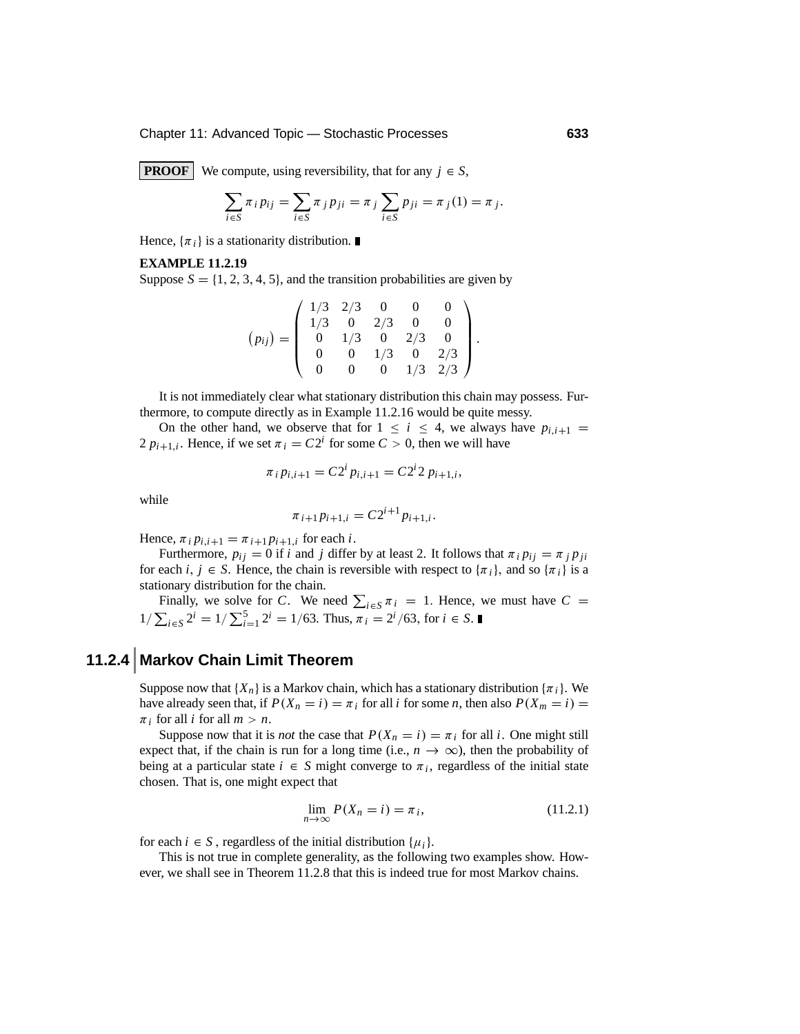**PROOF** We compute, using reversibility, that for any $j \in S$,

$$\sum_{i \in S} \pi_i p_{ij} = \sum_{i \in S} \pi_j p_{ji} = \pi_j \sum_{i \in S} p_{ji} = \pi_j (1) = \pi_j.$$

Hence, $\{\pi_i\}$ is a stationarity distribution. ∎

**EXAMPLE 11.2.19**

Suppose $S = \{1, 2, 3, 4, 5\}$, and the transition probabilities are given by

$$\left(p_{ij}\right) = \begin{pmatrix} 1/3 & 2/3 & 0 & 0 & 0 \\ 1/3 & 0 & 2/3 & 0 & 0 \\ 0 & 1/3 & 0 & 2/3 & 0 \\ 0 & 0 & 1/3 & 0 & 2/3 \\ 0 & 0 & 0 & 1/3 & 2/3 \end{pmatrix}.$$

It is not immediately clear what stationary distribution this chain may possess. Furthermore, to compute directly as in Example 11.2.16 would be quite messy.

On the other hand, we observe that for $1 \le i \le 4$, we always have $p_{i,i+1} = 2\, p_{i+1,i}$. Hence, if we set $\pi_i = C2^i$ for some $C > 0$, then we will have

$$\pi_i p_{i,i+1} = C2^i p_{i,i+1} = C2^i 2\, p_{i+1,i},$$

while

$$\pi_{i+1} p_{i+1,i} = C2^{i+1} p_{i+1,i}.$$

Hence, $\pi_i p_{i,i+1} = \pi_{i+1} p_{i+1,i}$ for each $i$.

Furthermore, $p_{ij} = 0$ if $i$ and $j$ differ by at least 2. It follows that $\pi_i p_{ij} = \pi_j p_{ji}$ for each $i, j \in S$. Hence, the chain is reversible with respect to $\{\pi_i\}$, and so $\{\pi_i\}$ is a stationary distribution for the chain.

Finally, we solve for $C$. We need $\sum_{i \in S} \pi_i = 1$. Hence, we must have $C = 1/\sum_{i \in S} 2^i = 1/\sum_{i=1}^{5} 2^i = 1/63$. Thus, $\pi_i = 2^i/63$, for $i \in S$. ∎

## 11.2.4 Markov Chain Limit Theorem

Suppose now that $\{X_n\}$ is a Markov chain, which has a stationary distribution $\{\pi_i\}$. We have already seen that, if $P(X_n = i) = \pi_i$ for all $i$ for some $n$, then also $P(X_m = i) = \pi_i$ for all $i$ for all $m > n$.

Suppose now that it is *not* the case that $P(X_n = i) = \pi_i$ for all $i$. One might still expect that, if the chain is run for a long time (i.e., $n \to \infty$), then the probability of being at a particular state $i \in S$ might converge to $\pi_i$, regardless of the initial state chosen. That is, one might expect that

$$\lim_{n \to \infty} P(X_n = i) = \pi_i, \tag{11.2.1}$$

for each $i \in S$, regardless of the initial distribution $\{\mu_i\}$.

This is not true in complete generality, as the following two examples show. However, we shall see in Theorem 11.2.8 that this is indeed true for most Markov chains.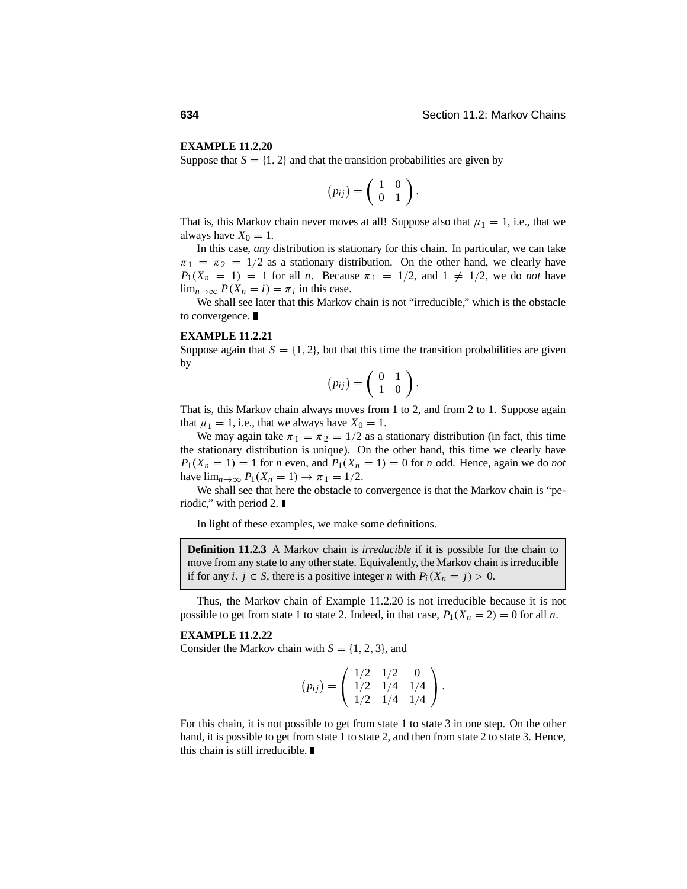**EXAMPLE 11.2.20**

Suppose that $S = \{1, 2\}$ and that the transition probabilities are given by

$$(p_{ij}) = \begin{pmatrix} 1 & 0 \\ 0 & 1 \end{pmatrix}.$$

That is, this Markov chain never moves at all! Suppose also that $\mu_1 = 1$, i.e., that we always have $X_0 = 1$.

In this case, *any* distribution is stationary for this chain. In particular, we can take $\pi_1 = \pi_2 = 1/2$ as a stationary distribution. On the other hand, we clearly have $P_1(X_n = 1) = 1$ for all $n$. Because $\pi_1 = 1/2$, and $1 \neq 1/2$, we do *not* have $\lim_{n\to\infty} P(X_n = i) = \pi_i$ in this case.

We shall see later that this Markov chain is not "irreducible," which is the obstacle to convergence. ∎

**EXAMPLE 11.2.21**

Suppose again that $S = \{1, 2\}$, but that this time the transition probabilities are given by

$$(p_{ij}) = \begin{pmatrix} 0 & 1 \\ 1 & 0 \end{pmatrix}.$$

That is, this Markov chain always moves from 1 to 2, and from 2 to 1. Suppose again that $\mu_1 = 1$, i.e., that we always have $X_0 = 1$.

We may again take $\pi_1 = \pi_2 = 1/2$ as a stationary distribution (in fact, this time the stationary distribution is unique). On the other hand, this time we clearly have $P_1(X_n = 1) = 1$ for $n$ even, and $P_1(X_n = 1) = 0$ for $n$ odd. Hence, again we do *not* have $\lim_{n\to\infty} P_1(X_n = 1) \to \pi_1 = 1/2$.

We shall see that here the obstacle to convergence is that the Markov chain is "periodic," with period 2. ∎

In light of these examples, we make some definitions.

> **Definition 11.2.3** A Markov chain is *irreducible* if it is possible for the chain to move from any state to any other state. Equivalently, the Markov chain is irreducible if for any $i, j \in S$, there is a positive integer $n$ with $P_i(X_n = j) > 0$.

Thus, the Markov chain of Example 11.2.20 is not irreducible because it is not possible to get from state 1 to state 2. Indeed, in that case, $P_1(X_n = 2) = 0$ for all $n$.

**EXAMPLE 11.2.22**

Consider the Markov chain with $S = \{1, 2, 3\}$, and

$$(p_{ij}) = \begin{pmatrix} 1/2 & 1/2 & 0 \\ 1/2 & 1/4 & 1/4 \\ 1/2 & 1/4 & 1/4 \end{pmatrix}.$$

For this chain, it is not possible to get from state 1 to state 3 in one step. On the other hand, it is possible to get from state 1 to state 2, and then from state 2 to state 3. Hence, this chain is still irreducible. ∎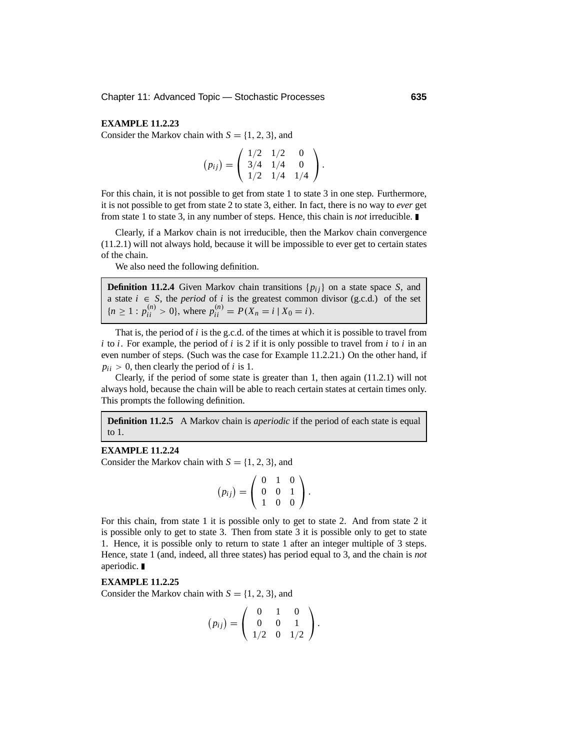**EXAMPLE 11.2.23**

Consider the Markov chain with $S = \{1, 2, 3\}$, and

$$\left(p_{ij}\right) = \begin{pmatrix} 1/2 & 1/2 & 0 \\ 3/4 & 1/4 & 0 \\ 1/2 & 1/4 & 1/4 \end{pmatrix}.$$

For this chain, it is not possible to get from state 1 to state 3 in one step. Furthermore, it is not possible to get from state 2 to state 3, either. In fact, there is no way to *ever* get from state 1 to state 3, in any number of steps. Hence, this chain is *not* irreducible. ∎

Clearly, if a Markov chain is not irreducible, then the Markov chain convergence (11.2.1) will not always hold, because it will be impossible to ever get to certain states of the chain.

We also need the following definition.

> **Definition 11.2.4** Given Markov chain transitions $\{p_{ij}\}$ on a state space $S$, and a state $i \in S$, the *period* of $i$ is the greatest common divisor (g.c.d.) of the set $\{n \geq 1 : p_{ii}^{(n)} > 0\}$, where $p_{ii}^{(n)} = P(X_n = i \mid X_0 = i)$.

That is, the period of $i$ is the g.c.d. of the times at which it is possible to travel from $i$ to $i$. For example, the period of $i$ is 2 if it is only possible to travel from $i$ to $i$ in an even number of steps. (Such was the case for Example 11.2.21.) On the other hand, if $p_{ii} > 0$, then clearly the period of $i$ is 1.

Clearly, if the period of some state is greater than 1, then again (11.2.1) will not always hold, because the chain will be able to reach certain states at certain times only. This prompts the following definition.

> **Definition 11.2.5** A Markov chain is *aperiodic* if the period of each state is equal to 1.

**EXAMPLE 11.2.24**

Consider the Markov chain with $S = \{1, 2, 3\}$, and

$$\left(p_{ij}\right) = \begin{pmatrix} 0 & 1 & 0 \\ 0 & 0 & 1 \\ 1 & 0 & 0 \end{pmatrix}.$$

For this chain, from state 1 it is possible only to get to state 2. And from state 2 it is possible only to get to state 3. Then from state 3 it is possible only to get to state 1. Hence, it is possible only to return to state 1 after an integer multiple of 3 steps. Hence, state 1 (and, indeed, all three states) has period equal to 3, and the chain is *not* aperiodic. ∎

**EXAMPLE 11.2.25**

Consider the Markov chain with $S = \{1, 2, 3\}$, and

$$\left(p_{ij}\right) = \begin{pmatrix} 0 & 1 & 0 \\ 0 & 0 & 1 \\ 1/2 & 0 & 1/2 \end{pmatrix}.$$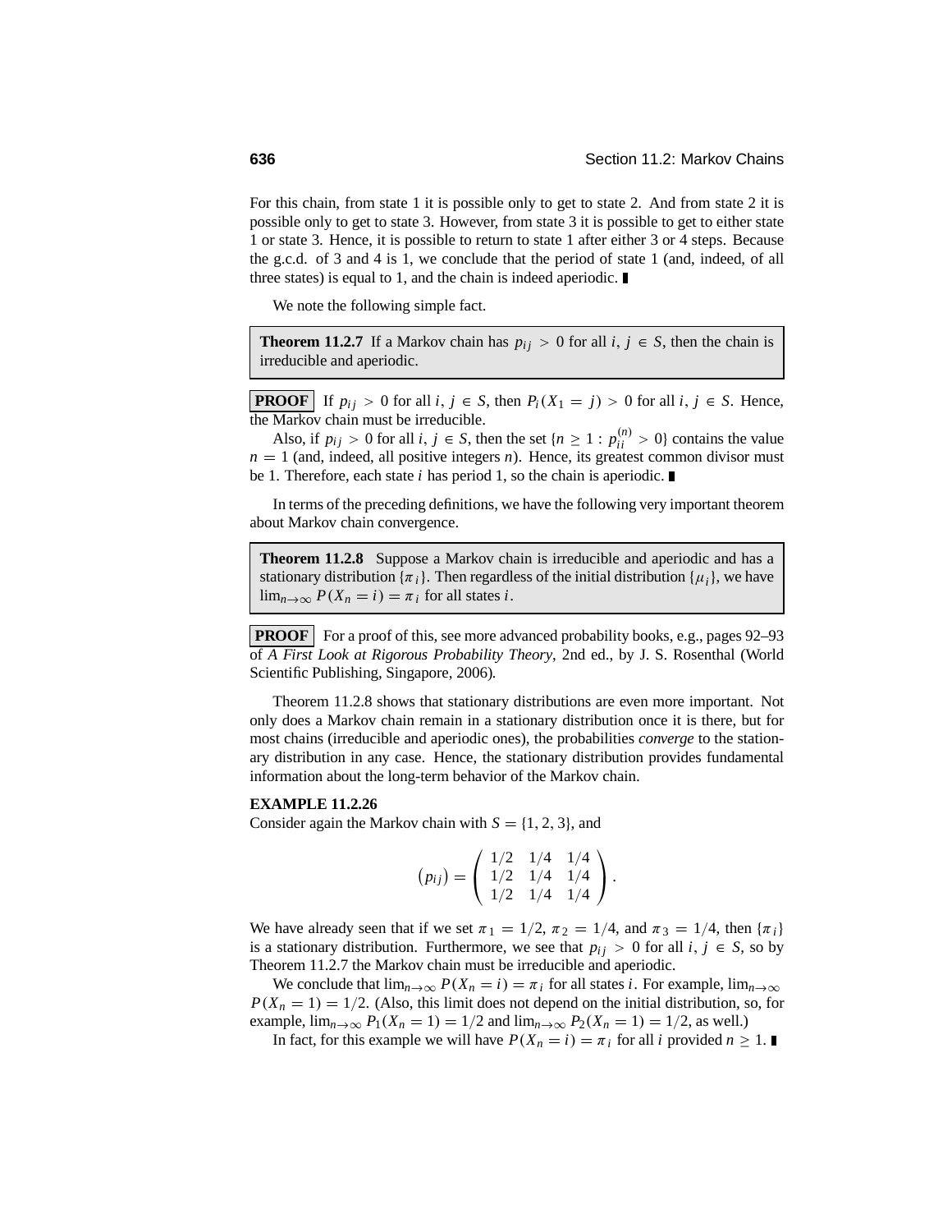For this chain, from state 1 it is possible only to get to state 2. And from state 2 it is possible only to get to state 3. However, from state 3 it is possible to get to either state 1 or state 3. Hence, it is possible to return to state 1 after either 3 or 4 steps. Because the g.c.d. of 3 and 4 is 1, we conclude that the period of state 1 (and, indeed, of all three states) is equal to 1, and the chain is indeed aperiodic. ∎

We note the following simple fact.

**Theorem 11.2.7** If a Markov chain has $p_{ij} > 0$ for all $i, j \in S$, then the chain is irreducible and aperiodic.

**PROOF** If $p_{ij} > 0$ for all $i, j \in S$, then $P_i(X_1 = j) > 0$ for all $i, j \in S$. Hence, the Markov chain must be irreducible.

Also, if $p_{ij} > 0$ for all $i, j \in S$, then the set $\{n \geq 1 : p_{ii}^{(n)} > 0\}$ contains the value $n = 1$ (and, indeed, all positive integers $n$). Hence, its greatest common divisor must be 1. Therefore, each state $i$ has period 1, so the chain is aperiodic. ∎

In terms of the preceding definitions, we have the following very important theorem about Markov chain convergence.

**Theorem 11.2.8** Suppose a Markov chain is irreducible and aperiodic and has a stationary distribution $\{\pi_i\}$. Then regardless of the initial distribution $\{\mu_i\}$, we have $\lim_{n\to\infty} P(X_n = i) = \pi_i$ for all states $i$.

**PROOF** For a proof of this, see more advanced probability books, e.g., pages 92–93 of *A First Look at Rigorous Probability Theory*, 2nd ed., by J. S. Rosenthal (World Scientific Publishing, Singapore, 2006).

Theorem 11.2.8 shows that stationary distributions are even more important. Not only does a Markov chain remain in a stationary distribution once it is there, but for most chains (irreducible and aperiodic ones), the probabilities *converge* to the stationary distribution in any case. Hence, the stationary distribution provides fundamental information about the long-term behavior of the Markov chain.

**EXAMPLE 11.2.26**

Consider again the Markov chain with $S = \{1, 2, 3\}$, and

$$\left(p_{ij}\right) = \begin{pmatrix} 1/2 & 1/4 & 1/4 \\ 1/2 & 1/4 & 1/4 \\ 1/2 & 1/4 & 1/4 \end{pmatrix}.$$

We have already seen that if we set $\pi_1 = 1/2$, $\pi_2 = 1/4$, and $\pi_3 = 1/4$, then $\{\pi_i\}$ is a stationary distribution. Furthermore, we see that $p_{ij} > 0$ for all $i, j \in S$, so by Theorem 11.2.7 the Markov chain must be irreducible and aperiodic.

We conclude that $\lim_{n\to\infty} P(X_n = i) = \pi_i$ for all states $i$. For example, $\lim_{n\to\infty} P(X_n = 1) = 1/2$. (Also, this limit does not depend on the initial distribution, so, for example, $\lim_{n\to\infty} P_1(X_n = 1) = 1/2$ and $\lim_{n\to\infty} P_2(X_n = 1) = 1/2$, as well.)

In fact, for this example we will have $P(X_n = i) = \pi_i$ for all $i$ provided $n \geq 1$. ∎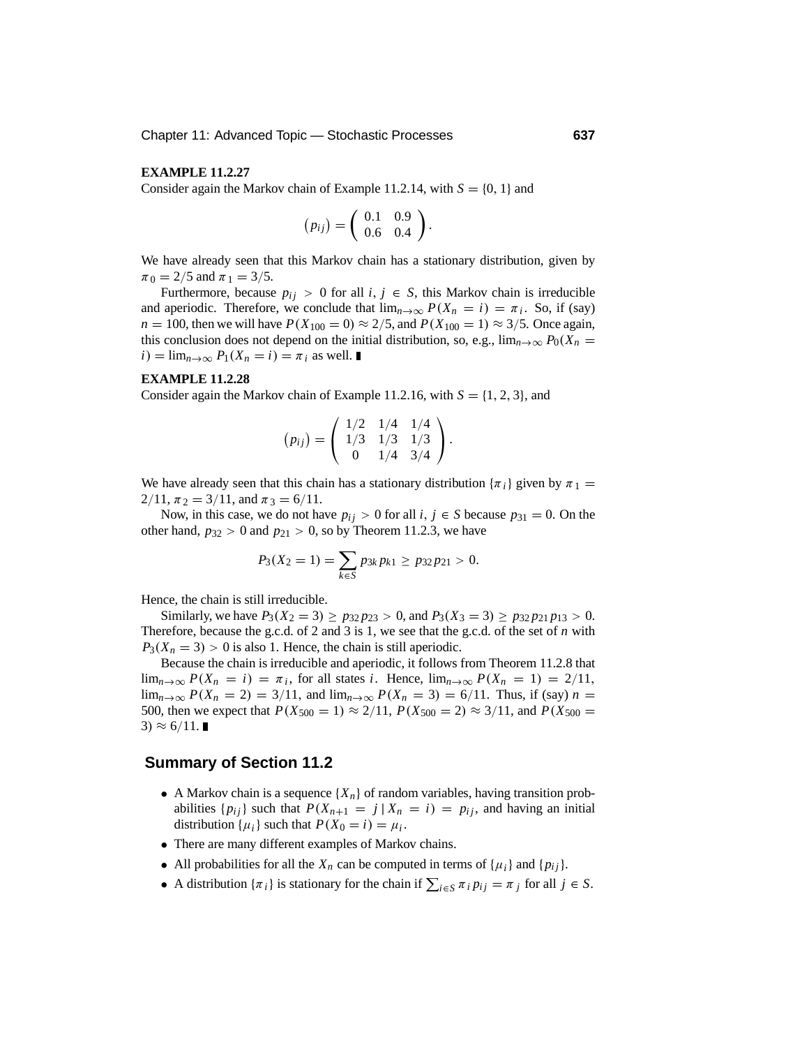**EXAMPLE 11.2.27**

Consider again the Markov chain of Example 11.2.14, with $S = \{0, 1\}$ and

$$(p_{ij}) = \begin{pmatrix} 0.1 & 0.9 \\ 0.6 & 0.4 \end{pmatrix}.$$

We have already seen that this Markov chain has a stationary distribution, given by $\pi_0 = 2/5$ and $\pi_1 = 3/5$.

Furthermore, because $p_{ij} > 0$ for all $i, j \in S$, this Markov chain is irreducible and aperiodic. Therefore, we conclude that $\lim_{n\to\infty} P(X_n = i) = \pi_i$. So, if (say) $n = 100$, then we will have $P(X_{100} = 0) \approx 2/5$, and $P(X_{100} = 1) \approx 3/5$. Once again, this conclusion does not depend on the initial distribution, so, e.g., $\lim_{n\to\infty} P_0(X_n = i) = \lim_{n\to\infty} P_1(X_n = i) = \pi_i$ as well. ∎

**EXAMPLE 11.2.28**

Consider again the Markov chain of Example 11.2.16, with $S = \{1, 2, 3\}$, and

$$(p_{ij}) = \begin{pmatrix} 1/2 & 1/4 & 1/4 \\ 1/3 & 1/3 & 1/3 \\ 0 & 1/4 & 3/4 \end{pmatrix}.$$

We have already seen that this chain has a stationary distribution $\{\pi_i\}$ given by $\pi_1 = 2/11$, $\pi_2 = 3/11$, and $\pi_3 = 6/11$.

Now, in this case, we do not have $p_{ij} > 0$ for all $i, j \in S$ because $p_{31} = 0$. On the other hand, $p_{32} > 0$ and $p_{21} > 0$, so by Theorem 11.2.3, we have

$$P_3(X_2 = 1) = \sum_{k\in S} p_{3k}\, p_{k1} \geq p_{32}\, p_{21} > 0.$$

Hence, the chain is still irreducible.

Similarly, we have $P_3(X_2 = 3) \geq p_{32}\, p_{23} > 0$, and $P_3(X_3 = 3) \geq p_{32}\, p_{21}\, p_{13} > 0$. Therefore, because the g.c.d. of 2 and 3 is 1, we see that the g.c.d. of the set of $n$ with $P_3(X_n = 3) > 0$ is also 1. Hence, the chain is still aperiodic.

Because the chain is irreducible and aperiodic, it follows from Theorem 11.2.8 that $\lim_{n\to\infty} P(X_n = i) = \pi_i$, for all states $i$. Hence, $\lim_{n\to\infty} P(X_n = 1) = 2/11$, $\lim_{n\to\infty} P(X_n = 2) = 3/11$, and $\lim_{n\to\infty} P(X_n = 3) = 6/11$. Thus, if (say) $n = 500$, then we expect that $P(X_{500} = 1) \approx 2/11$, $P(X_{500} = 2) \approx 3/11$, and $P(X_{500} = 3) \approx 6/11$. ∎

## Summary of Section 11.2

- A Markov chain is a sequence $\{X_n\}$ of random variables, having transition probabilities $\{p_{ij}\}$ such that $P(X_{n+1} = j \,|\, X_n = i) = p_{ij}$, and having an initial distribution $\{\mu_i\}$ such that $P(X_0 = i) = \mu_i$.
- There are many different examples of Markov chains.
- All probabilities for all the $X_n$ can be computed in terms of $\{\mu_i\}$ and $\{p_{ij}\}$.
- A distribution $\{\pi_i\}$ is stationary for the chain if $\sum_{i\in S} \pi_i\, p_{ij} = \pi_j$ for all $j \in S$.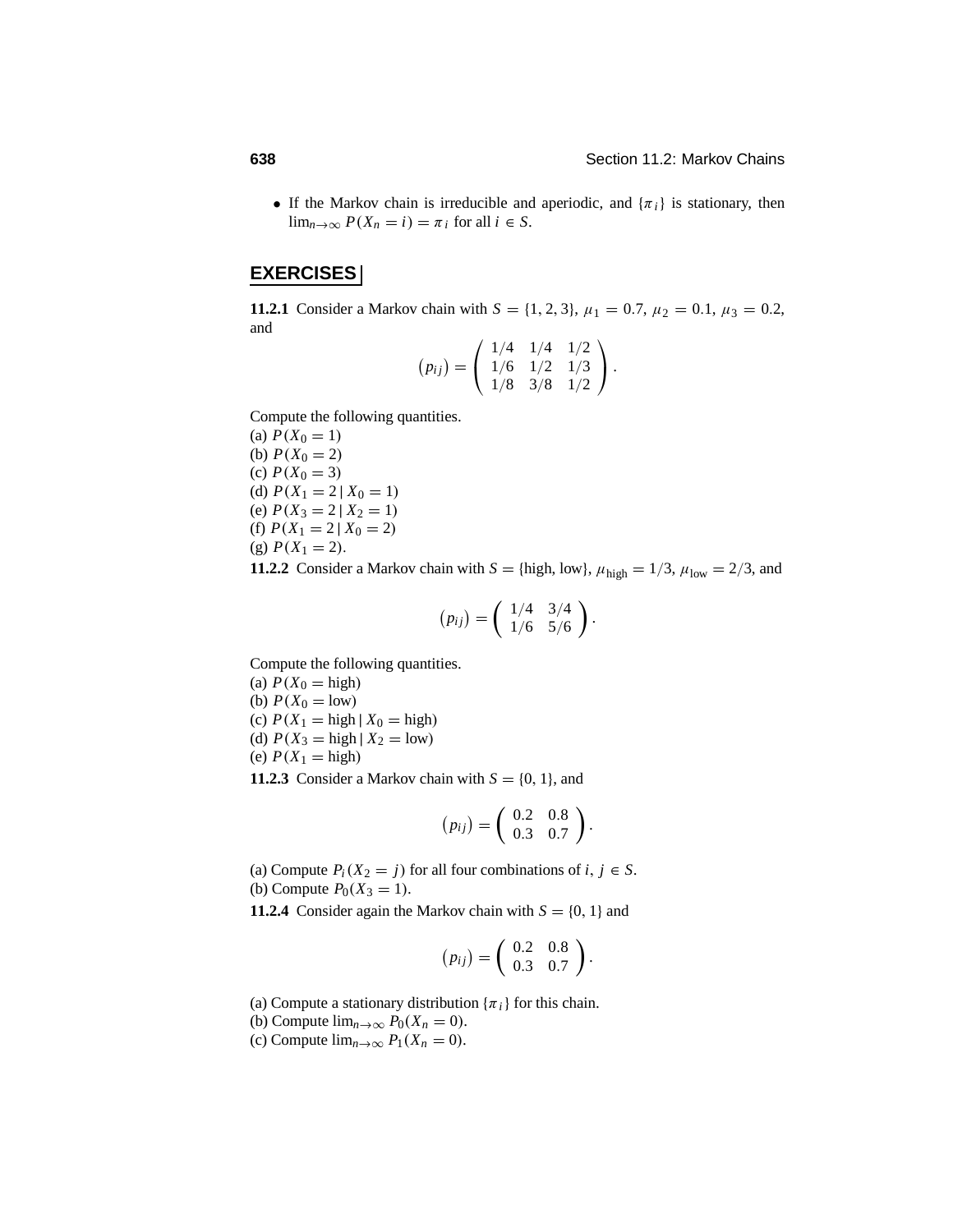- If the Markov chain is irreducible and aperiodic, and $\{\pi_i\}$ is stationary, then $\lim_{n\to\infty} P(X_n = i) = \pi_i$ for all $i \in S$.

## EXERCISES

**11.2.1** Consider a Markov chain with $S = \{1, 2, 3\}$, $\mu_1 = 0.7$, $\mu_2 = 0.1$, $\mu_3 = 0.2$, and

$$\left(p_{ij}\right) = \begin{pmatrix} 1/4 & 1/4 & 1/2 \\ 1/6 & 1/2 & 1/3 \\ 1/8 & 3/8 & 1/2 \end{pmatrix}.$$

Compute the following quantities.
(a) $P(X_0 = 1)$
(b) $P(X_0 = 2)$
(c) $P(X_0 = 3)$
(d) $P(X_1 = 2 \mid X_0 = 1)$
(e) $P(X_3 = 2 \mid X_2 = 1)$
(f) $P(X_1 = 2 \mid X_0 = 2)$
(g) $P(X_1 = 2)$.

**11.2.2** Consider a Markov chain with $S = \{\text{high, low}\}$, $\mu_{\text{high}} = 1/3$, $\mu_{\text{low}} = 2/3$, and

$$\left(p_{ij}\right) = \begin{pmatrix} 1/4 & 3/4 \\ 1/6 & 5/6 \end{pmatrix}.$$

Compute the following quantities.
(a) $P(X_0 = \text{high})$
(b) $P(X_0 = \text{low})$
(c) $P(X_1 = \text{high} \mid X_0 = \text{high})$
(d) $P(X_3 = \text{high} \mid X_2 = \text{low})$
(e) $P(X_1 = \text{high})$

**11.2.3** Consider a Markov chain with $S = \{0, 1\}$, and

$$\left(p_{ij}\right) = \begin{pmatrix} 0.2 & 0.8 \\ 0.3 & 0.7 \end{pmatrix}.$$

(a) Compute $P_i(X_2 = j)$ for all four combinations of $i, j \in S$.
(b) Compute $P_0(X_3 = 1)$.

**11.2.4** Consider again the Markov chain with $S = \{0, 1\}$ and

$$\left(p_{ij}\right) = \begin{pmatrix} 0.2 & 0.8 \\ 0.3 & 0.7 \end{pmatrix}.$$

(a) Compute a stationary distribution $\{\pi_i\}$ for this chain.
(b) Compute $\lim_{n\to\infty} P_0(X_n = 0)$.
(c) Compute $\lim_{n\to\infty} P_1(X_n = 0)$.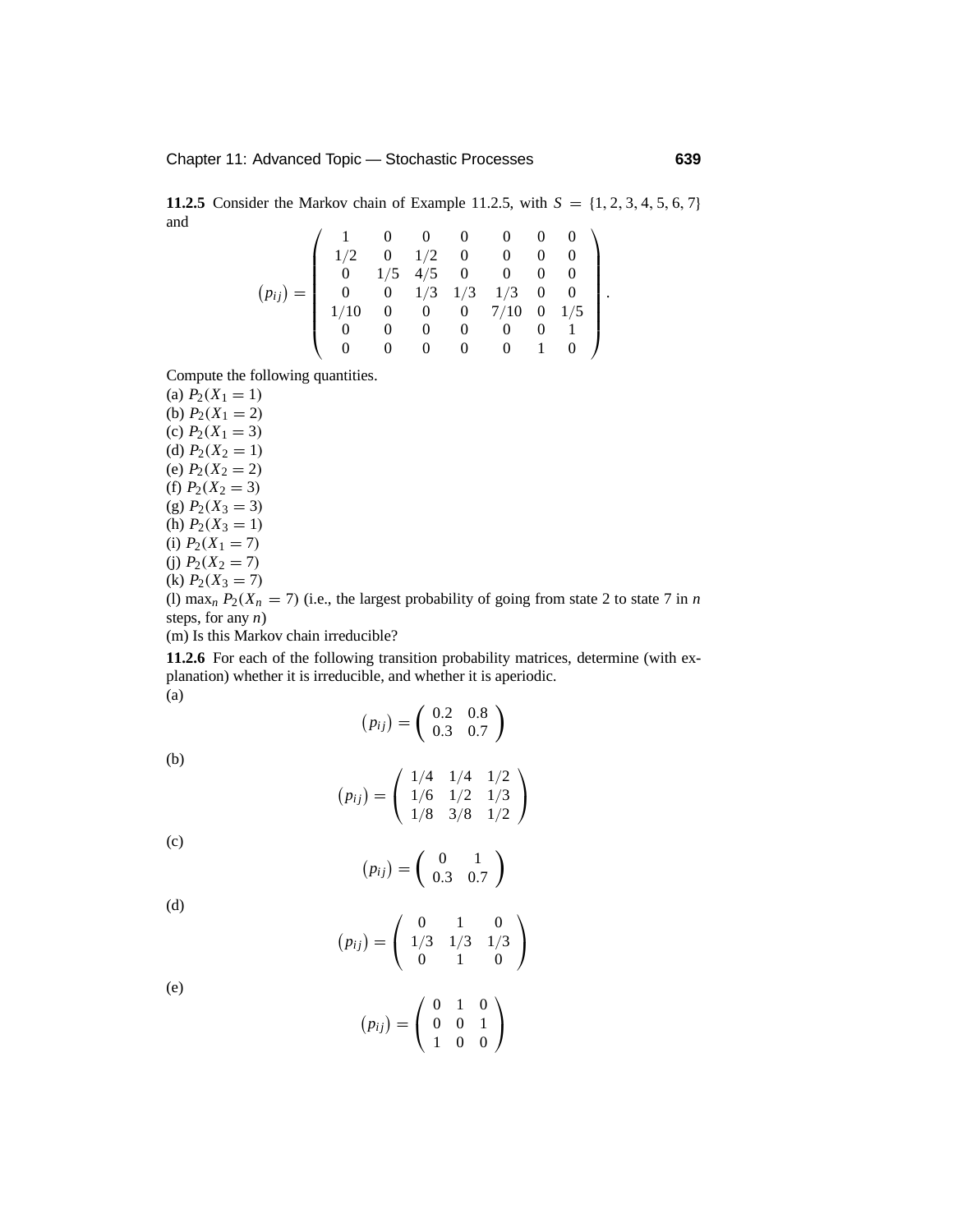**11.2.5** Consider the Markov chain of Example 11.2.5, with $S = \{1, 2, 3, 4, 5, 6, 7\}$ and

$$
(p_{ij}) = \begin{pmatrix} 1 & 0 & 0 & 0 & 0 & 0 & 0 \\ 1/2 & 0 & 1/2 & 0 & 0 & 0 & 0 \\ 0 & 1/5 & 4/5 & 0 & 0 & 0 & 0 \\ 0 & 0 & 1/3 & 1/3 & 1/3 & 0 & 0 \\ 1/10 & 0 & 0 & 0 & 7/10 & 0 & 1/5 \\ 0 & 0 & 0 & 0 & 0 & 0 & 1 \\ 0 & 0 & 0 & 0 & 0 & 1 & 0 \end{pmatrix}.
$$

Compute the following quantities.

(a) $P_2(X_1 = 1)$

(b) $P_2(X_1 = 2)$

(c) $P_2(X_1 = 3)$

(d) $P_2(X_2 = 1)$

(e) $P_2(X_2 = 2)$

(f) $P_2(X_2 = 3)$

(g) $P_2(X_3 = 3)$

(h) $P_2(X_3 = 1)$

(i) $P_2(X_1 = 7)$

(j) $P_2(X_2 = 7)$

(k) $P_2(X_3 = 7)$

(l) $\max_n P_2(X_n = 7)$ (i.e., the largest probability of going from state 2 to state 7 in $n$ steps, for any $n$)

(m) Is this Markov chain irreducible?

**11.2.6** For each of the following transition probability matrices, determine (with explanation) whether it is irreducible, and whether it is aperiodic.

(a)

$$
(p_{ij}) = \begin{pmatrix} 0.2 & 0.8 \\ 0.3 & 0.7 \end{pmatrix}
$$

(b)

$$
(p_{ij}) = \begin{pmatrix} 1/4 & 1/4 & 1/2 \\ 1/6 & 1/2 & 1/3 \\ 1/8 & 3/8 & 1/2 \end{pmatrix}
$$

(c)

$$
(p_{ij}) = \begin{pmatrix} 0 & 1 \\ 0.3 & 0.7 \end{pmatrix}
$$

(d)

$$
(p_{ij}) = \begin{pmatrix} 0 & 1 & 0 \\ 1/3 & 1/3 & 1/3 \\ 0 & 1 & 0 \end{pmatrix}
$$

(e)

$$
(p_{ij}) = \begin{pmatrix} 0 & 1 & 0 \\ 0 & 0 & 1 \\ 1 & 0 & 0 \end{pmatrix}
$$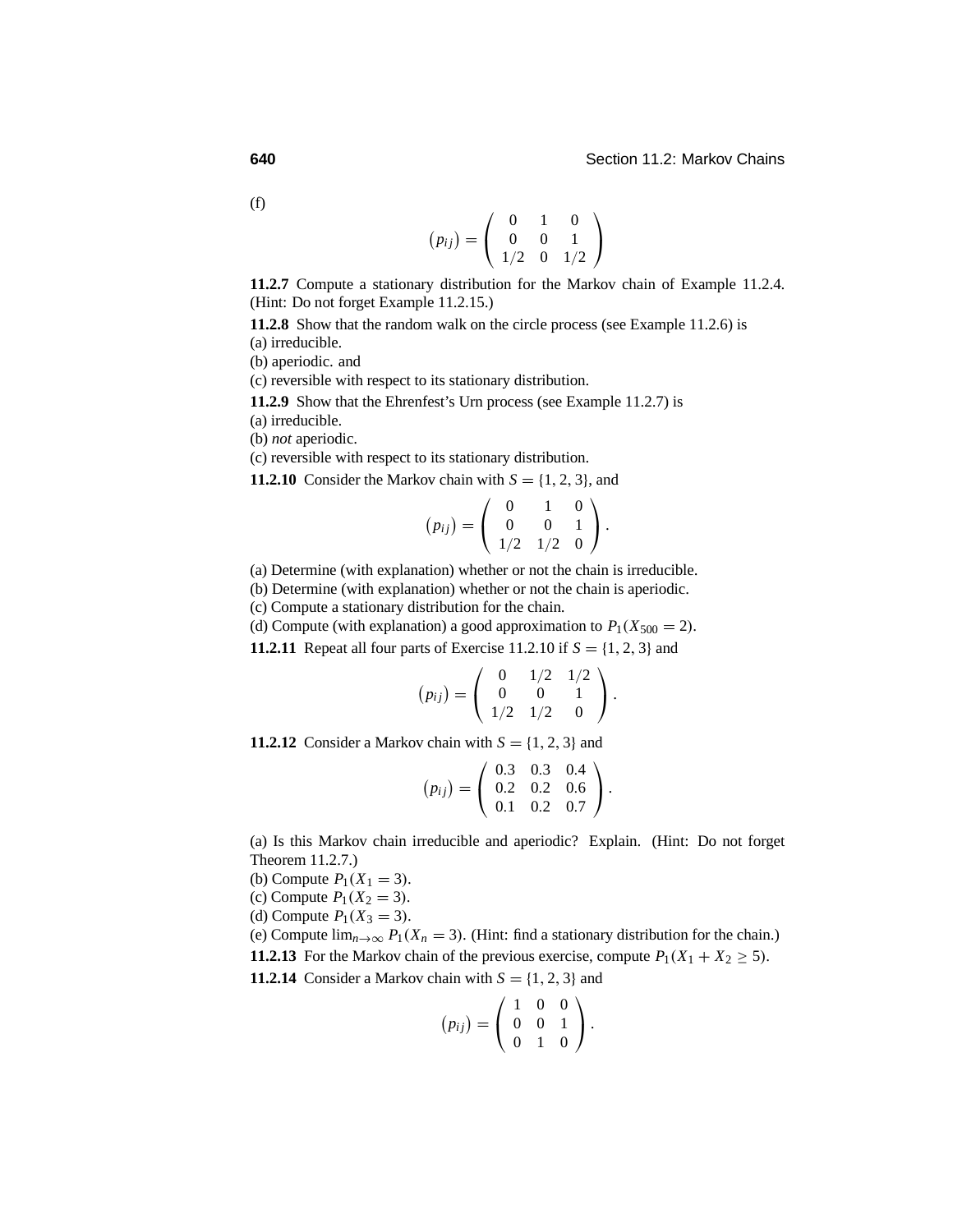(f)

$$
(p_{ij}) = \begin{pmatrix} 0 & 1 & 0 \\ 0 & 0 & 1 \\ 1/2 & 0 & 1/2 \end{pmatrix}
$$

**11.2.7** Compute a stationary distribution for the Markov chain of Example 11.2.4. (Hint: Do not forget Example 11.2.15.)

**11.2.8** Show that the random walk on the circle process (see Example 11.2.6) is
(a) irreducible.
(b) aperiodic. and
(c) reversible with respect to its stationary distribution.

**11.2.9** Show that the Ehrenfest's Urn process (see Example 11.2.7) is
(a) irreducible.
(b) *not* aperiodic.
(c) reversible with respect to its stationary distribution.

**11.2.10** Consider the Markov chain with $S = \{1, 2, 3\}$, and

$$
(p_{ij}) = \begin{pmatrix} 0 & 1 & 0 \\ 0 & 0 & 1 \\ 1/2 & 1/2 & 0 \end{pmatrix}.
$$

(a) Determine (with explanation) whether or not the chain is irreducible.
(b) Determine (with explanation) whether or not the chain is aperiodic.
(c) Compute a stationary distribution for the chain.
(d) Compute (with explanation) a good approximation to $P_1(X_{500} = 2)$.

**11.2.11** Repeat all four parts of Exercise 11.2.10 if $S = \{1, 2, 3\}$ and

$$
(p_{ij}) = \begin{pmatrix} 0 & 1/2 & 1/2 \\ 0 & 0 & 1 \\ 1/2 & 1/2 & 0 \end{pmatrix}.
$$

**11.2.12** Consider a Markov chain with $S = \{1, 2, 3\}$ and

$$
(p_{ij}) = \begin{pmatrix} 0.3 & 0.3 & 0.4 \\ 0.2 & 0.2 & 0.6 \\ 0.1 & 0.2 & 0.7 \end{pmatrix}.
$$

(a) Is this Markov chain irreducible and aperiodic? Explain. (Hint: Do not forget Theorem 11.2.7.)
(b) Compute $P_1(X_1 = 3)$.
(c) Compute $P_1(X_2 = 3)$.
(d) Compute $P_1(X_3 = 3)$.
(e) Compute $\lim_{n\to\infty} P_1(X_n = 3)$. (Hint: find a stationary distribution for the chain.)

**11.2.13** For the Markov chain of the previous exercise, compute $P_1(X_1 + X_2 \geq 5)$.

**11.2.14** Consider a Markov chain with $S = \{1, 2, 3\}$ and

$$
(p_{ij}) = \begin{pmatrix} 1 & 0 & 0 \\ 0 & 0 & 1 \\ 0 & 1 & 0 \end{pmatrix}.
$$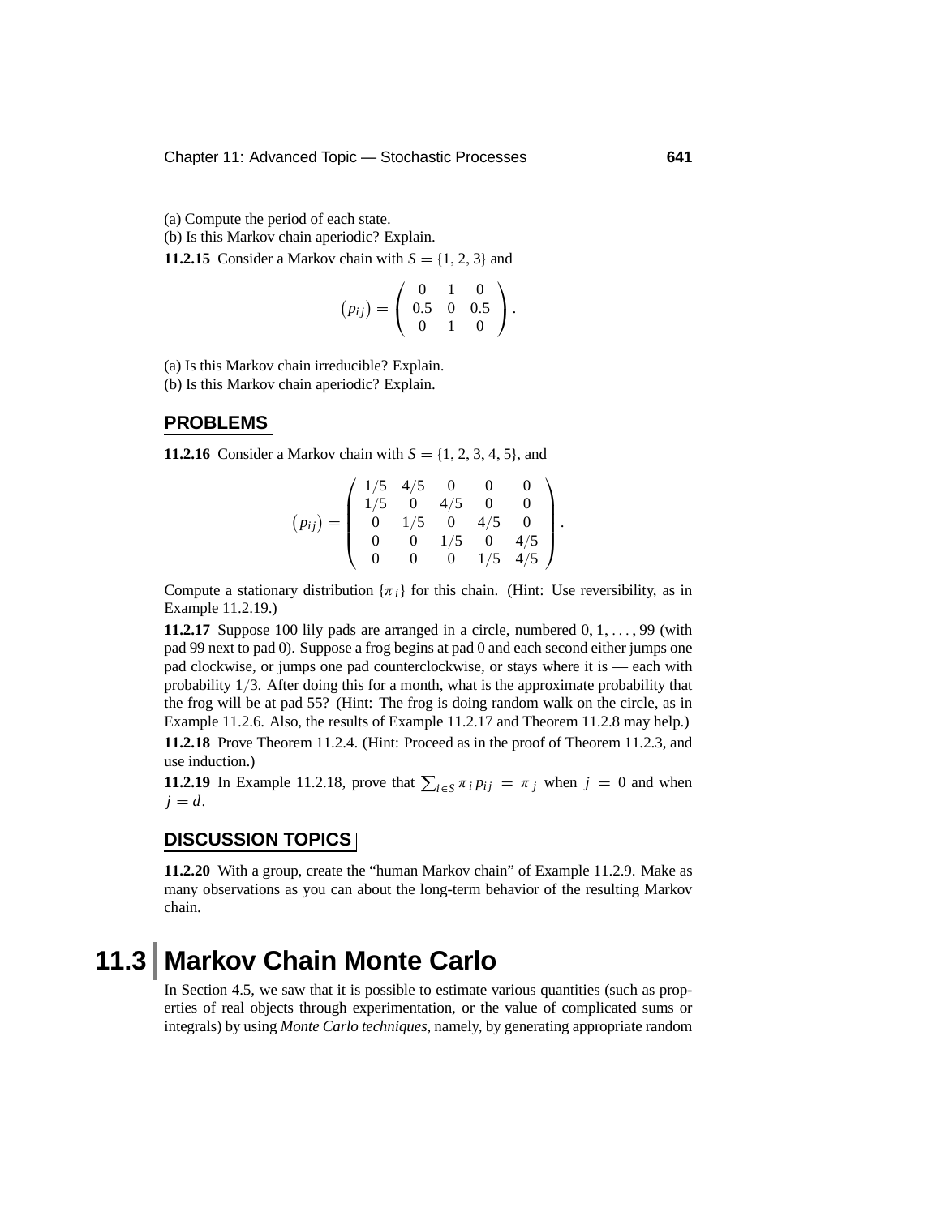(a) Compute the period of each state.

(b) Is this Markov chain aperiodic? Explain.

**11.2.15** Consider a Markov chain with $S = \{1, 2, 3\}$ and

$$(p_{ij}) = \begin{pmatrix} 0 & 1 & 0 \\ 0.5 & 0 & 0.5 \\ 0 & 1 & 0 \end{pmatrix}.$$

(a) Is this Markov chain irreducible? Explain.

(b) Is this Markov chain aperiodic? Explain.

## PROBLEMS

**11.2.16** Consider a Markov chain with $S = \{1, 2, 3, 4, 5\}$, and

$$(p_{ij}) = \begin{pmatrix} 1/5 & 4/5 & 0 & 0 & 0 \\ 1/5 & 0 & 4/5 & 0 & 0 \\ 0 & 1/5 & 0 & 4/5 & 0 \\ 0 & 0 & 1/5 & 0 & 4/5 \\ 0 & 0 & 0 & 1/5 & 4/5 \end{pmatrix}.$$

Compute a stationary distribution $\{\pi_i\}$ for this chain. (Hint: Use reversibility, as in Example 11.2.19.)

**11.2.17** Suppose 100 lily pads are arranged in a circle, numbered $0, 1, \ldots, 99$ (with pad 99 next to pad 0). Suppose a frog begins at pad 0 and each second either jumps one pad clockwise, or jumps one pad counterclockwise, or stays where it is — each with probability $1/3$. After doing this for a month, what is the approximate probability that the frog will be at pad 55? (Hint: The frog is doing random walk on the circle, as in Example 11.2.6. Also, the results of Example 11.2.17 and Theorem 11.2.8 may help.)

**11.2.18** Prove Theorem 11.2.4. (Hint: Proceed as in the proof of Theorem 11.2.3, and use induction.)

**11.2.19** In Example 11.2.18, prove that $\sum_{i \in S} \pi_i p_{ij} = \pi_j$ when $j = 0$ and when $j = d$.

## DISCUSSION TOPICS

**11.2.20** With a group, create the "human Markov chain" of Example 11.2.9. Make as many observations as you can about the long-term behavior of the resulting Markov chain.

# 11.3 Markov Chain Monte Carlo

In Section 4.5, we saw that it is possible to estimate various quantities (such as properties of real objects through experimentation, or the value of complicated sums or integrals) by using *Monte Carlo techniques,* namely, by generating appropriate random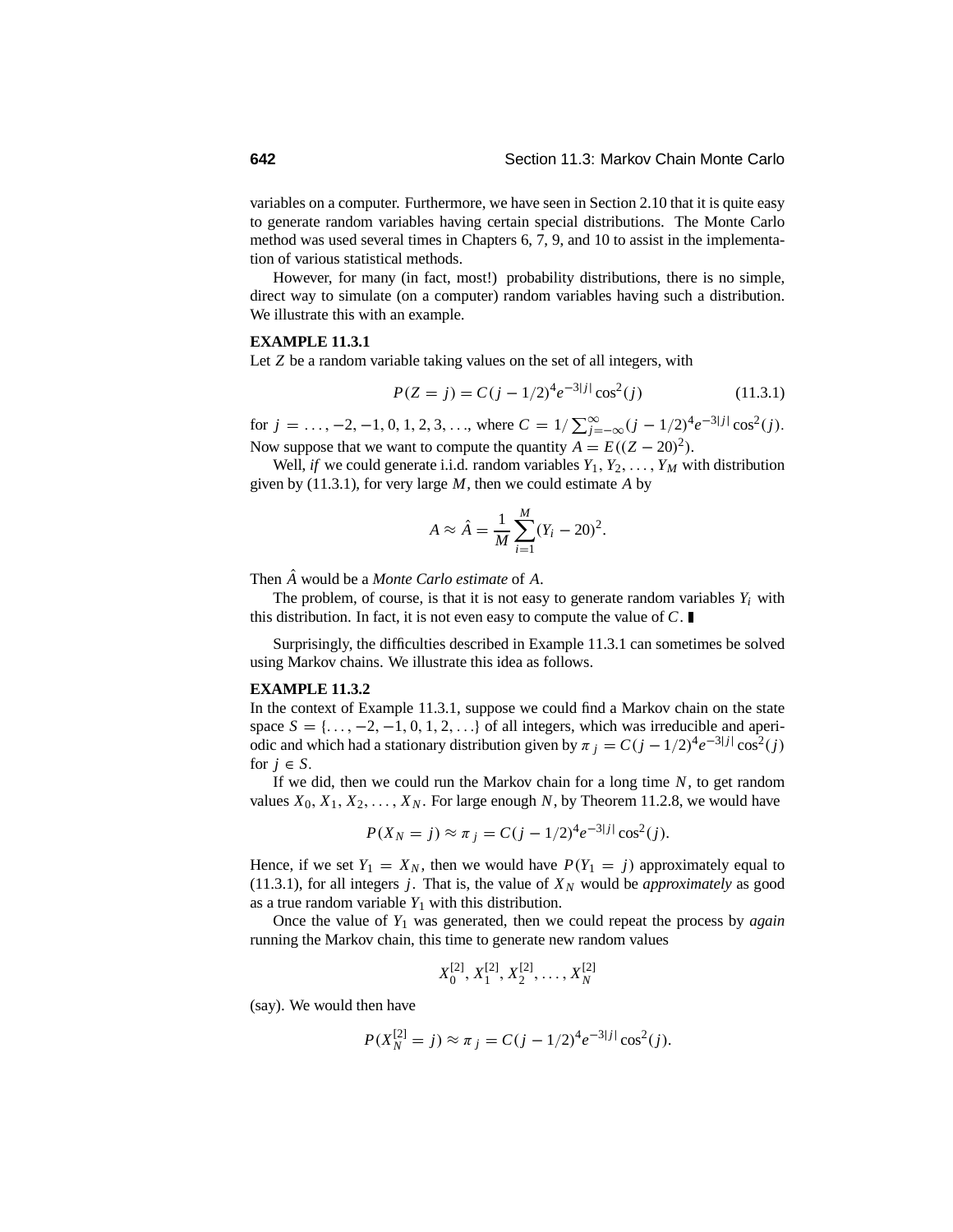variables on a computer. Furthermore, we have seen in Section 2.10 that it is quite easy to generate random variables having certain special distributions. The Monte Carlo method was used several times in Chapters 6, 7, 9, and 10 to assist in the implementation of various statistical methods.

However, for many (in fact, most!) probability distributions, there is no simple, direct way to simulate (on a computer) random variables having such a distribution. We illustrate this with an example.

**EXAMPLE 11.3.1**

Let $Z$ be a random variable taking values on the set of all integers, with

$$P(Z = j) = C(j - 1/2)^4 e^{-3|j|} \cos^2(j) \tag{11.3.1}$$

for $j = \ldots, -2, -1, 0, 1, 2, 3, \ldots$, where $C = 1/\sum_{j=-\infty}^{\infty}(j - 1/2)^4 e^{-3|j|} \cos^2(j)$. Now suppose that we want to compute the quantity $A = E((Z - 20)^2)$.

Well, *if* we could generate i.i.d. random variables $Y_1, Y_2, \ldots, Y_M$ with distribution given by (11.3.1), for very large $M$, then we could estimate $A$ by

$$A \approx \hat{A} = \frac{1}{M}\sum_{i=1}^{M}(Y_i - 20)^2.$$

Then $\hat{A}$ would be a *Monte Carlo estimate* of $A$.

The problem, of course, is that it is not easy to generate random variables $Y_i$ with this distribution. In fact, it is not even easy to compute the value of $C$. ∎

Surprisingly, the difficulties described in Example 11.3.1 can sometimes be solved using Markov chains. We illustrate this idea as follows.

**EXAMPLE 11.3.2**

In the context of Example 11.3.1, suppose we could find a Markov chain on the state space $S = \{\ldots, -2, -1, 0, 1, 2, \ldots\}$ of all integers, which was irreducible and aperiodic and which had a stationary distribution given by $\pi_j = C(j - 1/2)^4 e^{-3|j|} \cos^2(j)$ for $j \in S$.

If we did, then we could run the Markov chain for a long time $N$, to get random values $X_0, X_1, X_2, \ldots, X_N$. For large enough $N$, by Theorem 11.2.8, we would have

$$P(X_N = j) \approx \pi_j = C(j - 1/2)^4 e^{-3|j|} \cos^2(j).$$

Hence, if we set $Y_1 = X_N$, then we would have $P(Y_1 = j)$ approximately equal to (11.3.1), for all integers $j$. That is, the value of $X_N$ would be *approximately* as good as a true random variable $Y_1$ with this distribution.

Once the value of $Y_1$ was generated, then we could repeat the process by *again* running the Markov chain, this time to generate new random values

$$X_0^{[2]}, X_1^{[2]}, X_2^{[2]}, \ldots, X_N^{[2]}$$

(say). We would then have

$$P(X_N^{[2]} = j) \approx \pi_j = C(j - 1/2)^4 e^{-3|j|} \cos^2(j).$$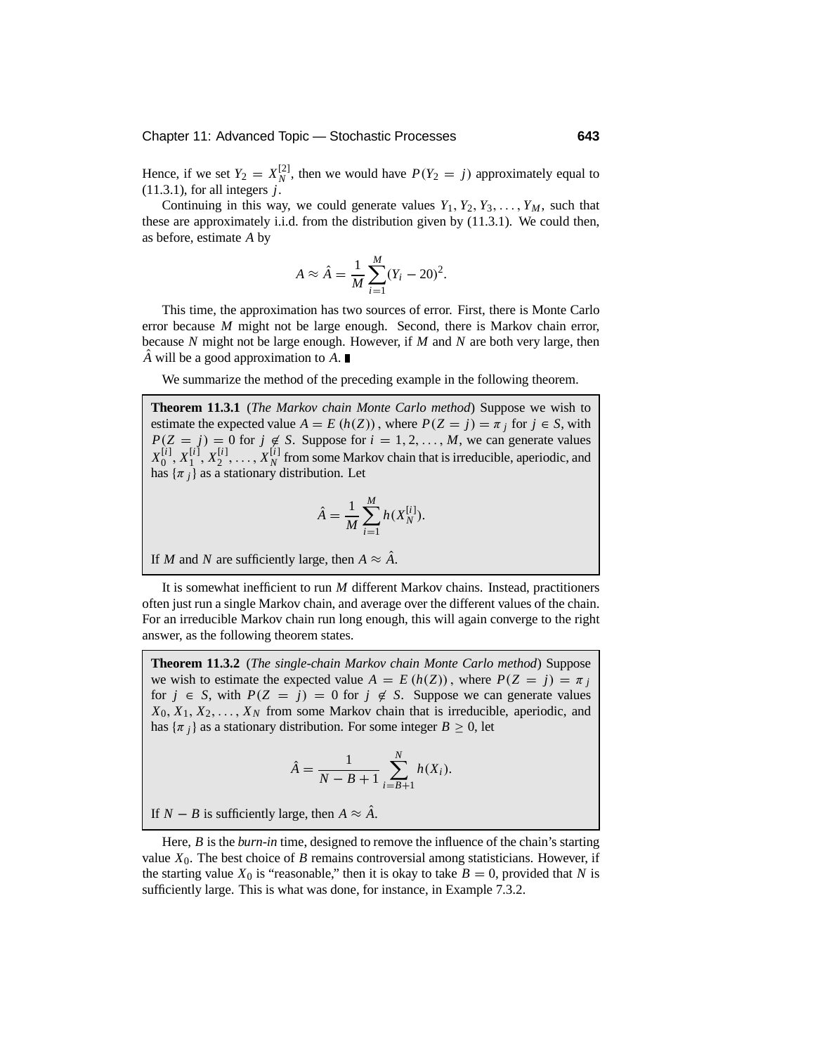Hence, if we set $Y_2 = X_N^{[2]}$, then we would have $P(Y_2 = j)$ approximately equal to (11.3.1), for all integers $j$.

Continuing in this way, we could generate values $Y_1, Y_2, Y_3, \ldots, Y_M$, such that these are approximately i.i.d. from the distribution given by (11.3.1). We could then, as before, estimate $A$ by

$$A \approx \hat{A} = \frac{1}{M} \sum_{i=1}^{M} (Y_i - 20)^2.$$

This time, the approximation has two sources of error. First, there is Monte Carlo error because $M$ might not be large enough. Second, there is Markov chain error, because $N$ might not be large enough. However, if $M$ and $N$ are both very large, then $\hat{A}$ will be a good approximation to $A$. ∎

We summarize the method of the preceding example in the following theorem.

**Theorem 11.3.1** (*The Markov chain Monte Carlo method*) Suppose we wish to estimate the expected value $A = E(h(Z))$, where $P(Z = j) = \pi_j$ for $j \in S$, with $P(Z = j) = 0$ for $j \notin S$. Suppose for $i = 1, 2, \ldots, M$, we can generate values $X_0^{[i]}, X_1^{[i]}, X_2^{[i]}, \ldots, X_N^{[i]}$ from some Markov chain that is irreducible, aperiodic, and has $\{\pi_j\}$ as a stationary distribution. Let

$$\hat{A} = \frac{1}{M} \sum_{i=1}^{M} h(X_N^{[i]}).$$

If $M$ and $N$ are sufficiently large, then $A \approx \hat{A}$.

It is somewhat inefficient to run $M$ different Markov chains. Instead, practitioners often just run a single Markov chain, and average over the different values of the chain. For an irreducible Markov chain run long enough, this will again converge to the right answer, as the following theorem states.

**Theorem 11.3.2** (*The single-chain Markov chain Monte Carlo method*) Suppose we wish to estimate the expected value $A = E(h(Z))$, where $P(Z = j) = \pi_j$ for $j \in S$, with $P(Z = j) = 0$ for $j \notin S$. Suppose we can generate values $X_0, X_1, X_2, \ldots, X_N$ from some Markov chain that is irreducible, aperiodic, and has $\{\pi_j\}$ as a stationary distribution. For some integer $B \geq 0$, let

$$\hat{A} = \frac{1}{N - B + 1} \sum_{i=B+1}^{N} h(X_i).$$

If $N - B$ is sufficiently large, then $A \approx \hat{A}$.

Here, $B$ is the *burn-in* time, designed to remove the influence of the chain's starting value $X_0$. The best choice of $B$ remains controversial among statisticians. However, if the starting value $X_0$ is "reasonable," then it is okay to take $B = 0$, provided that $N$ is sufficiently large. This is what was done, for instance, in Example 7.3.2.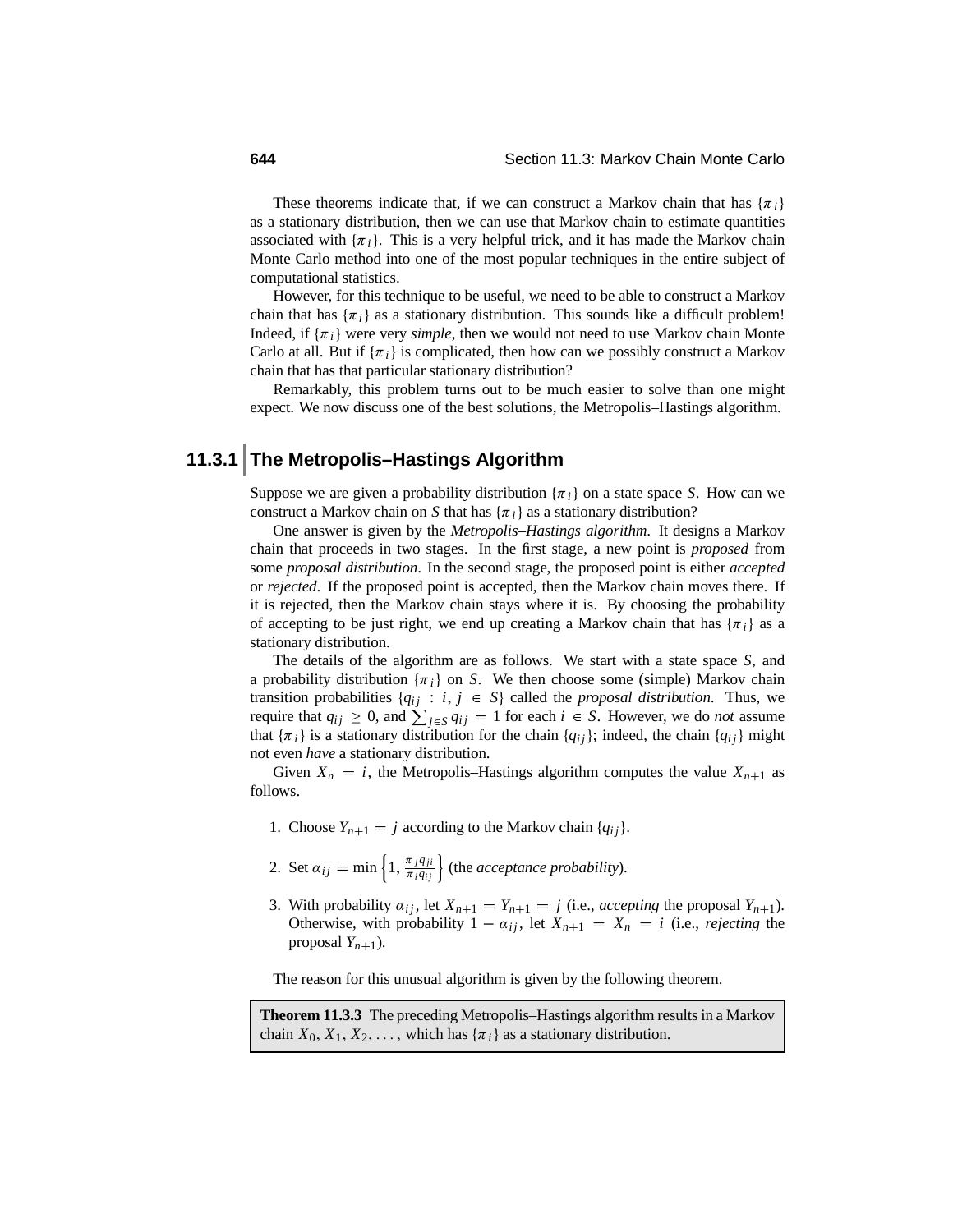These theorems indicate that, if we can construct a Markov chain that has $\{\pi_i\}$ as a stationary distribution, then we can use that Markov chain to estimate quantities associated with $\{\pi_i\}$. This is a very helpful trick, and it has made the Markov chain Monte Carlo method into one of the most popular techniques in the entire subject of computational statistics.

However, for this technique to be useful, we need to be able to construct a Markov chain that has $\{\pi_i\}$ as a stationary distribution. This sounds like a difficult problem! Indeed, if $\{\pi_i\}$ were very *simple*, then we would not need to use Markov chain Monte Carlo at all. But if $\{\pi_i\}$ is complicated, then how can we possibly construct a Markov chain that has that particular stationary distribution?

Remarkably, this problem turns out to be much easier to solve than one might expect. We now discuss one of the best solutions, the Metropolis–Hastings algorithm.

## 11.3.1 The Metropolis–Hastings Algorithm

Suppose we are given a probability distribution $\{\pi_i\}$ on a state space $S$. How can we construct a Markov chain on $S$ that has $\{\pi_i\}$ as a stationary distribution?

One answer is given by the *Metropolis–Hastings algorithm*. It designs a Markov chain that proceeds in two stages. In the first stage, a new point is *proposed* from some *proposal distribution*. In the second stage, the proposed point is either *accepted* or *rejected*. If the proposed point is accepted, then the Markov chain moves there. If it is rejected, then the Markov chain stays where it is. By choosing the probability of accepting to be just right, we end up creating a Markov chain that has $\{\pi_i\}$ as a stationary distribution.

The details of the algorithm are as follows. We start with a state space $S$, and a probability distribution $\{\pi_i\}$ on $S$. We then choose some (simple) Markov chain transition probabilities $\{q_{ij} : i, j \in S\}$ called the *proposal distribution*. Thus, we require that $q_{ij} \geq 0$, and $\sum_{j \in S} q_{ij} = 1$ for each $i \in S$. However, we do *not* assume that $\{\pi_i\}$ is a stationary distribution for the chain $\{q_{ij}\}$; indeed, the chain $\{q_{ij}\}$ might not even *have* a stationary distribution.

Given $X_n = i$, the Metropolis–Hastings algorithm computes the value $X_{n+1}$ as follows.

1. Choose $Y_{n+1} = j$ according to the Markov chain $\{q_{ij}\}$.
2. Set $\alpha_{ij} = \min\left\{1, \frac{\pi_j q_{ji}}{\pi_i q_{ij}}\right\}$ (the *acceptance probability*).
3. With probability $\alpha_{ij}$, let $X_{n+1} = Y_{n+1} = j$ (i.e., *accepting* the proposal $Y_{n+1}$). Otherwise, with probability $1 - \alpha_{ij}$, let $X_{n+1} = X_n = i$ (i.e., *rejecting* the proposal $Y_{n+1}$).

The reason for this unusual algorithm is given by the following theorem.

**Theorem 11.3.3** The preceding Metropolis–Hastings algorithm results in a Markov chain $X_0, X_1, X_2, \ldots$, which has $\{\pi_i\}$ as a stationary distribution.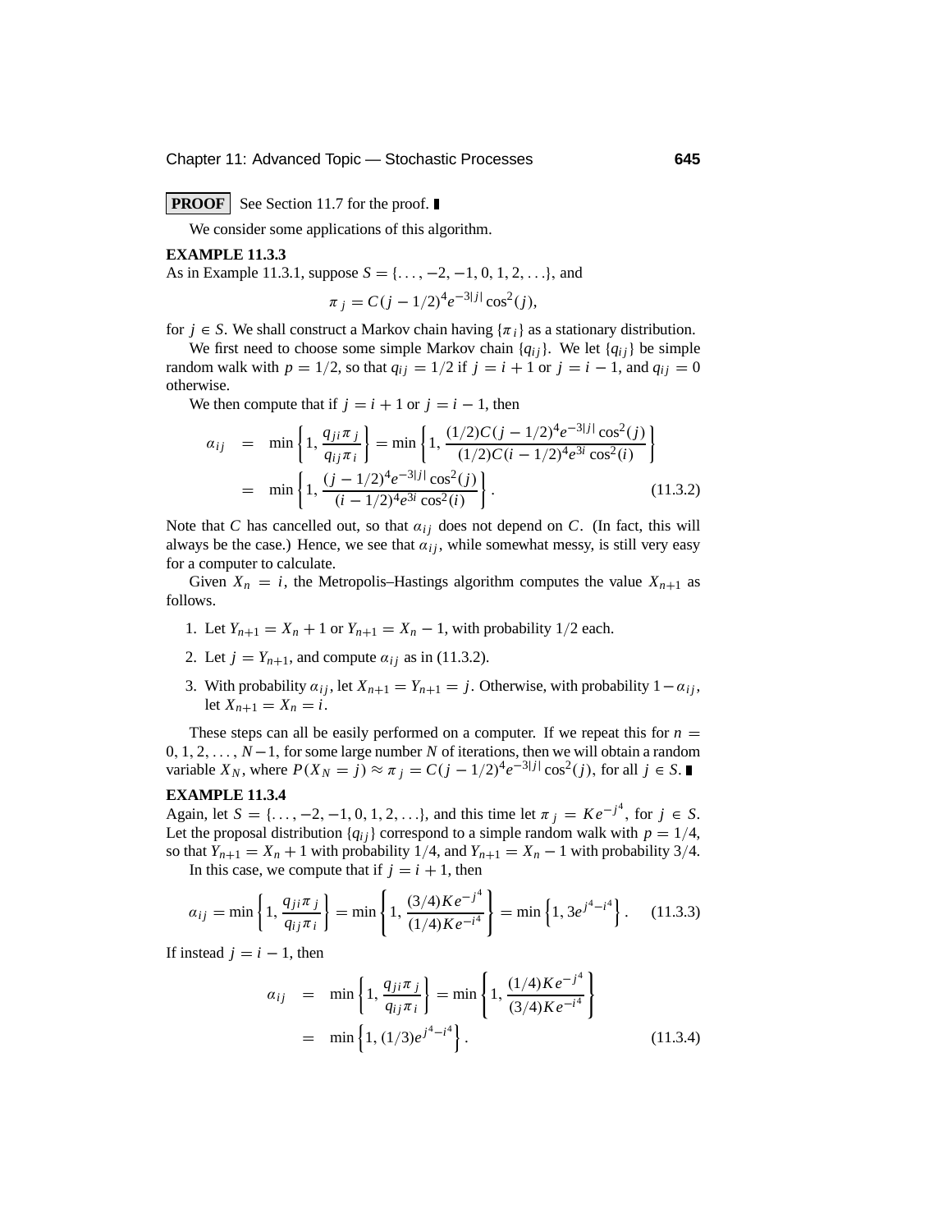**PROOF** See Section 11.7 for the proof. ∎

We consider some applications of this algorithm.

**EXAMPLE 11.3.3**

As in Example 11.3.1, suppose $S = \{\ldots, -2, -1, 0, 1, 2, \ldots\}$, and

$$\pi_j = C(j - 1/2)^4 e^{-3|j|} \cos^2(j),$$

for $j \in S$. We shall construct a Markov chain having $\{\pi_i\}$ as a stationary distribution.

We first need to choose some simple Markov chain $\{q_{ij}\}$. We let $\{q_{ij}\}$ be simple random walk with $p = 1/2$, so that $q_{ij} = 1/2$ if $j = i + 1$ or $j = i - 1$, and $q_{ij} = 0$ otherwise.

We then compute that if $j = i + 1$ or $j = i - 1$, then

$$\begin{aligned} \alpha_{ij} &= \min\left\{1, \frac{q_{ji}\pi_j}{q_{ij}\pi_i}\right\} = \min\left\{1, \frac{(1/2)C(j-1/2)^4 e^{-3|j|}\cos^2(j)}{(1/2)C(i-1/2)^4 e^{3i}\cos^2(i)}\right\} \\ &= \min\left\{1, \frac{(j-1/2)^4 e^{-3|j|}\cos^2(j)}{(i-1/2)^4 e^{3i}\cos^2(i)}\right\}. \end{aligned} \tag{11.3.2}$$

Note that $C$ has cancelled out, so that $\alpha_{ij}$ does not depend on $C$. (In fact, this will always be the case.) Hence, we see that $\alpha_{ij}$, while somewhat messy, is still very easy for a computer to calculate.

Given $X_n = i$, the Metropolis–Hastings algorithm computes the value $X_{n+1}$ as follows.

1. Let $Y_{n+1} = X_n + 1$ or $Y_{n+1} = X_n - 1$, with probability $1/2$ each.
2. Let $j = Y_{n+1}$, and compute $\alpha_{ij}$ as in (11.3.2).
3. With probability $\alpha_{ij}$, let $X_{n+1} = Y_{n+1} = j$. Otherwise, with probability $1 - \alpha_{ij}$, let $X_{n+1} = X_n = i$.

These steps can all be easily performed on a computer. If we repeat this for $n = 0, 1, 2, \ldots, N-1$, for some large number $N$ of iterations, then we will obtain a random variable $X_N$, where $P(X_N = j) \approx \pi_j = C(j - 1/2)^4 e^{-3|j|} \cos^2(j)$, for all $j \in S$. ∎

**EXAMPLE 11.3.4**

Again, let $S = \{\ldots, -2, -1, 0, 1, 2, \ldots\}$, and this time let $\pi_j = Ke^{-j^4}$, for $j \in S$. Let the proposal distribution $\{q_{ij}\}$ correspond to a simple random walk with $p = 1/4$, so that $Y_{n+1} = X_n + 1$ with probability $1/4$, and $Y_{n+1} = X_n - 1$ with probability $3/4$.

In this case, we compute that if $j = i + 1$, then

$$\alpha_{ij} = \min\left\{1, \frac{q_{ji}\pi_j}{q_{ij}\pi_i}\right\} = \min\left\{1, \frac{(3/4)Ke^{-j^4}}{(1/4)Ke^{-i^4}}\right\} = \min\left\{1, 3e^{j^4 - i^4}\right\}. \tag{11.3.3}$$

If instead $j = i - 1$, then

$$\begin{aligned} \alpha_{ij} &= \min\left\{1, \frac{q_{ji}\pi_j}{q_{ij}\pi_i}\right\} = \min\left\{1, \frac{(1/4)Ke^{-j^4}}{(3/4)Ke^{-i^4}}\right\} \\ &= \min\left\{1, (1/3)e^{j^4 - i^4}\right\}. \end{aligned} \tag{11.3.4}$$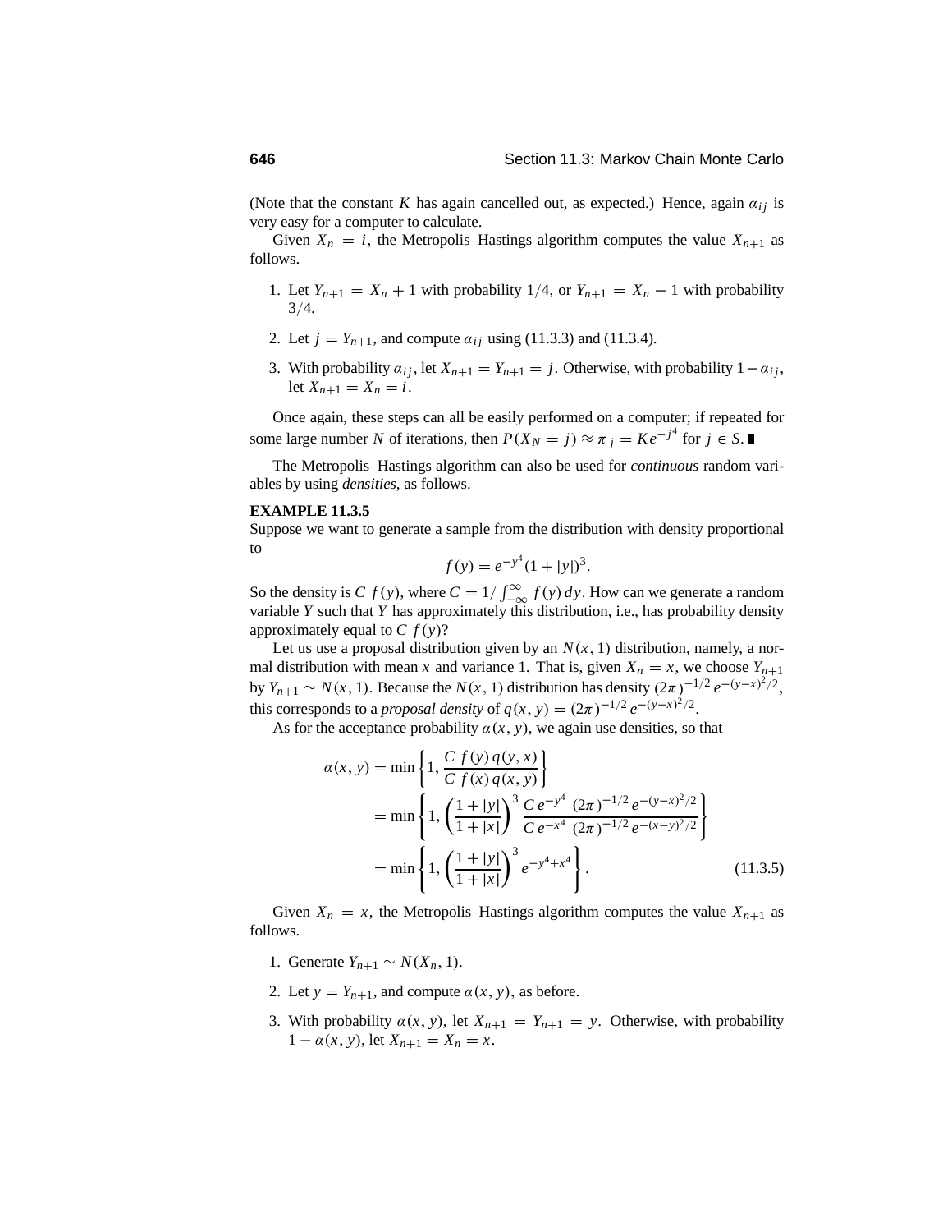(Note that the constant $K$ has again cancelled out, as expected.) Hence, again $\alpha_{ij}$ is very easy for a computer to calculate.

Given $X_n = i$, the Metropolis–Hastings algorithm computes the value $X_{n+1}$ as follows.

1. Let $Y_{n+1} = X_n + 1$ with probability $1/4$, or $Y_{n+1} = X_n - 1$ with probability $3/4$.

2. Let $j = Y_{n+1}$, and compute $\alpha_{ij}$ using (11.3.3) and (11.3.4).

3. With probability $\alpha_{ij}$, let $X_{n+1} = Y_{n+1} = j$. Otherwise, with probability $1 - \alpha_{ij}$, let $X_{n+1} = X_n = i$.

Once again, these steps can all be easily performed on a computer; if repeated for some large number $N$ of iterations, then $P(X_N = j) \approx \pi_j = Ke^{-j^4}$ for $j \in S$. ∎

The Metropolis–Hastings algorithm can also be used for *continuous* random variables by using *densities*, as follows.

**EXAMPLE 11.3.5**

Suppose we want to generate a sample from the distribution with density proportional to

$$f(y) = e^{-y^4}(1 + |y|)^3.$$

So the density is $C\, f(y)$, where $C = 1/\int_{-\infty}^{\infty} f(y)\, dy$. How can we generate a random variable $Y$ such that $Y$ has approximately this distribution, i.e., has probability density approximately equal to $C\, f(y)$?

Let us use a proposal distribution given by an $N(x, 1)$ distribution, namely, a normal distribution with mean $x$ and variance 1. That is, given $X_n = x$, we choose $Y_{n+1}$ by $Y_{n+1} \sim N(x, 1)$. Because the $N(x, 1)$ distribution has density $(2\pi)^{-1/2}\, e^{-(y-x)^2/2}$, this corresponds to a *proposal density* of $q(x, y) = (2\pi)^{-1/2}\, e^{-(y-x)^2/2}$.

As for the acceptance probability $\alpha(x, y)$, we again use densities, so that

$$\begin{aligned}
\alpha(x, y) &= \min\left\{1, \frac{C\, f(y)\, q(y, x)}{C\, f(x)\, q(x, y)}\right\} \\
&= \min\left\{1, \left(\frac{1 + |y|}{1 + |x|}\right)^3 \frac{C\, e^{-y^4}\ (2\pi)^{-1/2}\, e^{-(y-x)^2/2}}{C\, e^{-x^4}\ (2\pi)^{-1/2}\, e^{-(x-y)^2/2}}\right\} \\
&= \min\left\{1, \left(\frac{1 + |y|}{1 + |x|}\right)^3 e^{-y^4 + x^4}\right\}. \qquad (11.3.5)
\end{aligned}$$

Given $X_n = x$, the Metropolis–Hastings algorithm computes the value $X_{n+1}$ as follows.

1. Generate $Y_{n+1} \sim N(X_n, 1)$.

2. Let $y = Y_{n+1}$, and compute $\alpha(x, y)$, as before.

3. With probability $\alpha(x, y)$, let $X_{n+1} = Y_{n+1} = y$. Otherwise, with probability $1 - \alpha(x, y)$, let $X_{n+1} = X_n = x$.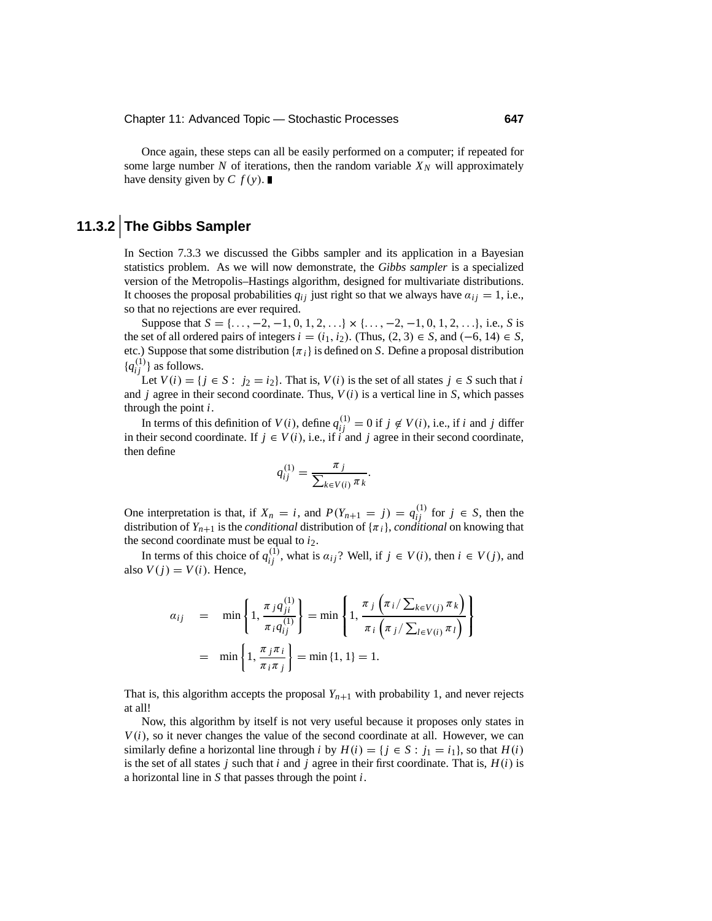Once again, these steps can all be easily performed on a computer; if repeated for some large number $N$ of iterations, then the random variable $X_N$ will approximately have density given by $C\ f(y)$. ∎

### 11.3.2 The Gibbs Sampler

In Section 7.3.3 we discussed the Gibbs sampler and its application in a Bayesian statistics problem. As we will now demonstrate, the *Gibbs sampler* is a specialized version of the Metropolis–Hastings algorithm, designed for multivariate distributions. It chooses the proposal probabilities $q_{ij}$ just right so that we always have $\alpha_{ij} = 1$, i.e., so that no rejections are ever required.

Suppose that $S = \{\ldots, -2, -1, 0, 1, 2, \ldots\} \times \{\ldots, -2, -1, 0, 1, 2, \ldots\}$, i.e., $S$ is the set of all ordered pairs of integers $i = (i_1, i_2)$. (Thus, $(2, 3) \in S$, and $(-6, 14) \in S$, etc.) Suppose that some distribution $\{\pi_i\}$ is defined on $S$. Define a proposal distribution $\{q_{ij}^{(1)}\}$ as follows.

Let $V(i) = \{j \in S : j_2 = i_2\}$. That is, $V(i)$ is the set of all states $j \in S$ such that $i$ and $j$ agree in their second coordinate. Thus, $V(i)$ is a vertical line in $S$, which passes through the point $i$.

In terms of this definition of $V(i)$, define $q_{ij}^{(1)} = 0$ if $j \notin V(i)$, i.e., if $i$ and $j$ differ in their second coordinate. If $j \in V(i)$, i.e., if $i$ and $j$ agree in their second coordinate, then define

$$q_{ij}^{(1)} = \frac{\pi_j}{\sum_{k \in V(i)} \pi_k}.$$

One interpretation is that, if $X_n = i$, and $P(Y_{n+1} = j) = q_{ij}^{(1)}$ for $j \in S$, then the distribution of $Y_{n+1}$ is the *conditional* distribution of $\{\pi_i\}$, *conditional* on knowing that the second coordinate must be equal to $i_2$.

In terms of this choice of $q_{ij}^{(1)}$, what is $\alpha_{ij}$? Well, if $j \in V(i)$, then $i \in V(j)$, and also $V(j) = V(i)$. Hence,

$$\begin{aligned} \alpha_{ij} &= \min\left\{1, \frac{\pi_j q_{ji}^{(1)}}{\pi_i q_{ij}^{(1)}}\right\} = \min\left\{1, \frac{\pi_j \left(\pi_i / \sum_{k \in V(j)} \pi_k\right)}{\pi_i \left(\pi_j / \sum_{l \in V(i)} \pi_l\right)}\right\} \\ &= \min\left\{1, \frac{\pi_j \pi_i}{\pi_i \pi_j}\right\} = \min\{1, 1\} = 1. \end{aligned}$$

That is, this algorithm accepts the proposal $Y_{n+1}$ with probability 1, and never rejects at all!

Now, this algorithm by itself is not very useful because it proposes only states in $V(i)$, so it never changes the value of the second coordinate at all. However, we can similarly define a horizontal line through $i$ by $H(i) = \{j \in S : j_1 = i_1\}$, so that $H(i)$ is the set of all states $j$ such that $i$ and $j$ agree in their first coordinate. That is, $H(i)$ is a horizontal line in $S$ that passes through the point $i$.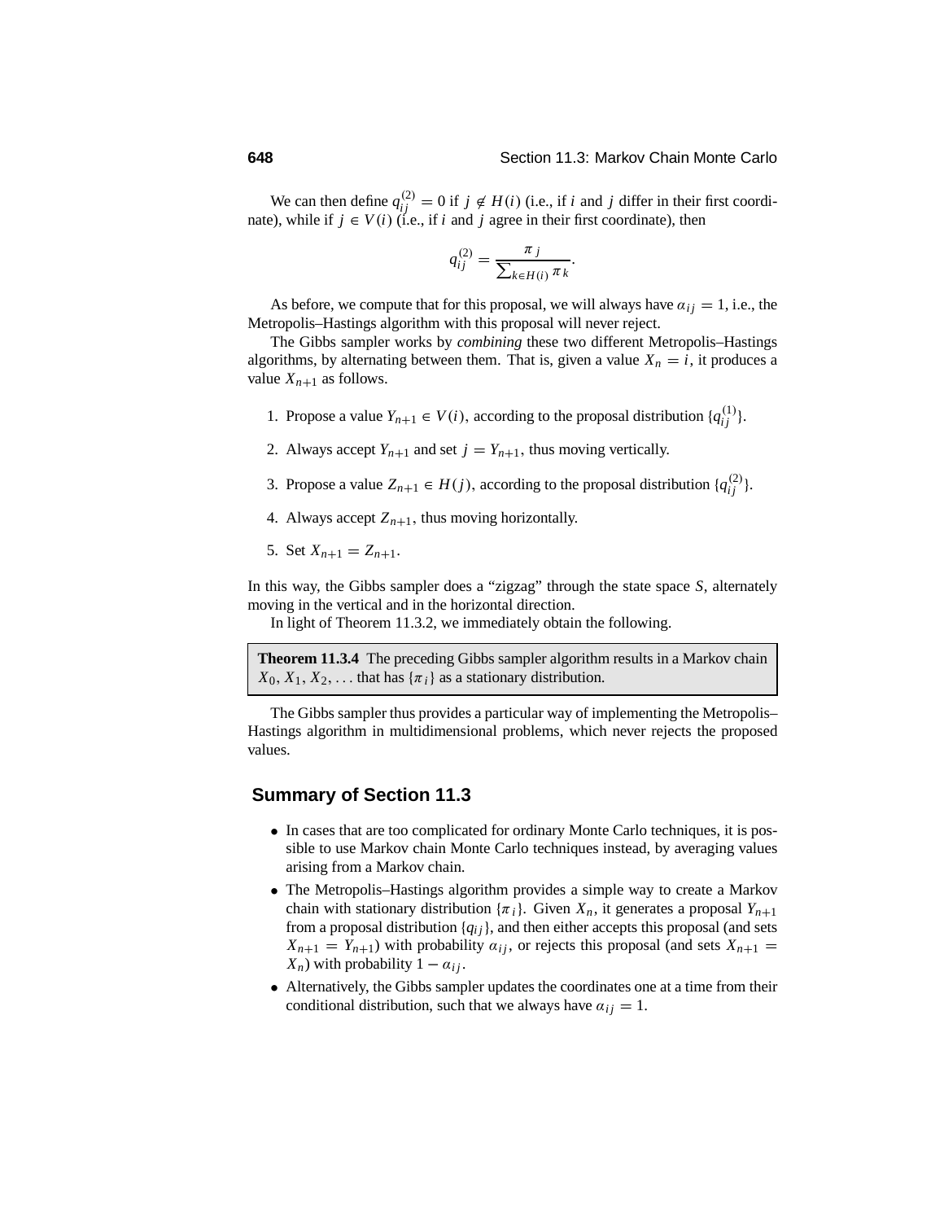We can then define $q_{ij}^{(2)} = 0$ if $j \notin H(i)$ (i.e., if $i$ and $j$ differ in their first coordinate), while if $j \in V(i)$ (i.e., if $i$ and $j$ agree in their first coordinate), then

$$q_{ij}^{(2)} = \frac{\pi_j}{\sum_{k \in H(i)} \pi_k}.$$

As before, we compute that for this proposal, we will always have $\alpha_{ij} = 1$, i.e., the Metropolis–Hastings algorithm with this proposal will never reject.

The Gibbs sampler works by *combining* these two different Metropolis–Hastings algorithms, by alternating between them. That is, given a value $X_n = i$, it produces a value $X_{n+1}$ as follows.

1. Propose a value $Y_{n+1} \in V(i)$, according to the proposal distribution $\{q_{ij}^{(1)}\}$.
2. Always accept $Y_{n+1}$ and set $j = Y_{n+1}$, thus moving vertically.
3. Propose a value $Z_{n+1} \in H(j)$, according to the proposal distribution $\{q_{ij}^{(2)}\}$.
4. Always accept $Z_{n+1}$, thus moving horizontally.
5. Set $X_{n+1} = Z_{n+1}$.

In this way, the Gibbs sampler does a "zigzag" through the state space $S$, alternately moving in the vertical and in the horizontal direction.

In light of Theorem 11.3.2, we immediately obtain the following.

**Theorem 11.3.4** The preceding Gibbs sampler algorithm results in a Markov chain $X_0, X_1, X_2, \ldots$ that has $\{\pi_i\}$ as a stationary distribution.

The Gibbs sampler thus provides a particular way of implementing the Metropolis–Hastings algorithm in multidimensional problems, which never rejects the proposed values.

## Summary of Section 11.3

- In cases that are too complicated for ordinary Monte Carlo techniques, it is possible to use Markov chain Monte Carlo techniques instead, by averaging values arising from a Markov chain.
- The Metropolis–Hastings algorithm provides a simple way to create a Markov chain with stationary distribution $\{\pi_i\}$. Given $X_n$, it generates a proposal $Y_{n+1}$ from a proposal distribution $\{q_{ij}\}$, and then either accepts this proposal (and sets $X_{n+1} = Y_{n+1}$) with probability $\alpha_{ij}$, or rejects this proposal (and sets $X_{n+1} = X_n$) with probability $1 - \alpha_{ij}$.
- Alternatively, the Gibbs sampler updates the coordinates one at a time from their conditional distribution, such that we always have $\alpha_{ij} = 1$.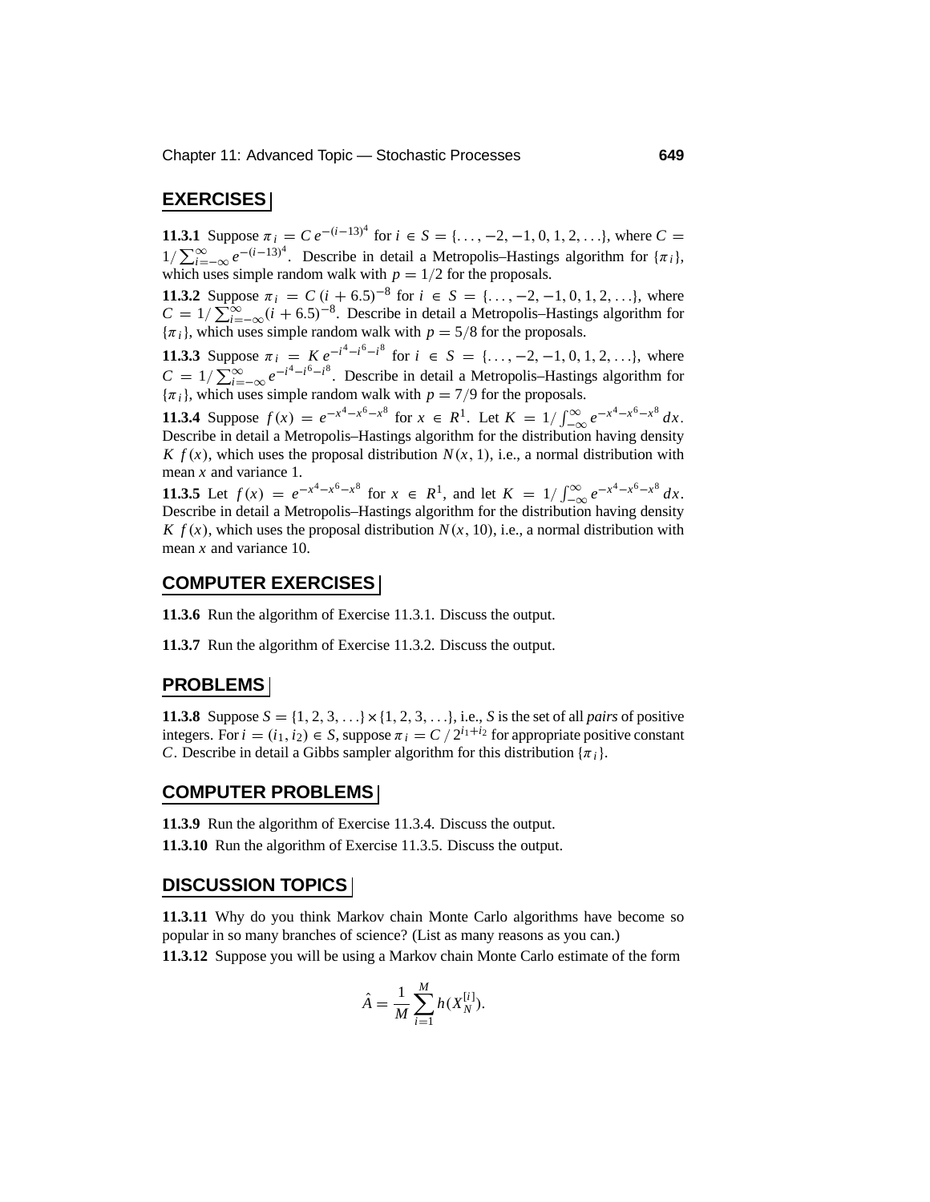## EXERCISES

**11.3.1** Suppose $\pi_i = C\, e^{-(i-13)^4}$ for $i \in S = \{\ldots, -2, -1, 0, 1, 2, \ldots\}$, where $C = 1/\sum_{i=-\infty}^{\infty} e^{-(i-13)^4}$. Describe in detail a Metropolis–Hastings algorithm for $\{\pi_i\}$, which uses simple random walk with $p = 1/2$ for the proposals.

**11.3.2** Suppose $\pi_i = C\,(i + 6.5)^{-8}$ for $i \in S = \{\ldots, -2, -1, 0, 1, 2, \ldots\}$, where $C = 1/\sum_{i=-\infty}^{\infty}(i + 6.5)^{-8}$. Describe in detail a Metropolis–Hastings algorithm for $\{\pi_i\}$, which uses simple random walk with $p = 5/8$ for the proposals.

**11.3.3** Suppose $\pi_i = K\, e^{-i^4-i^6-i^8}$ for $i \in S = \{\ldots, -2, -1, 0, 1, 2, \ldots\}$, where $C = 1/\sum_{i=-\infty}^{\infty} e^{-i^4-i^6-i^8}$. Describe in detail a Metropolis–Hastings algorithm for $\{\pi_i\}$, which uses simple random walk with $p = 7/9$ for the proposals.

**11.3.4** Suppose $f(x) = e^{-x^4-x^6-x^8}$ for $x \in R^1$. Let $K = 1/\int_{-\infty}^{\infty} e^{-x^4-x^6-x^8}\, dx$. Describe in detail a Metropolis–Hastings algorithm for the distribution having density $K\, f(x)$, which uses the proposal distribution $N(x, 1)$, i.e., a normal distribution with mean $x$ and variance 1.

**11.3.5** Let $f(x) = e^{-x^4-x^6-x^8}$ for $x \in R^1$, and let $K = 1/\int_{-\infty}^{\infty} e^{-x^4-x^6-x^8}\, dx$. Describe in detail a Metropolis–Hastings algorithm for the distribution having density $K\, f(x)$, which uses the proposal distribution $N(x, 10)$, i.e., a normal distribution with mean $x$ and variance 10.

## COMPUTER EXERCISES

**11.3.6** Run the algorithm of Exercise 11.3.1. Discuss the output.

**11.3.7** Run the algorithm of Exercise 11.3.2. Discuss the output.

## PROBLEMS

**11.3.8** Suppose $S = \{1, 2, 3, \ldots\} \times \{1, 2, 3, \ldots\}$, i.e., $S$ is the set of all *pairs* of positive integers. For $i = (i_1, i_2) \in S$, suppose $\pi_i = C \,/\, 2^{i_1+i_2}$ for appropriate positive constant $C$. Describe in detail a Gibbs sampler algorithm for this distribution $\{\pi_i\}$.

## COMPUTER PROBLEMS

**11.3.9** Run the algorithm of Exercise 11.3.4. Discuss the output.

**11.3.10** Run the algorithm of Exercise 11.3.5. Discuss the output.

## DISCUSSION TOPICS

**11.3.11** Why do you think Markov chain Monte Carlo algorithms have become so popular in so many branches of science? (List as many reasons as you can.)

**11.3.12** Suppose you will be using a Markov chain Monte Carlo estimate of the form

$$\hat{A} = \frac{1}{M} \sum_{i=1}^{M} h(X_N^{[i]}).$$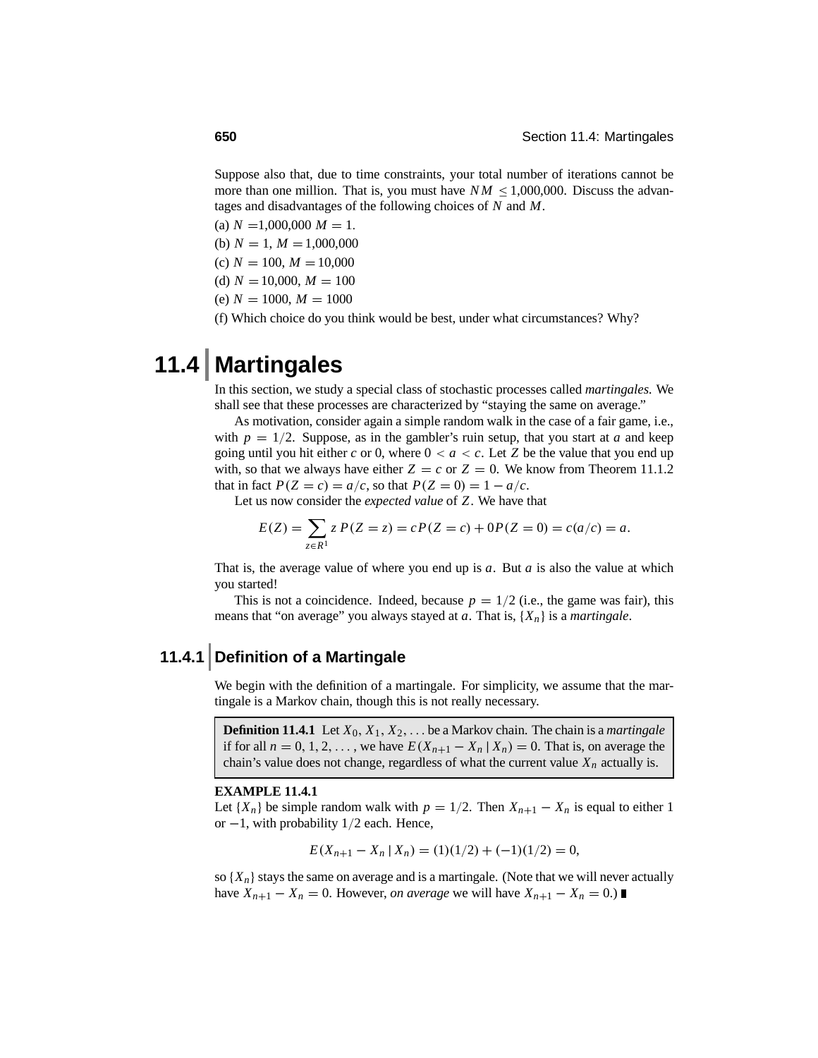Suppose also that, due to time constraints, your total number of iterations cannot be more than one million. That is, you must have $NM \leq 1{,}000{,}000$. Discuss the advantages and disadvantages of the following choices of $N$ and $M$.

(a) $N = 1{,}000{,}000$ $M = 1$.

(b) $N = 1$, $M = 1{,}000{,}000$

(c) $N = 100$, $M = 10{,}000$

(d) $N = 10{,}000$, $M = 100$

(e) $N = 1000$, $M = 1000$

(f) Which choice do you think would be best, under what circumstances? Why?

# 11.4 Martingales

In this section, we study a special class of stochastic processes called *martingales*. We shall see that these processes are characterized by "staying the same on average."

As motivation, consider again a simple random walk in the case of a fair game, i.e., with $p = 1/2$. Suppose, as in the gambler's ruin setup, that you start at $a$ and keep going until you hit either $c$ or 0, where $0 < a < c$. Let $Z$ be the value that you end up with, so that we always have either $Z = c$ or $Z = 0$. We know from Theorem 11.1.2 that in fact $P(Z = c) = a/c$, so that $P(Z = 0) = 1 - a/c$.

Let us now consider the *expected value* of $Z$. We have that

$$E(Z) = \sum_{z \in R^1} z\, P(Z = z) = cP(Z = c) + 0P(Z = 0) = c(a/c) = a.$$

That is, the average value of where you end up is $a$. But $a$ is also the value at which you started!

This is not a coincidence. Indeed, because $p = 1/2$ (i.e., the game was fair), this means that "on average" you always stayed at $a$. That is, $\{X_n\}$ is a *martingale*.

## 11.4.1 Definition of a Martingale

We begin with the definition of a martingale. For simplicity, we assume that the martingale is a Markov chain, though this is not really necessary.

**Definition 11.4.1** Let $X_0, X_1, X_2, \ldots$ be a Markov chain. The chain is a *martingale* if for all $n = 0, 1, 2, \ldots$, we have $E(X_{n+1} - X_n \mid X_n) = 0$. That is, on average the chain's value does not change, regardless of what the current value $X_n$ actually is.

**EXAMPLE 11.4.1**

Let $\{X_n\}$ be simple random walk with $p = 1/2$. Then $X_{n+1} - X_n$ is equal to either 1 or $-1$, with probability $1/2$ each. Hence,

$$E(X_{n+1} - X_n \mid X_n) = (1)(1/2) + (-1)(1/2) = 0,$$

so $\{X_n\}$ stays the same on average and is a martingale. (Note that we will never actually have $X_{n+1} - X_n = 0$. However, *on average* we will have $X_{n+1} - X_n = 0$.) ∎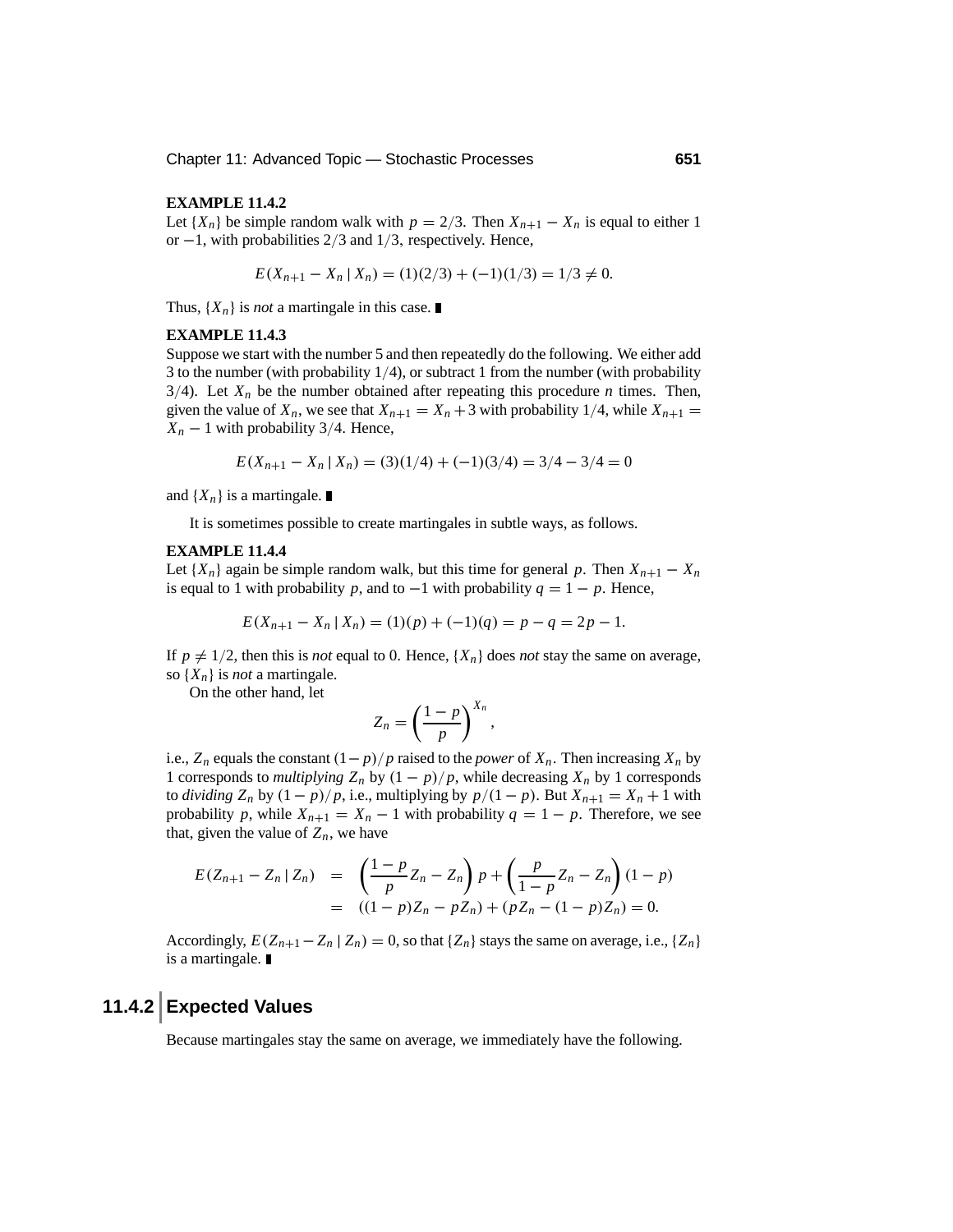**EXAMPLE 11.4.2**

Let $\{X_n\}$ be simple random walk with $p = 2/3$. Then $X_{n+1} - X_n$ is equal to either 1 or $-1$, with probabilities $2/3$ and $1/3$, respectively. Hence,

$$E(X_{n+1} - X_n \mid X_n) = (1)(2/3) + (-1)(1/3) = 1/3 \neq 0.$$

Thus, $\{X_n\}$ is *not* a martingale in this case. ∎

**EXAMPLE 11.4.3**

Suppose we start with the number 5 and then repeatedly do the following. We either add 3 to the number (with probability $1/4$), or subtract 1 from the number (with probability $3/4$). Let $X_n$ be the number obtained after repeating this procedure $n$ times. Then, given the value of $X_n$, we see that $X_{n+1} = X_n + 3$ with probability $1/4$, while $X_{n+1} = X_n - 1$ with probability $3/4$. Hence,

$$E(X_{n+1} - X_n \mid X_n) = (3)(1/4) + (-1)(3/4) = 3/4 - 3/4 = 0$$

and $\{X_n\}$ is a martingale. ∎

It is sometimes possible to create martingales in subtle ways, as follows.

**EXAMPLE 11.4.4**

Let $\{X_n\}$ again be simple random walk, but this time for general $p$. Then $X_{n+1} - X_n$ is equal to 1 with probability $p$, and to $-1$ with probability $q = 1 - p$. Hence,

$$E(X_{n+1} - X_n \mid X_n) = (1)(p) + (-1)(q) = p - q = 2p - 1.$$

If $p \neq 1/2$, then this is *not* equal to 0. Hence, $\{X_n\}$ does *not* stay the same on average, so $\{X_n\}$ is *not* a martingale.

On the other hand, let

$$Z_n = \left(\frac{1-p}{p}\right)^{X_n},$$

i.e., $Z_n$ equals the constant $(1-p)/p$ raised to the *power* of $X_n$. Then increasing $X_n$ by 1 corresponds to *multiplying* $Z_n$ by $(1-p)/p$, while decreasing $X_n$ by 1 corresponds to *dividing* $Z_n$ by $(1-p)/p$, i.e., multiplying by $p/(1-p)$. But $X_{n+1} = X_n + 1$ with probability $p$, while $X_{n+1} = X_n - 1$ with probability $q = 1 - p$. Therefore, we see that, given the value of $Z_n$, we have

$$\begin{aligned} E(Z_{n+1} - Z_n \mid Z_n) &= \left(\frac{1-p}{p} Z_n - Z_n\right) p + \left(\frac{p}{1-p} Z_n - Z_n\right)(1-p) \\ &= ((1-p)Z_n - pZ_n) + (pZ_n - (1-p)Z_n) = 0. \end{aligned}$$

Accordingly, $E(Z_{n+1} - Z_n \mid Z_n) = 0$, so that $\{Z_n\}$ stays the same on average, i.e., $\{Z_n\}$ is a martingale. ∎

## 11.4.2 Expected Values

Because martingales stay the same on average, we immediately have the following.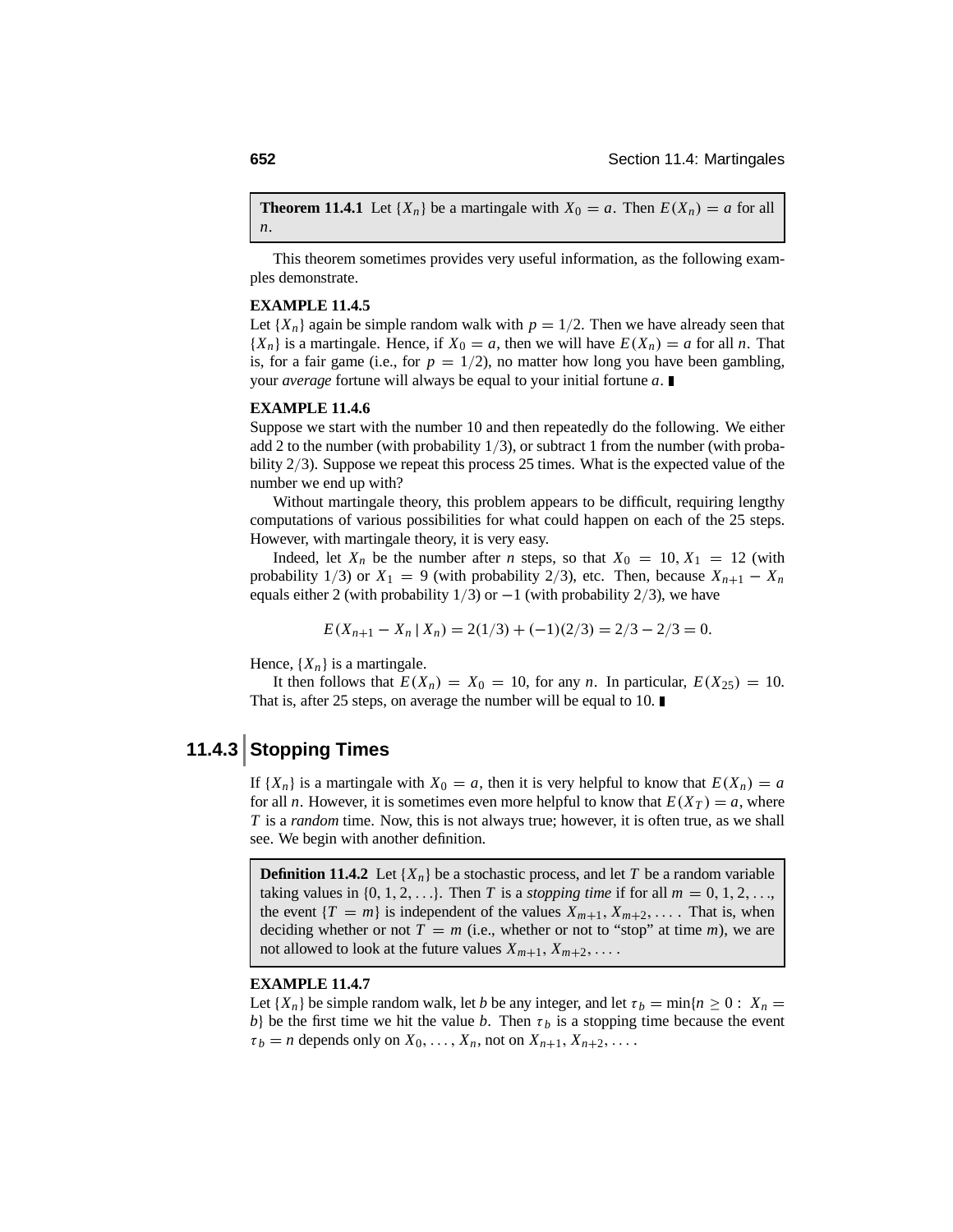**Theorem 11.4.1** Let $\{X_n\}$ be a martingale with $X_0 = a$. Then $E(X_n) = a$ for all $n$.

This theorem sometimes provides very useful information, as the following examples demonstrate.

**EXAMPLE 11.4.5**

Let $\{X_n\}$ again be simple random walk with $p = 1/2$. Then we have already seen that $\{X_n\}$ is a martingale. Hence, if $X_0 = a$, then we will have $E(X_n) = a$ for all $n$. That is, for a fair game (i.e., for $p = 1/2$), no matter how long you have been gambling, your *average* fortune will always be equal to your initial fortune $a$. ∎

**EXAMPLE 11.4.6**

Suppose we start with the number 10 and then repeatedly do the following. We either add 2 to the number (with probability $1/3$), or subtract 1 from the number (with probability $2/3$). Suppose we repeat this process 25 times. What is the expected value of the number we end up with?

Without martingale theory, this problem appears to be difficult, requiring lengthy computations of various possibilities for what could happen on each of the 25 steps. However, with martingale theory, it is very easy.

Indeed, let $X_n$ be the number after $n$ steps, so that $X_0 = 10$, $X_1 = 12$ (with probability $1/3$) or $X_1 = 9$ (with probability $2/3$), etc. Then, because $X_{n+1} - X_n$ equals either 2 (with probability $1/3$) or $-1$ (with probability $2/3$), we have

$$E(X_{n+1} - X_n \mid X_n) = 2(1/3) + (-1)(2/3) = 2/3 - 2/3 = 0.$$

Hence, $\{X_n\}$ is a martingale.

It then follows that $E(X_n) = X_0 = 10$, for any $n$. In particular, $E(X_{25}) = 10$. That is, after 25 steps, on average the number will be equal to 10. ∎

## 11.4.3 Stopping Times

If $\{X_n\}$ is a martingale with $X_0 = a$, then it is very helpful to know that $E(X_n) = a$ for all $n$. However, it is sometimes even more helpful to know that $E(X_T) = a$, where $T$ is a *random* time. Now, this is not always true; however, it is often true, as we shall see. We begin with another definition.

**Definition 11.4.2** Let $\{X_n\}$ be a stochastic process, and let $T$ be a random variable taking values in $\{0, 1, 2, \ldots\}$. Then $T$ is a *stopping time* if for all $m = 0, 1, 2, \ldots$, the event $\{T = m\}$ is independent of the values $X_{m+1}, X_{m+2}, \ldots$. That is, when deciding whether or not $T = m$ (i.e., whether or not to "stop" at time $m$), we are not allowed to look at the future values $X_{m+1}, X_{m+2}, \ldots$.

**EXAMPLE 11.4.7**

Let $\{X_n\}$ be simple random walk, let $b$ be any integer, and let $\tau_b = \min\{n \geq 0 : X_n = b\}$ be the first time we hit the value $b$. Then $\tau_b$ is a stopping time because the event $\tau_b = n$ depends only on $X_0, \ldots, X_n$, not on $X_{n+1}, X_{n+2}, \ldots$.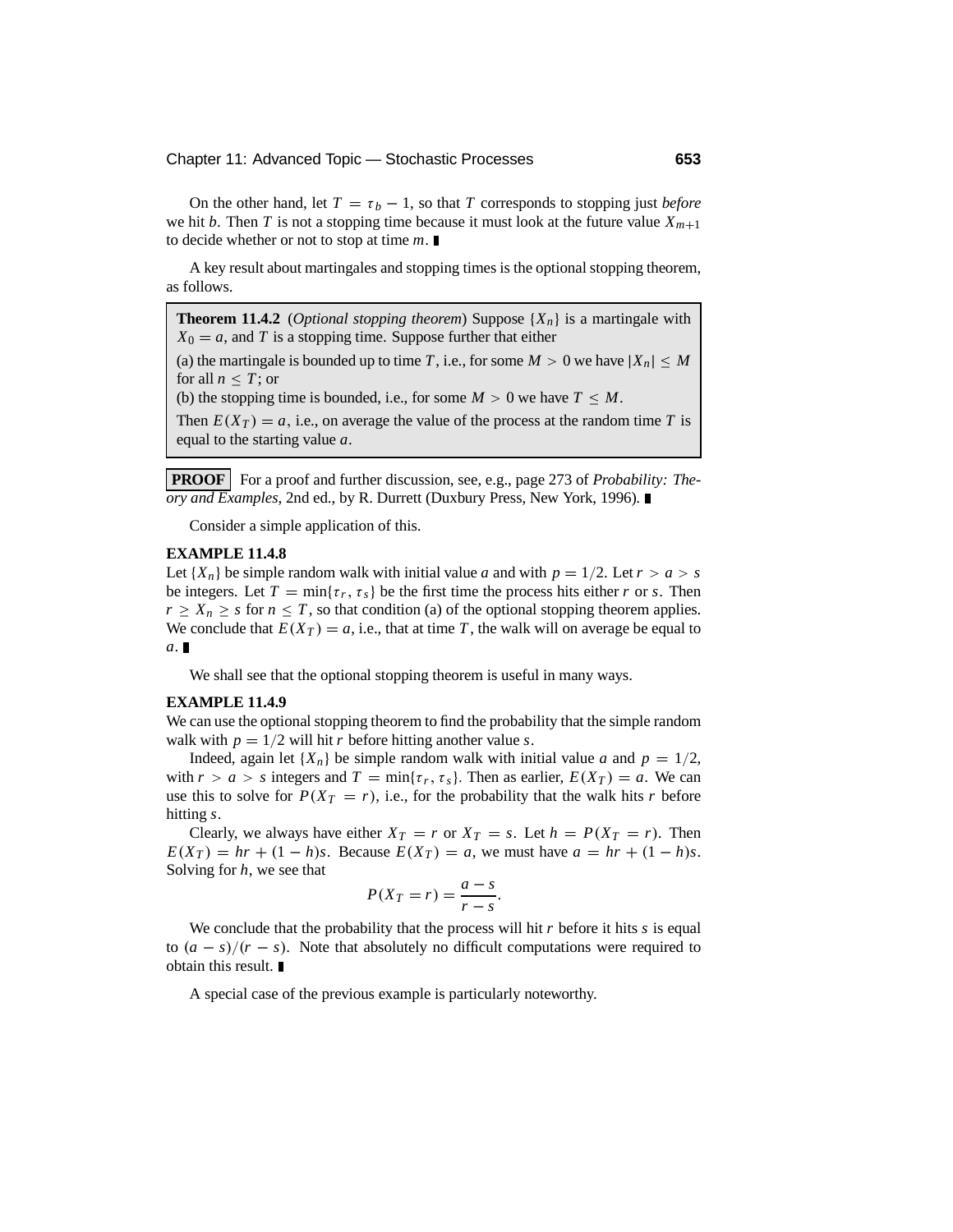On the other hand, let $T = \tau_b - 1$, so that $T$ corresponds to stopping just *before* we hit $b$. Then $T$ is not a stopping time because it must look at the future value $X_{m+1}$ to decide whether or not to stop at time $m$. ∎

A key result about martingales and stopping times is the optional stopping theorem, as follows.

> **Theorem 11.4.2** (*Optional stopping theorem*) Suppose $\{X_n\}$ is a martingale with $X_0 = a$, and $T$ is a stopping time. Suppose further that either
>
> (a) the martingale is bounded up to time $T$, i.e., for some $M > 0$ we have $|X_n| \leq M$ for all $n \leq T$; or
>
> (b) the stopping time is bounded, i.e., for some $M > 0$ we have $T \leq M$.
>
> Then $E(X_T) = a$, i.e., on average the value of the process at the random time $T$ is equal to the starting value $a$.

**PROOF** For a proof and further discussion, see, e.g., page 273 of *Probability: Theory and Examples*, 2nd ed., by R. Durrett (Duxbury Press, New York, 1996). ∎

Consider a simple application of this.

**EXAMPLE 11.4.8**

Let $\{X_n\}$ be simple random walk with initial value $a$ and with $p = 1/2$. Let $r > a > s$ be integers. Let $T = \min\{\tau_r, \tau_s\}$ be the first time the process hits either $r$ or $s$. Then $r \geq X_n \geq s$ for $n \leq T$, so that condition (a) of the optional stopping theorem applies. We conclude that $E(X_T) = a$, i.e., that at time $T$, the walk will on average be equal to $a$. ∎

We shall see that the optional stopping theorem is useful in many ways.

**EXAMPLE 11.4.9**

We can use the optional stopping theorem to find the probability that the simple random walk with $p = 1/2$ will hit $r$ before hitting another value $s$.

Indeed, again let $\{X_n\}$ be simple random walk with initial value $a$ and $p = 1/2$, with $r > a > s$ integers and $T = \min\{\tau_r, \tau_s\}$. Then as earlier, $E(X_T) = a$. We can use this to solve for $P(X_T = r)$, i.e., for the probability that the walk hits $r$ before hitting $s$.

Clearly, we always have either $X_T = r$ or $X_T = s$. Let $h = P(X_T = r)$. Then $E(X_T) = hr + (1 - h)s$. Because $E(X_T) = a$, we must have $a = hr + (1 - h)s$. Solving for $h$, we see that

$$P(X_T = r) = \frac{a - s}{r - s}.$$

We conclude that the probability that the process will hit $r$ before it hits $s$ is equal to $(a - s)/(r - s)$. Note that absolutely no difficult computations were required to obtain this result. ∎

A special case of the previous example is particularly noteworthy.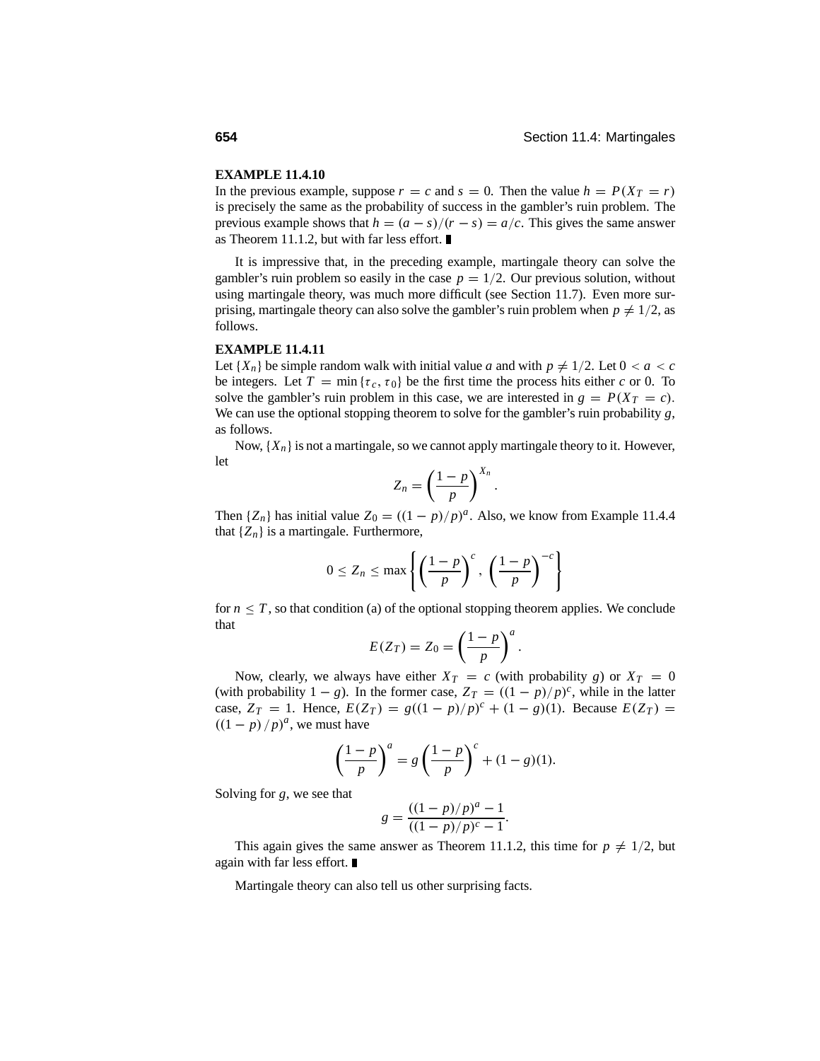**EXAMPLE 11.4.10**

In the previous example, suppose $r = c$ and $s = 0$. Then the value $h = P(X_T = r)$ is precisely the same as the probability of success in the gambler's ruin problem. The previous example shows that $h = (a - s)/(r - s) = a/c$. This gives the same answer as Theorem 11.1.2, but with far less effort. ∎

It is impressive that, in the preceding example, martingale theory can solve the gambler's ruin problem so easily in the case $p = 1/2$. Our previous solution, without using martingale theory, was much more difficult (see Section 11.7). Even more surprising, martingale theory can also solve the gambler's ruin problem when $p \neq 1/2$, as follows.

**EXAMPLE 11.4.11**

Let $\{X_n\}$ be simple random walk with initial value $a$ and with $p \neq 1/2$. Let $0 < a < c$ be integers. Let $T = \min\{\tau_c, \tau_0\}$ be the first time the process hits either $c$ or 0. To solve the gambler's ruin problem in this case, we are interested in $g = P(X_T = c)$. We can use the optional stopping theorem to solve for the gambler's ruin probability $g$, as follows.

Now, $\{X_n\}$ is not a martingale, so we cannot apply martingale theory to it. However, let

$$Z_n = \left(\frac{1-p}{p}\right)^{X_n}.$$

Then $\{Z_n\}$ has initial value $Z_0 = ((1-p)/p)^a$. Also, we know from Example 11.4.4 that $\{Z_n\}$ is a martingale. Furthermore,

$$0 \leq Z_n \leq \max\left\{\left(\frac{1-p}{p}\right)^c, \left(\frac{1-p}{p}\right)^{-c}\right\}$$

for $n \leq T$, so that condition (a) of the optional stopping theorem applies. We conclude that

$$E(Z_T) = Z_0 = \left(\frac{1-p}{p}\right)^a.$$

Now, clearly, we always have either $X_T = c$ (with probability $g$) or $X_T = 0$ (with probability $1 - g$). In the former case, $Z_T = ((1-p)/p)^c$, while in the latter case, $Z_T = 1$. Hence, $E(Z_T) = g((1-p)/p)^c + (1-g)(1)$. Because $E(Z_T) = ((1-p)/p)^a$, we must have

$$\left(\frac{1-p}{p}\right)^a = g\left(\frac{1-p}{p}\right)^c + (1-g)(1).$$

Solving for $g$, we see that

$$g = \frac{((1-p)/p)^a - 1}{((1-p)/p)^c - 1}.$$

This again gives the same answer as Theorem 11.1.2, this time for $p \neq 1/2$, but again with far less effort. ∎

Martingale theory can also tell us other surprising facts.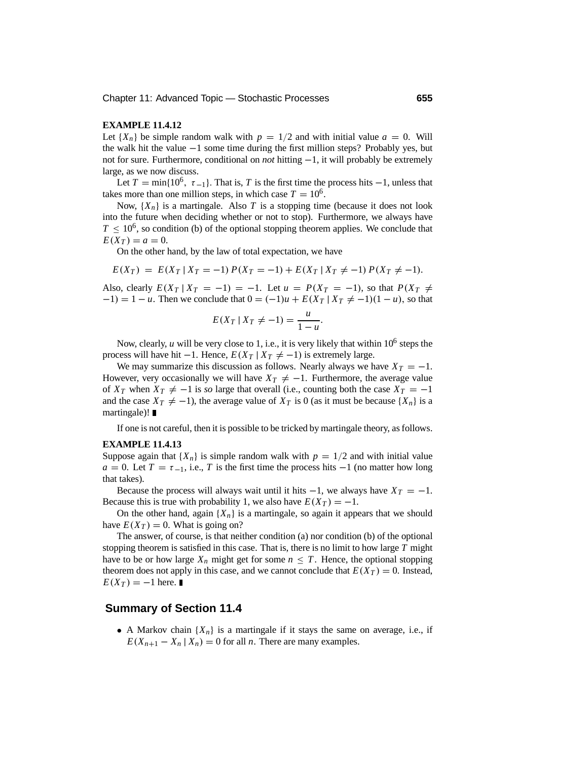**EXAMPLE 11.4.12**

Let $\{X_n\}$ be simple random walk with $p = 1/2$ and with initial value $a = 0$. Will the walk hit the value $-1$ some time during the first million steps? Probably yes, but not for sure. Furthermore, conditional on *not* hitting $-1$, it will probably be extremely large, as we now discuss.

Let $T = \min\{10^6, \ \tau_{-1}\}$. That is, $T$ is the first time the process hits $-1$, unless that takes more than one million steps, in which case $T = 10^6$.

Now, $\{X_n\}$ is a martingale. Also $T$ is a stopping time (because it does not look into the future when deciding whether or not to stop). Furthermore, we always have $T \le 10^6$, so condition (b) of the optional stopping theorem applies. We conclude that $E(X_T) = a = 0$.

On the other hand, by the law of total expectation, we have

$$E(X_T) = E(X_T \mid X_T = -1)\, P(X_T = -1) + E(X_T \mid X_T \neq -1)\, P(X_T \neq -1).$$

Also, clearly $E(X_T \mid X_T = -1) = -1$. Let $u = P(X_T = -1)$, so that $P(X_T \neq -1) = 1 - u$. Then we conclude that $0 = (-1)u + E(X_T \mid X_T \neq -1)(1 - u)$, so that

$$E(X_T \mid X_T \neq -1) = \frac{u}{1-u}.$$

Now, clearly, $u$ will be very close to 1, i.e., it is very likely that within $10^6$ steps the process will have hit $-1$. Hence, $E(X_T \mid X_T \neq -1)$ is extremely large.

We may summarize this discussion as follows. Nearly always we have $X_T = -1$. However, very occasionally we will have $X_T \neq -1$. Furthermore, the average value of $X_T$ when $X_T \neq -1$ is *so* large that overall (i.e., counting both the case $X_T = -1$ and the case $X_T \neq -1$), the average value of $X_T$ is 0 (as it must be because $\{X_n\}$ is a martingale)! ∎

If one is not careful, then it is possible to be tricked by martingale theory, as follows.

**EXAMPLE 11.4.13**

Suppose again that $\{X_n\}$ is simple random walk with $p = 1/2$ and with initial value $a = 0$. Let $T = \tau_{-1}$, i.e., $T$ is the first time the process hits $-1$ (no matter how long that takes).

Because the process will always wait until it hits $-1$, we always have $X_T = -1$. Because this is true with probability 1, we also have $E(X_T) = -1$.

On the other hand, again $\{X_n\}$ is a martingale, so again it appears that we should have $E(X_T) = 0$. What is going on?

The answer, of course, is that neither condition (a) nor condition (b) of the optional stopping theorem is satisfied in this case. That is, there is no limit to how large $T$ might have to be or how large $X_n$ might get for some $n \le T$. Hence, the optional stopping theorem does not apply in this case, and we cannot conclude that $E(X_T) = 0$. Instead, $E(X_T) = -1$ here. ∎

## Summary of Section 11.4

- A Markov chain $\{X_n\}$ is a martingale if it stays the same on average, i.e., if $E(X_{n+1} - X_n \mid X_n) = 0$ for all $n$. There are many examples.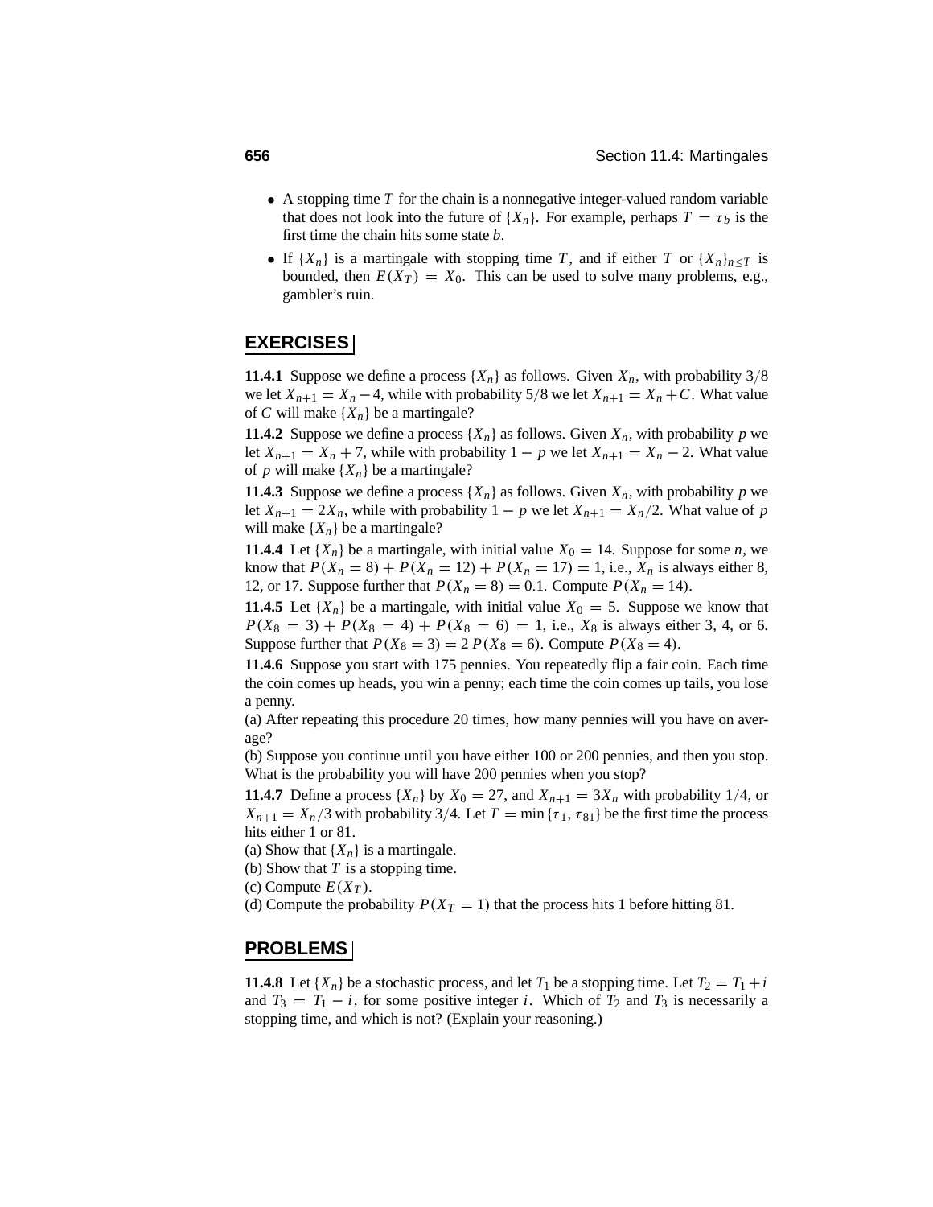- A stopping time $T$ for the chain is a nonnegative integer-valued random variable that does not look into the future of $\{X_n\}$. For example, perhaps $T = \tau_b$ is the first time the chain hits some state $b$.
- If $\{X_n\}$ is a martingale with stopping time $T$, and if either $T$ or $\{X_n\}_{n \le T}$ is bounded, then $E(X_T) = X_0$. This can be used to solve many problems, e.g., gambler's ruin.

## EXERCISES

**11.4.1** Suppose we define a process $\{X_n\}$ as follows. Given $X_n$, with probability $3/8$ we let $X_{n+1} = X_n - 4$, while with probability $5/8$ we let $X_{n+1} = X_n + C$. What value of $C$ will make $\{X_n\}$ be a martingale?

**11.4.2** Suppose we define a process $\{X_n\}$ as follows. Given $X_n$, with probability $p$ we let $X_{n+1} = X_n + 7$, while with probability $1 - p$ we let $X_{n+1} = X_n - 2$. What value of $p$ will make $\{X_n\}$ be a martingale?

**11.4.3** Suppose we define a process $\{X_n\}$ as follows. Given $X_n$, with probability $p$ we let $X_{n+1} = 2X_n$, while with probability $1 - p$ we let $X_{n+1} = X_n/2$. What value of $p$ will make $\{X_n\}$ be a martingale?

**11.4.4** Let $\{X_n\}$ be a martingale, with initial value $X_0 = 14$. Suppose for some $n$, we know that $P(X_n = 8) + P(X_n = 12) + P(X_n = 17) = 1$, i.e., $X_n$ is always either 8, 12, or 17. Suppose further that $P(X_n = 8) = 0.1$. Compute $P(X_n = 14)$.

**11.4.5** Let $\{X_n\}$ be a martingale, with initial value $X_0 = 5$. Suppose we know that $P(X_8 = 3) + P(X_8 = 4) + P(X_8 = 6) = 1$, i.e., $X_8$ is always either 3, 4, or 6. Suppose further that $P(X_8 = 3) = 2\,P(X_8 = 6)$. Compute $P(X_8 = 4)$.

**11.4.6** Suppose you start with 175 pennies. You repeatedly flip a fair coin. Each time the coin comes up heads, you win a penny; each time the coin comes up tails, you lose a penny.

(a) After repeating this procedure 20 times, how many pennies will you have on average?

(b) Suppose you continue until you have either 100 or 200 pennies, and then you stop. What is the probability you will have 200 pennies when you stop?

**11.4.7** Define a process $\{X_n\}$ by $X_0 = 27$, and $X_{n+1} = 3X_n$ with probability $1/4$, or $X_{n+1} = X_n/3$ with probability $3/4$. Let $T = \min\{\tau_1, \tau_{81}\}$ be the first time the process hits either 1 or 81.

(a) Show that $\{X_n\}$ is a martingale.

(b) Show that $T$ is a stopping time.

(c) Compute $E(X_T)$.

(d) Compute the probability $P(X_T = 1)$ that the process hits 1 before hitting 81.

## PROBLEMS

**11.4.8** Let $\{X_n\}$ be a stochastic process, and let $T_1$ be a stopping time. Let $T_2 = T_1 + i$ and $T_3 = T_1 - i$, for some positive integer $i$. Which of $T_2$ and $T_3$ is necessarily a stopping time, and which is not? (Explain your reasoning.)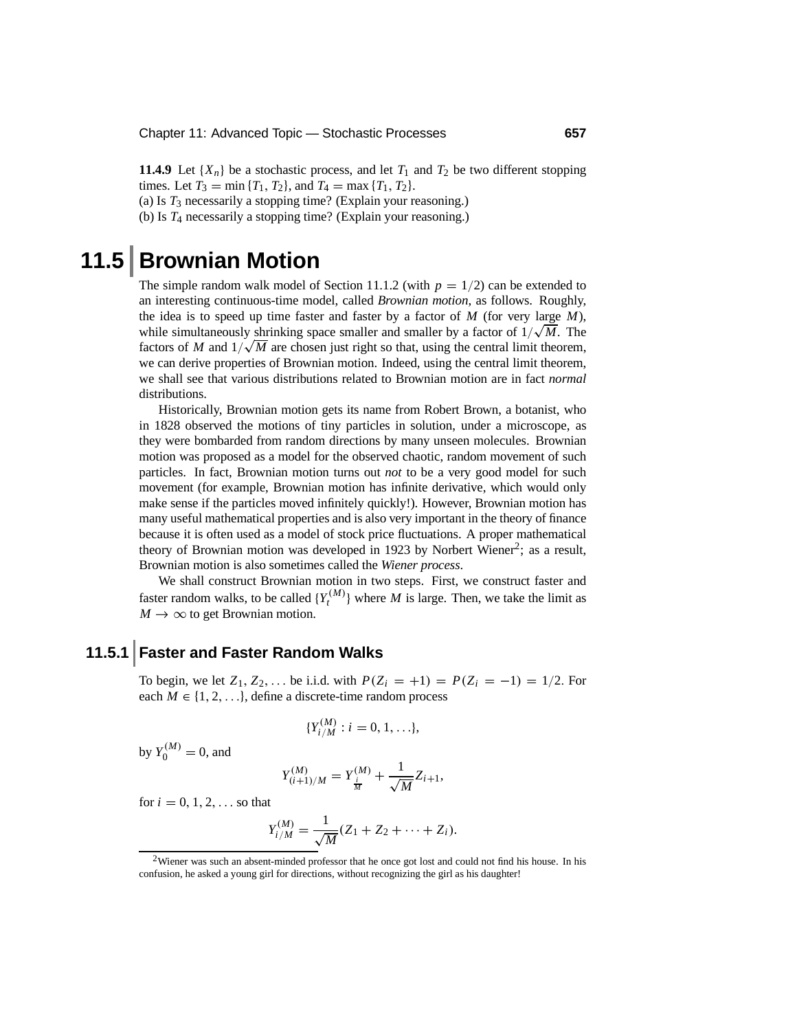**11.4.9** Let $\{X_n\}$ be a stochastic process, and let $T_1$ and $T_2$ be two different stopping times. Let $T_3 = \min\{T_1, T_2\}$, and $T_4 = \max\{T_1, T_2\}$.
(a) Is $T_3$ necessarily a stopping time? (Explain your reasoning.)
(b) Is $T_4$ necessarily a stopping time? (Explain your reasoning.)

# 11.5 Brownian Motion

The simple random walk model of Section 11.1.2 (with $p = 1/2$) can be extended to an interesting continuous-time model, called *Brownian motion*, as follows. Roughly, the idea is to speed up time faster and faster by a factor of $M$ (for very large $M$), while simultaneously shrinking space smaller and smaller by a factor of $1/\sqrt{M}$. The factors of $M$ and $1/\sqrt{M}$ are chosen just right so that, using the central limit theorem, we can derive properties of Brownian motion. Indeed, using the central limit theorem, we shall see that various distributions related to Brownian motion are in fact *normal* distributions.

Historically, Brownian motion gets its name from Robert Brown, a botanist, who in 1828 observed the motions of tiny particles in solution, under a microscope, as they were bombarded from random directions by many unseen molecules. Brownian motion was proposed as a model for the observed chaotic, random movement of such particles. In fact, Brownian motion turns out *not* to be a very good model for such movement (for example, Brownian motion has infinite derivative, which would only make sense if the particles moved infinitely quickly!). However, Brownian motion has many useful mathematical properties and is also very important in the theory of finance because it is often used as a model of stock price fluctuations. A proper mathematical theory of Brownian motion was developed in 1923 by Norbert Wiener[2]; as a result, Brownian motion is also sometimes called the *Wiener process*.

We shall construct Brownian motion in two steps. First, we construct faster and faster random walks, to be called $\{Y_t^{(M)}\}$ where $M$ is large. Then, we take the limit as $M \to \infty$ to get Brownian motion.

## 11.5.1 Faster and Faster Random Walks

To begin, we let $Z_1, Z_2, \ldots$ be i.i.d. with $P(Z_i = +1) = P(Z_i = -1) = 1/2$. For each $M \in \{1, 2, \ldots\}$, define a discrete-time random process

$$\{Y_{i/M}^{(M)} : i = 0, 1, \ldots\},$$

by $Y_0^{(M)} = 0$, and

$$Y_{(i+1)/M}^{(M)} = Y_{\frac{i}{M}}^{(M)} + \frac{1}{\sqrt{M}} Z_{i+1},$$

for $i = 0, 1, 2, \ldots$ so that

$$Y_{i/M}^{(M)} = \frac{1}{\sqrt{M}}(Z_1 + Z_2 + \cdots + Z_i).$$

[2]Wiener was such an absent-minded professor that he once got lost and could not find his house. In his confusion, he asked a young girl for directions, without recognizing the girl as his daughter!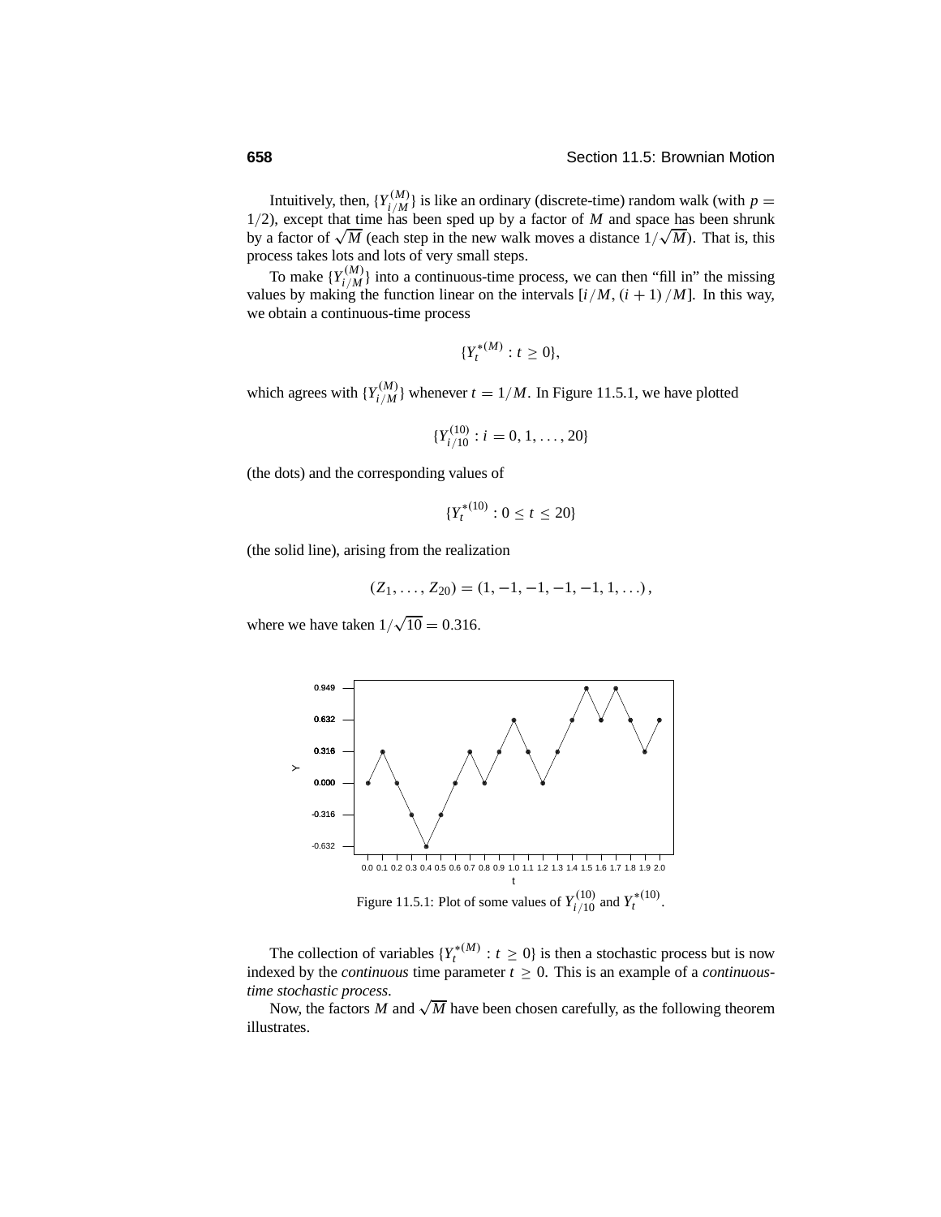Intuitively, then, $\{Y^{(M)}_{i/M}\}$ is like an ordinary (discrete-time) random walk (with $p = 1/2$), except that time has been sped up by a factor of $M$ and space has been shrunk by a factor of $\sqrt{M}$ (each step in the new walk moves a distance $1/\sqrt{M}$). That is, this process takes lots and lots of very small steps.

To make $\{Y^{(M)}_{i/M}\}$ into a continuous-time process, we can then "fill in" the missing values by making the function linear on the intervals $[i/M, (i+1)/M]$. In this way, we obtain a continuous-time process

$$\{Y^{*(M)}_t : t \geq 0\},$$

which agrees with $\{Y^{(M)}_{i/M}\}$ whenever $t = 1/M$. In Figure 11.5.1, we have plotted

$$\{Y^{(10)}_{i/10} : i = 0, 1, \ldots, 20\}$$

(the dots) and the corresponding values of

$$\{Y^{*(10)}_t : 0 \leq t \leq 20\}$$

(the solid line), arising from the realization

$$(Z_1, \ldots, Z_{20}) = (1, -1, -1, -1, -1, 1, \ldots),$$

where we have taken $1/\sqrt{10} = 0.316$.

Figure 11.5.1: Plot of some values of $Y^{(10)}_{i/10}$ and $Y^{*(10)}_t$.

The collection of variables $\{Y^{*(M)}_t : t \geq 0\}$ is then a stochastic process but is now indexed by the *continuous* time parameter $t \geq 0$. This is an example of a *continuous-time stochastic process*.

Now, the factors $M$ and $\sqrt{M}$ have been chosen carefully, as the following theorem illustrates.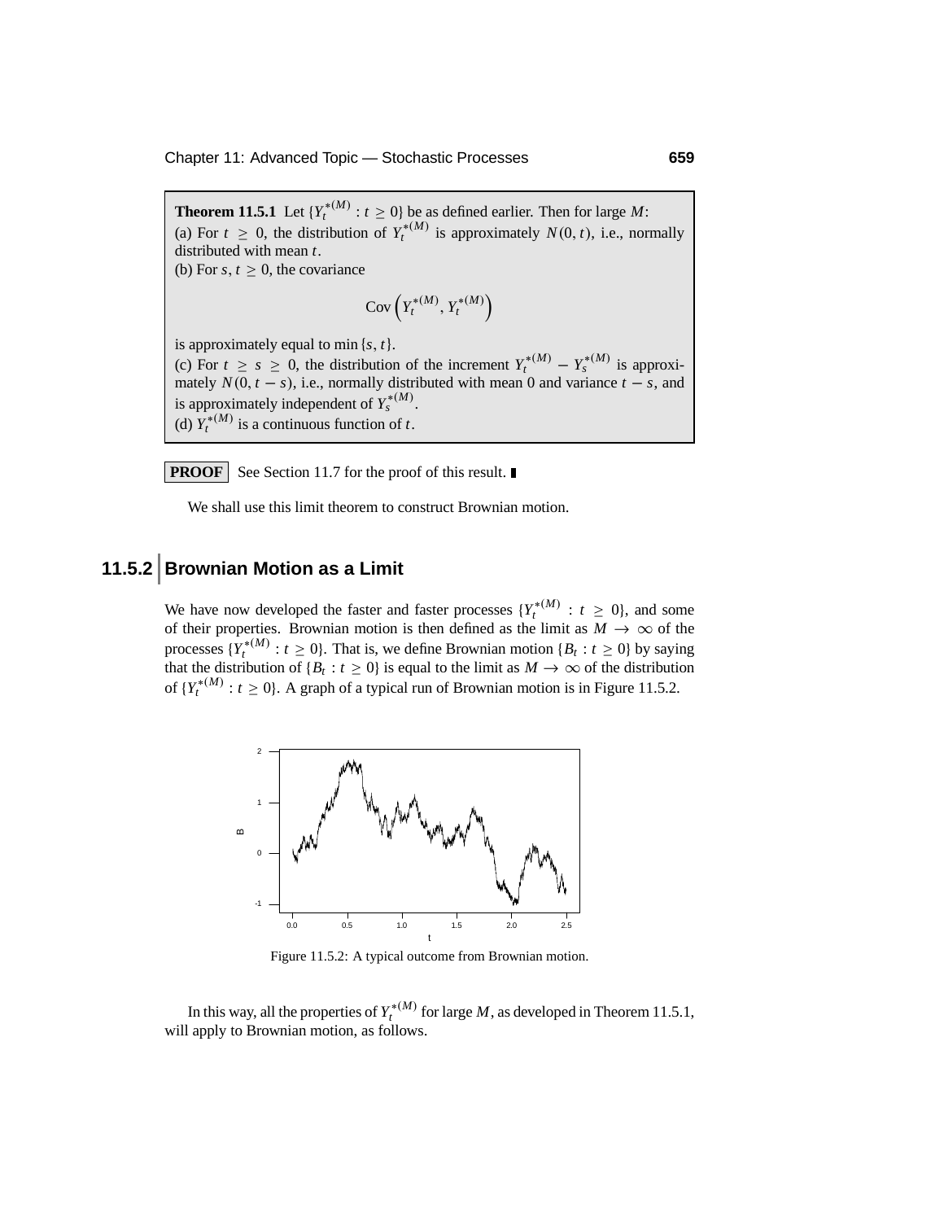**Theorem 11.5.1** Let $\{Y_t^{*(M)} : t \geq 0\}$ be as defined earlier. Then for large $M$:
(a) For $t \geq 0$, the distribution of $Y_t^{*(M)}$ is approximately $N(0, t)$, i.e., normally distributed with mean $t$.
(b) For $s, t \geq 0$, the covariance

$$\text{Cov}\left(Y_t^{*(M)}, Y_t^{*(M)}\right)$$

is approximately equal to $\min\{s, t\}$.
(c) For $t \geq s \geq 0$, the distribution of the increment $Y_t^{*(M)} - Y_s^{*(M)}$ is approximately $N(0, t - s)$, i.e., normally distributed with mean 0 and variance $t - s$, and is approximately independent of $Y_s^{*(M)}$.
(d) $Y_t^{*(M)}$ is a continuous function of $t$.

**PROOF** See Section 11.7 for the proof of this result. ∎

We shall use this limit theorem to construct Brownian motion.

## 11.5.2 Brownian Motion as a Limit

We have now developed the faster and faster processes $\{Y_t^{*(M)} : t \geq 0\}$, and some of their properties. Brownian motion is then defined as the limit as $M \to \infty$ of the processes $\{Y_t^{*(M)} : t \geq 0\}$. That is, we define Brownian motion $\{B_t : t \geq 0\}$ by saying that the distribution of $\{B_t : t \geq 0\}$ is equal to the limit as $M \to \infty$ of the distribution of $\{Y_t^{*(M)} : t \geq 0\}$. A graph of a typical run of Brownian motion is in Figure 11.5.2.

Figure 11.5.2: A typical outcome from Brownian motion.

In this way, all the properties of $Y_t^{*(M)}$ for large $M$, as developed in Theorem 11.5.1, will apply to Brownian motion, as follows.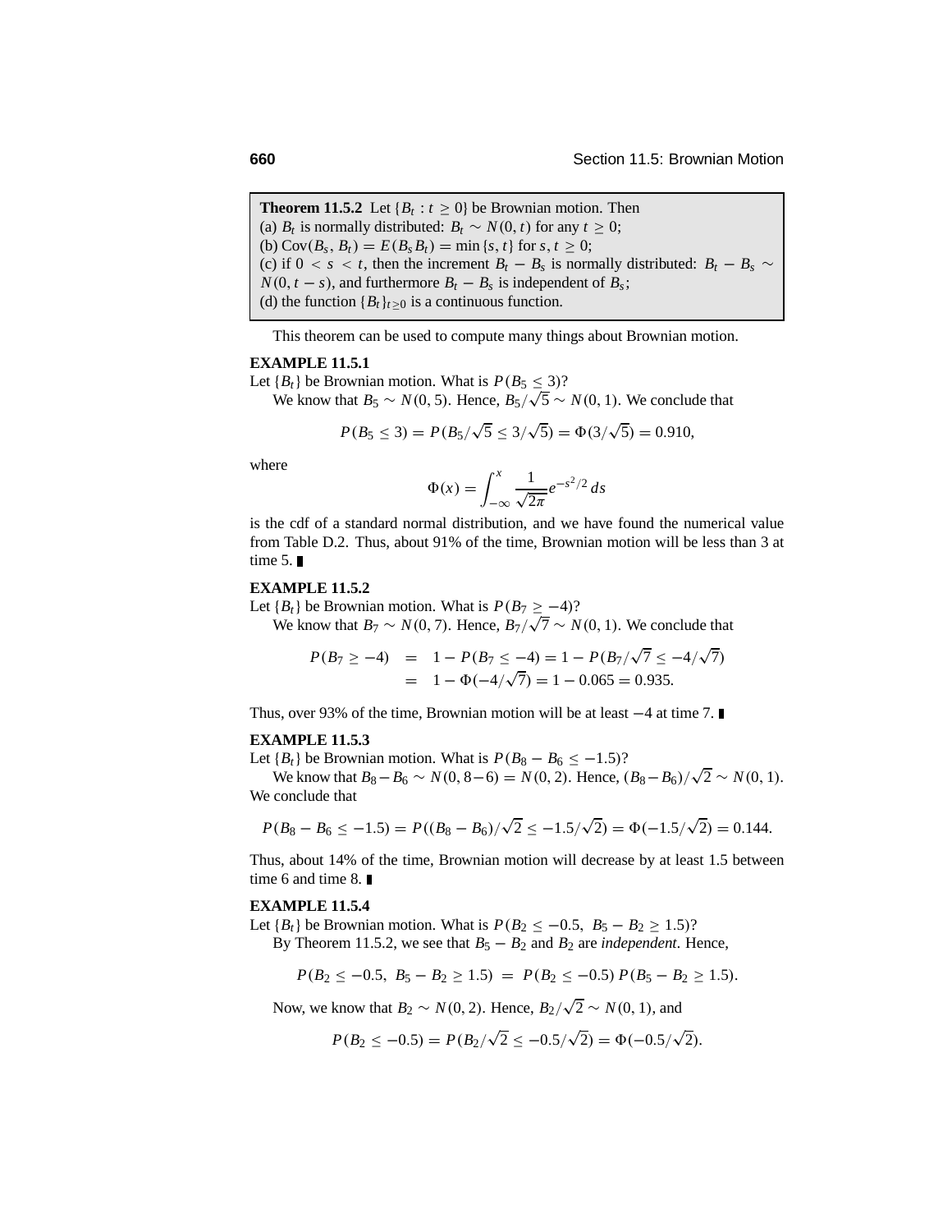> **Theorem 11.5.2** Let $\{B_t : t \geq 0\}$ be Brownian motion. Then
> (a) $B_t$ is normally distributed: $B_t \sim N(0, t)$ for any $t \geq 0$;
> (b) $\text{Cov}(B_s, B_t) = E(B_s B_t) = \min\{s, t\}$ for $s, t \geq 0$;
> (c) if $0 < s < t$, then the increment $B_t - B_s$ is normally distributed: $B_t - B_s \sim N(0, t - s)$, and furthermore $B_t - B_s$ is independent of $B_s$;
> (d) the function $\{B_t\}_{t \geq 0}$ is a continuous function.

This theorem can be used to compute many things about Brownian motion.

**EXAMPLE 11.5.1**

Let $\{B_t\}$ be Brownian motion. What is $P(B_5 \leq 3)$?

We know that $B_5 \sim N(0, 5)$. Hence, $B_5/\sqrt{5} \sim N(0, 1)$. We conclude that

$$P(B_5 \leq 3) = P(B_5/\sqrt{5} \leq 3/\sqrt{5}) = \Phi(3/\sqrt{5}) = 0.910,$$

where

$$\Phi(x) = \int_{-\infty}^{x} \frac{1}{\sqrt{2\pi}} e^{-s^2/2}\, ds$$

is the cdf of a standard normal distribution, and we have found the numerical value from Table D.2. Thus, about 91% of the time, Brownian motion will be less than 3 at time 5. ∎

**EXAMPLE 11.5.2**

Let $\{B_t\}$ be Brownian motion. What is $P(B_7 \geq -4)$?

We know that $B_7 \sim N(0, 7)$. Hence, $B_7/\sqrt{7} \sim N(0, 1)$. We conclude that

$$\begin{aligned} P(B_7 \geq -4) &= 1 - P(B_7 \leq -4) = 1 - P(B_7/\sqrt{7} \leq -4/\sqrt{7}) \\ &= 1 - \Phi(-4/\sqrt{7}) = 1 - 0.065 = 0.935. \end{aligned}$$

Thus, over 93% of the time, Brownian motion will be at least $-4$ at time 7. ∎

**EXAMPLE 11.5.3**

Let $\{B_t\}$ be Brownian motion. What is $P(B_8 - B_6 \leq -1.5)$?

We know that $B_8 - B_6 \sim N(0, 8-6) = N(0, 2)$. Hence, $(B_8 - B_6)/\sqrt{2} \sim N(0, 1)$. We conclude that

$$P(B_8 - B_6 \leq -1.5) = P((B_8 - B_6)/\sqrt{2} \leq -1.5/\sqrt{2}) = \Phi(-1.5/\sqrt{2}) = 0.144.$$

Thus, about 14% of the time, Brownian motion will decrease by at least 1.5 between time 6 and time 8. ∎

**EXAMPLE 11.5.4**

Let $\{B_t\}$ be Brownian motion. What is $P(B_2 \leq -0.5,\ B_5 - B_2 \geq 1.5)$?

By Theorem 11.5.2, we see that $B_5 - B_2$ and $B_2$ are *independent*. Hence,

$$P(B_2 \leq -0.5,\ B_5 - B_2 \geq 1.5) = P(B_2 \leq -0.5)\, P(B_5 - B_2 \geq 1.5).$$

Now, we know that $B_2 \sim N(0, 2)$. Hence, $B_2/\sqrt{2} \sim N(0, 1)$, and

$$P(B_2 \leq -0.5) = P(B_2/\sqrt{2} \leq -0.5/\sqrt{2}) = \Phi(-0.5/\sqrt{2}).$$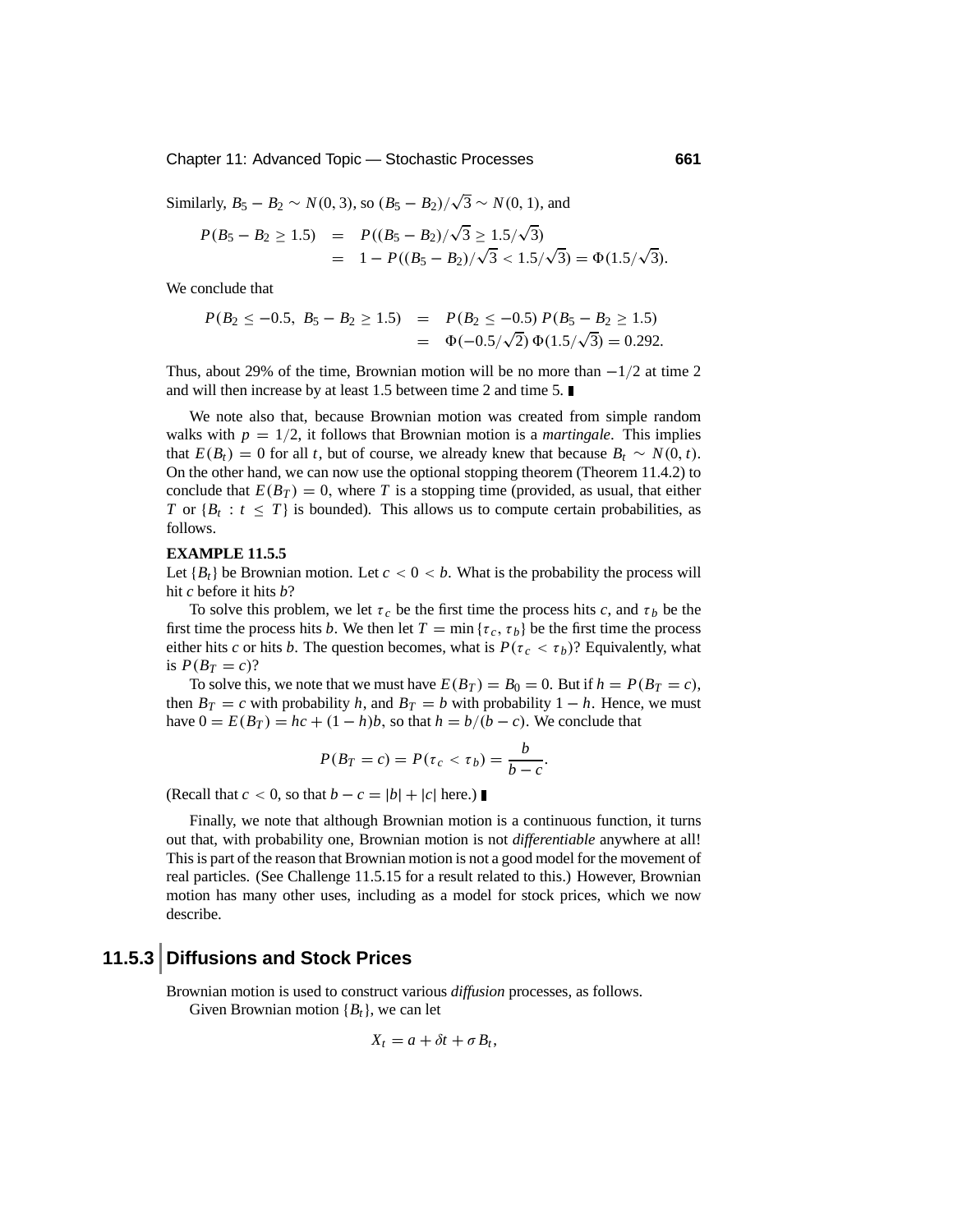Similarly, $B_5 - B_2 \sim N(0, 3)$, so $(B_5 - B_2)/\sqrt{3} \sim N(0, 1)$, and

$$
\begin{aligned}
P(B_5 - B_2 \geq 1.5) &= P((B_5 - B_2)/\sqrt{3} \geq 1.5/\sqrt{3}) \\
&= 1 - P((B_5 - B_2)/\sqrt{3} < 1.5/\sqrt{3}) = \Phi(1.5/\sqrt{3}).
\end{aligned}
$$

We conclude that

$$
\begin{aligned}
P(B_2 \leq -0.5,\ B_5 - B_2 \geq 1.5) &= P(B_2 \leq -0.5)\, P(B_5 - B_2 \geq 1.5) \\
&= \Phi(-0.5/\sqrt{2})\, \Phi(1.5/\sqrt{3}) = 0.292.
\end{aligned}
$$

Thus, about 29% of the time, Brownian motion will be no more than $-1/2$ at time 2 and will then increase by at least 1.5 between time 2 and time 5. ∎

We note also that, because Brownian motion was created from simple random walks with $p = 1/2$, it follows that Brownian motion is a *martingale*. This implies that $E(B_t) = 0$ for all $t$, but of course, we already knew that because $B_t \sim N(0, t)$. On the other hand, we can now use the optional stopping theorem (Theorem 11.4.2) to conclude that $E(B_T) = 0$, where $T$ is a stopping time (provided, as usual, that either $T$ or $\{B_t : t \leq T\}$ is bounded). This allows us to compute certain probabilities, as follows.

**EXAMPLE 11.5.5**

Let $\{B_t\}$ be Brownian motion. Let $c < 0 < b$. What is the probability the process will hit $c$ before it hits $b$?

To solve this problem, we let $\tau_c$ be the first time the process hits $c$, and $\tau_b$ be the first time the process hits $b$. We then let $T = \min\{\tau_c, \tau_b\}$ be the first time the process either hits $c$ or hits $b$. The question becomes, what is $P(\tau_c < \tau_b)$? Equivalently, what is $P(B_T = c)$?

To solve this, we note that we must have $E(B_T) = B_0 = 0$. But if $h = P(B_T = c)$, then $B_T = c$ with probability $h$, and $B_T = b$ with probability $1 - h$. Hence, we must have $0 = E(B_T) = hc + (1 - h)b$, so that $h = b/(b - c)$. We conclude that

$$
P(B_T = c) = P(\tau_c < \tau_b) = \frac{b}{b - c}.
$$

(Recall that $c < 0$, so that $b - c = |b| + |c|$ here.) ∎

Finally, we note that although Brownian motion is a continuous function, it turns out that, with probability one, Brownian motion is not *differentiable* anywhere at all! This is part of the reason that Brownian motion is not a good model for the movement of real particles. (See Challenge 11.5.15 for a result related to this.) However, Brownian motion has many other uses, including as a model for stock prices, which we now describe.

## 11.5.3 Diffusions and Stock Prices

Brownian motion is used to construct various *diffusion* processes, as follows.

Given Brownian motion $\{B_t\}$, we can let

$$
X_t = a + \delta t + \sigma B_t,
$$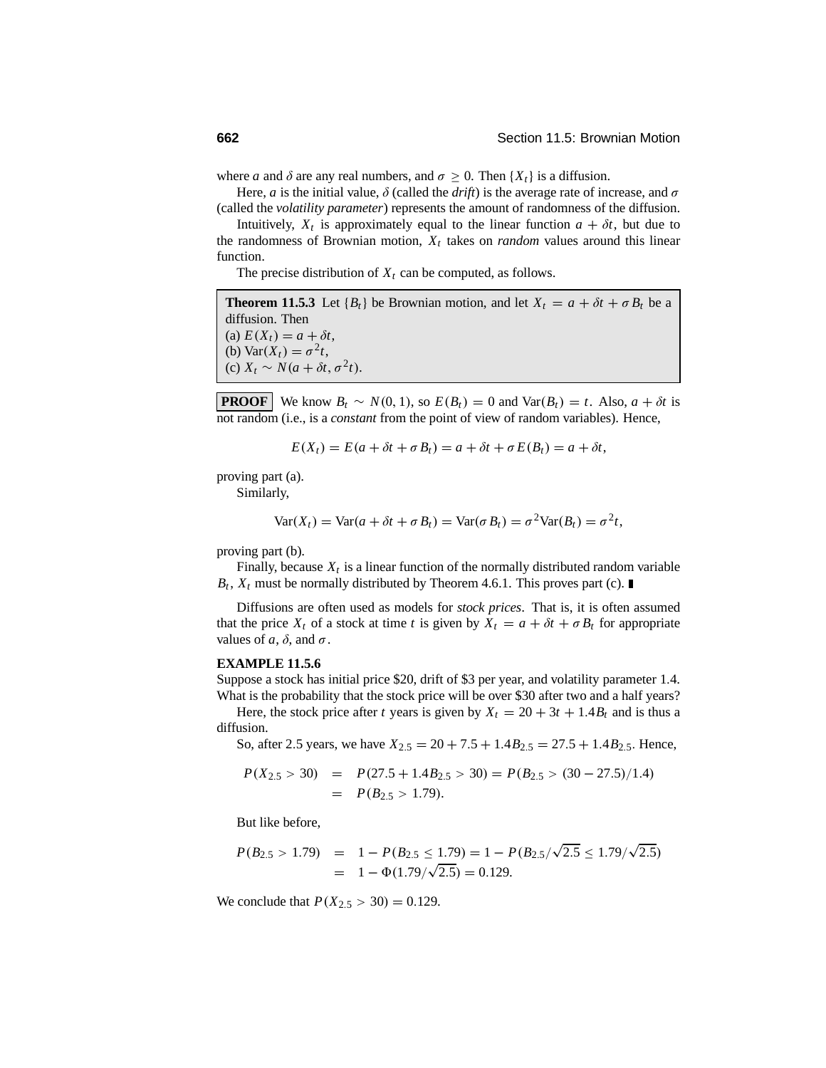where $a$ and $\delta$ are any real numbers, and $\sigma \geq 0$. Then $\{X_t\}$ is a diffusion.

Here, $a$ is the initial value, $\delta$ (called the *drift*) is the average rate of increase, and $\sigma$ (called the *volatility parameter*) represents the amount of randomness of the diffusion.

Intuitively, $X_t$ is approximately equal to the linear function $a + \delta t$, but due to the randomness of Brownian motion, $X_t$ takes on *random* values around this linear function.

The precise distribution of $X_t$ can be computed, as follows.

**Theorem 11.5.3** Let $\{B_t\}$ be Brownian motion, and let $X_t = a + \delta t + \sigma B_t$ be a diffusion. Then
(a) $E(X_t) = a + \delta t$,
(b) $\text{Var}(X_t) = \sigma^2 t$,
(c) $X_t \sim N(a + \delta t, \sigma^2 t)$.

**PROOF** We know $B_t \sim N(0, 1)$, so $E(B_t) = 0$ and $\text{Var}(B_t) = t$. Also, $a + \delta t$ is not random (i.e., is a *constant* from the point of view of random variables). Hence,

$$E(X_t) = E(a + \delta t + \sigma B_t) = a + \delta t + \sigma E(B_t) = a + \delta t,$$

proving part (a).

Similarly,

$$\text{Var}(X_t) = \text{Var}(a + \delta t + \sigma B_t) = \text{Var}(\sigma B_t) = \sigma^2 \text{Var}(B_t) = \sigma^2 t,$$

proving part (b).

Finally, because $X_t$ is a linear function of the normally distributed random variable $B_t$, $X_t$ must be normally distributed by Theorem 4.6.1. This proves part (c). ∎

Diffusions are often used as models for *stock prices*. That is, it is often assumed that the price $X_t$ of a stock at time $t$ is given by $X_t = a + \delta t + \sigma B_t$ for appropriate values of $a$, $\delta$, and $\sigma$.

**EXAMPLE 11.5.6**
Suppose a stock has initial price \$20, drift of \$3 per year, and volatility parameter 1.4. What is the probability that the stock price will be over \$30 after two and a half years?

Here, the stock price after $t$ years is given by $X_t = 20 + 3t + 1.4B_t$ and is thus a diffusion.

So, after 2.5 years, we have $X_{2.5} = 20 + 7.5 + 1.4B_{2.5} = 27.5 + 1.4B_{2.5}$. Hence,

$$\begin{aligned} P(X_{2.5} > 30) &= P(27.5 + 1.4B_{2.5} > 30) = P(B_{2.5} > (30 - 27.5)/1.4) \\ &= P(B_{2.5} > 1.79). \end{aligned}$$

But like before,

$$\begin{aligned} P(B_{2.5} > 1.79) &= 1 - P(B_{2.5} \leq 1.79) = 1 - P(B_{2.5}/\sqrt{2.5} \leq 1.79/\sqrt{2.5}) \\ &= 1 - \Phi(1.79/\sqrt{2.5}) = 0.129. \end{aligned}$$

We conclude that $P(X_{2.5} > 30) = 0.129$.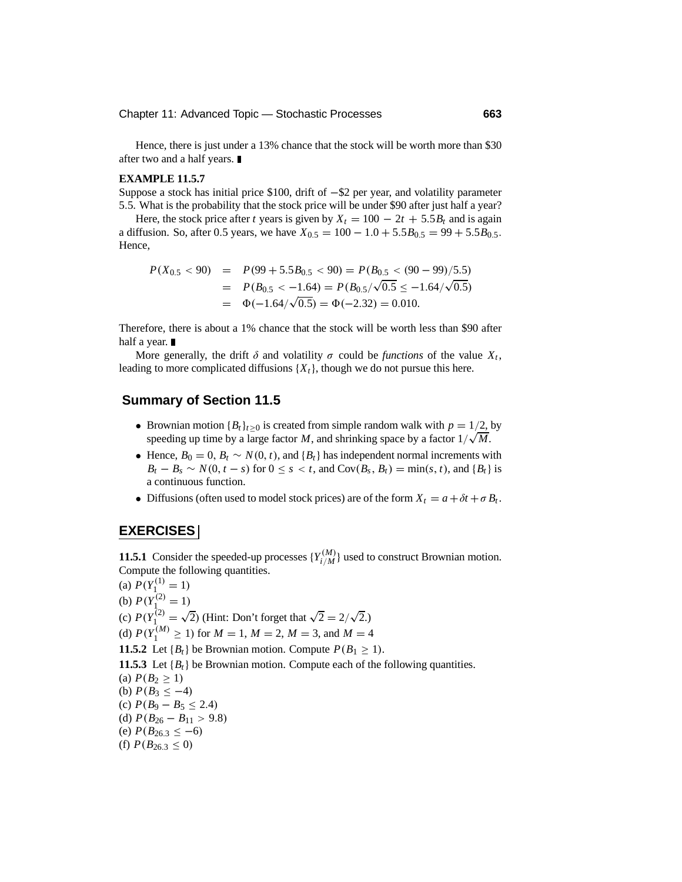Hence, there is just under a 13% chance that the stock will be worth more than \$30 after two and a half years. ∎

**EXAMPLE 11.5.7**

Suppose a stock has initial price \$100, drift of −\$2 per year, and volatility parameter 5.5. What is the probability that the stock price will be under \$90 after just half a year?

Here, the stock price after $t$ years is given by $X_t = 100 - 2t + 5.5B_t$ and is again a diffusion. So, after 0.5 years, we have $X_{0.5} = 100 - 1.0 + 5.5B_{0.5} = 99 + 5.5B_{0.5}$. Hence,

$$
\begin{aligned}
P(X_{0.5} < 90) &= P(99 + 5.5B_{0.5} < 90) = P(B_{0.5} < (90 - 99)/5.5) \\
&= P(B_{0.5} < -1.64) = P(B_{0.5}/\sqrt{0.5} \le -1.64/\sqrt{0.5}) \\
&= \Phi(-1.64/\sqrt{0.5}) = \Phi(-2.32) = 0.010.
\end{aligned}
$$

Therefore, there is about a 1% chance that the stock will be worth less than \$90 after half a year. ∎

More generally, the drift $\delta$ and volatility $\sigma$ could be *functions* of the value $X_t$, leading to more complicated diffusions $\{X_t\}$, though we do not pursue this here.

## Summary of Section 11.5

- Brownian motion $\{B_t\}_{t\ge 0}$ is created from simple random walk with $p = 1/2$, by speeding up time by a large factor $M$, and shrinking space by a factor $1/\sqrt{M}$.
- Hence, $B_0 = 0$, $B_t \sim N(0, t)$, and $\{B_t\}$ has independent normal increments with $B_t - B_s \sim N(0, t - s)$ for $0 \le s < t$, and $\text{Cov}(B_s, B_t) = \min(s, t)$, and $\{B_t\}$ is a continuous function.
- Diffusions (often used to model stock prices) are of the form $X_t = a + \delta t + \sigma B_t$.

## EXERCISES

**11.5.1** Consider the speeded-up processes $\{Y^{(M)}_{i/M}\}$ used to construct Brownian motion. Compute the following quantities.

(a) $P(Y^{(1)}_1 = 1)$

(b) $P(Y^{(2)}_1 = 1)$

(c) $P(Y^{(2)}_1 = \sqrt{2})$ (Hint: Don't forget that $\sqrt{2} = 2/\sqrt{2}$.)

(d) $P(Y^{(M)}_1 \ge 1)$ for $M = 1$, $M = 2$, $M = 3$, and $M = 4$

**11.5.2** Let $\{B_t\}$ be Brownian motion. Compute $P(B_1 \ge 1)$.

**11.5.3** Let $\{B_t\}$ be Brownian motion. Compute each of the following quantities.

(a) $P(B_2 \ge 1)$

(b) $P(B_3 \le -4)$

(c) $P(B_9 - B_5 \le 2.4)$

(d) $P(B_{26} - B_{11} > 9.8)$

(e) $P(B_{26.3} \le -6)$

(f) $P(B_{26.3} \le 0)$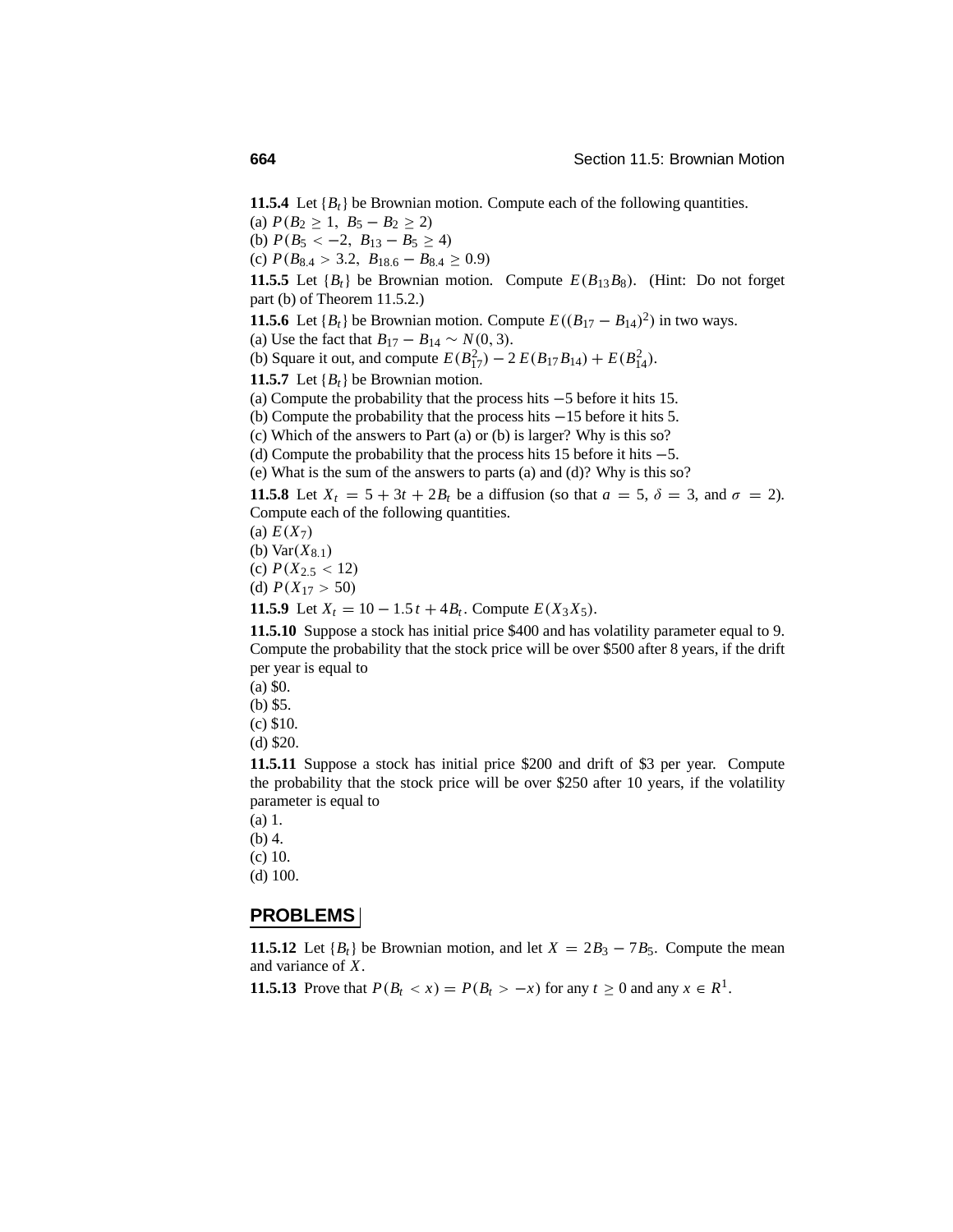**11.5.4** Let $\{B_t\}$ be Brownian motion. Compute each of the following quantities.

(a) $P(B_2 \geq 1,\ B_5 - B_2 \geq 2)$

(b) $P(B_5 < -2,\ B_{13} - B_5 \geq 4)$

(c) $P(B_{8.4} > 3.2,\ B_{18.6} - B_{8.4} \geq 0.9)$

**11.5.5** Let $\{B_t\}$ be Brownian motion. Compute $E(B_{13}B_8)$. (Hint: Do not forget part (b) of Theorem 11.5.2.)

**11.5.6** Let $\{B_t\}$ be Brownian motion. Compute $E((B_{17} - B_{14})^2)$ in two ways.

(a) Use the fact that $B_{17} - B_{14} \sim N(0, 3)$.

(b) Square it out, and compute $E(B_{17}^2) - 2\,E(B_{17}B_{14}) + E(B_{14}^2)$.

**11.5.7** Let $\{B_t\}$ be Brownian motion.

(a) Compute the probability that the process hits $-5$ before it hits 15.

(b) Compute the probability that the process hits $-15$ before it hits 5.

(c) Which of the answers to Part (a) or (b) is larger? Why is this so?

(d) Compute the probability that the process hits 15 before it hits $-5$.

(e) What is the sum of the answers to parts (a) and (d)? Why is this so?

**11.5.8** Let $X_t = 5 + 3t + 2B_t$ be a diffusion (so that $a = 5$, $\delta = 3$, and $\sigma = 2$). Compute each of the following quantities.

(a) $E(X_7)$

(b) $\text{Var}(X_{8.1})$

(c) $P(X_{2.5} < 12)$

(d) $P(X_{17} > 50)$

**11.5.9** Let $X_t = 10 - 1.5\,t + 4B_t$. Compute $E(X_3X_5)$.

**11.5.10** Suppose a stock has initial price \$400 and has volatility parameter equal to 9. Compute the probability that the stock price will be over \$500 after 8 years, if the drift per year is equal to

(a) \$0.

(b) \$5.

(c) \$10.

(d) \$20.

**11.5.11** Suppose a stock has initial price \$200 and drift of \$3 per year. Compute the probability that the stock price will be over \$250 after 10 years, if the volatility parameter is equal to

(a) 1.

(b) 4.

(c) 10.

(d) 100.

## PROBLEMS

**11.5.12** Let $\{B_t\}$ be Brownian motion, and let $X = 2B_3 - 7B_5$. Compute the mean and variance of $X$.

**11.5.13** Prove that $P(B_t < x) = P(B_t > -x)$ for any $t \geq 0$ and any $x \in R^1$.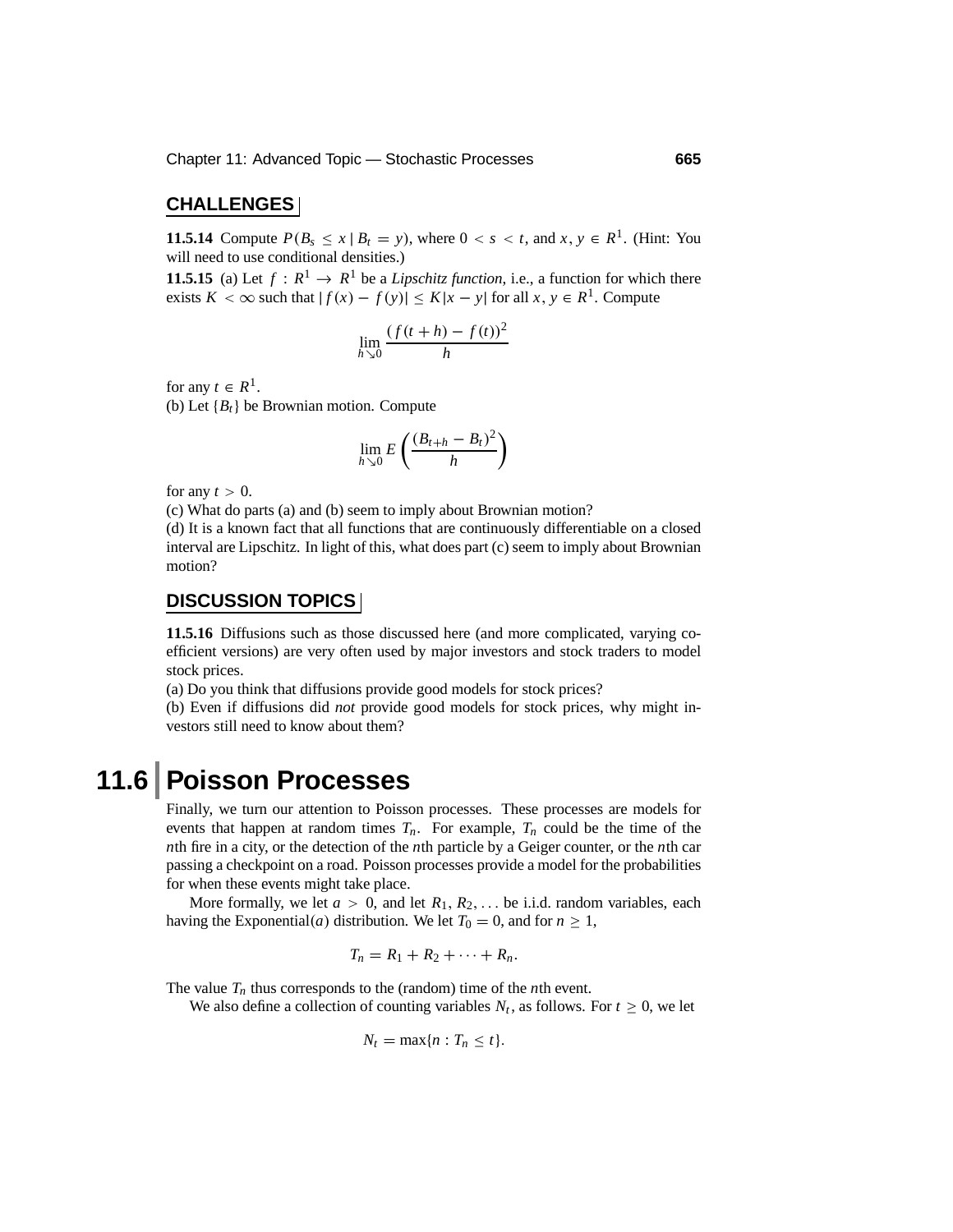## CHALLENGES

**11.5.14** Compute $P(B_s \le x \mid B_t = y)$, where $0 < s < t$, and $x, y \in R^1$. (Hint: You will need to use conditional densities.)

**11.5.15** (a) Let $f : R^1 \to R^1$ be a *Lipschitz function*, i.e., a function for which there exists $K < \infty$ such that $|f(x) - f(y)| \le K|x - y|$ for all $x, y \in R^1$. Compute

$$\lim_{h \searrow 0} \frac{(f(t+h) - f(t))^2}{h}$$

for any $t \in R^1$.

(b) Let $\{B_t\}$ be Brownian motion. Compute

$$\lim_{h \searrow 0} E\left(\frac{(B_{t+h} - B_t)^2}{h}\right)$$

for any $t > 0$.

(c) What do parts (a) and (b) seem to imply about Brownian motion?

(d) It is a known fact that all functions that are continuously differentiable on a closed interval are Lipschitz. In light of this, what does part (c) seem to imply about Brownian motion?

## DISCUSSION TOPICS

**11.5.16** Diffusions such as those discussed here (and more complicated, varying coefficient versions) are very often used by major investors and stock traders to model stock prices.

(a) Do you think that diffusions provide good models for stock prices?

(b) Even if diffusions did *not* provide good models for stock prices, why might investors still need to know about them?

# 11.6 Poisson Processes

Finally, we turn our attention to Poisson processes. These processes are models for events that happen at random times $T_n$. For example, $T_n$ could be the time of the $n$th fire in a city, or the detection of the $n$th particle by a Geiger counter, or the $n$th car passing a checkpoint on a road. Poisson processes provide a model for the probabilities for when these events might take place.

More formally, we let $a > 0$, and let $R_1, R_2, \ldots$ be i.i.d. random variables, each having the Exponential($a$) distribution. We let $T_0 = 0$, and for $n \ge 1$,

$$T_n = R_1 + R_2 + \cdots + R_n.$$

The value $T_n$ thus corresponds to the (random) time of the $n$th event.

We also define a collection of counting variables $N_t$, as follows. For $t \ge 0$, we let

$$N_t = \max\{n : T_n \le t\}.$$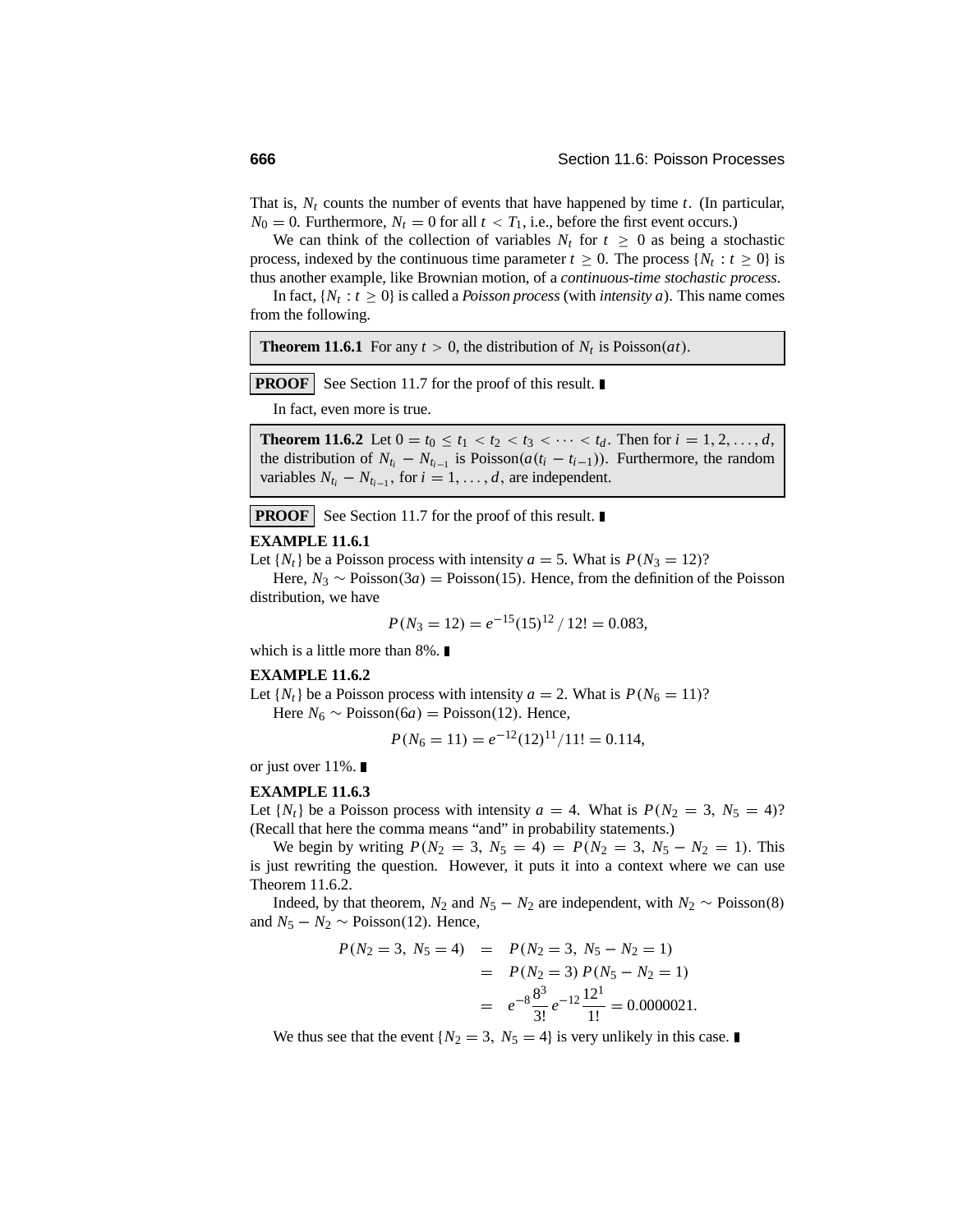That is, $N_t$ counts the number of events that have happened by time $t$. (In particular, $N_0 = 0$. Furthermore, $N_t = 0$ for all $t < T_1$, i.e., before the first event occurs.)

We can think of the collection of variables $N_t$ for $t \geq 0$ as being a stochastic process, indexed by the continuous time parameter $t \geq 0$. The process $\{N_t : t \geq 0\}$ is thus another example, like Brownian motion, of a *continuous-time stochastic process*.

In fact, $\{N_t : t \geq 0\}$ is called a *Poisson process* (with *intensity a*). This name comes from the following.

**Theorem 11.6.1** For any $t > 0$, the distribution of $N_t$ is Poisson$(at)$.

**PROOF** See Section 11.7 for the proof of this result. ▮

In fact, even more is true.

**Theorem 11.6.2** Let $0 = t_0 \leq t_1 < t_2 < t_3 < \cdots < t_d$. Then for $i = 1, 2, \ldots, d$, the distribution of $N_{t_i} - N_{t_{i-1}}$ is Poisson$(a(t_i - t_{i-1}))$. Furthermore, the random variables $N_{t_i} - N_{t_{i-1}}$, for $i = 1, \ldots, d$, are independent.

**PROOF** See Section 11.7 for the proof of this result. ▮

**EXAMPLE 11.6.1**

Let $\{N_t\}$ be a Poisson process with intensity $a = 5$. What is $P(N_3 = 12)$?

Here, $N_3 \sim \text{Poisson}(3a) = \text{Poisson}(15)$. Hence, from the definition of the Poisson distribution, we have

$$P(N_3 = 12) = e^{-15}(15)^{12} / 12! = 0.083,$$

which is a little more than 8%. ▮

**EXAMPLE 11.6.2**

Let $\{N_t\}$ be a Poisson process with intensity $a = 2$. What is $P(N_6 = 11)$?

Here $N_6 \sim \text{Poisson}(6a) = \text{Poisson}(12)$. Hence,

$$P(N_6 = 11) = e^{-12}(12)^{11}/11! = 0.114,$$

or just over 11%. ▮

**EXAMPLE 11.6.3**

Let $\{N_t\}$ be a Poisson process with intensity $a = 4$. What is $P(N_2 = 3,\ N_5 = 4)$? (Recall that here the comma means "and" in probability statements.)

We begin by writing $P(N_2 = 3,\ N_5 = 4) = P(N_2 = 3,\ N_5 - N_2 = 1)$. This is just rewriting the question. However, it puts it into a context where we can use Theorem 11.6.2.

Indeed, by that theorem, $N_2$ and $N_5 - N_2$ are independent, with $N_2 \sim \text{Poisson}(8)$ and $N_5 - N_2 \sim \text{Poisson}(12)$. Hence,

$$\begin{aligned}
P(N_2 = 3,\ N_5 = 4) &= P(N_2 = 3,\ N_5 - N_2 = 1) \\
&= P(N_2 = 3)\, P(N_5 - N_2 = 1) \\
&= e^{-8}\frac{8^3}{3!}\, e^{-12}\frac{12^1}{1!} = 0.0000021.
\end{aligned}$$

We thus see that the event $\{N_2 = 3,\ N_5 = 4\}$ is very unlikely in this case. ▮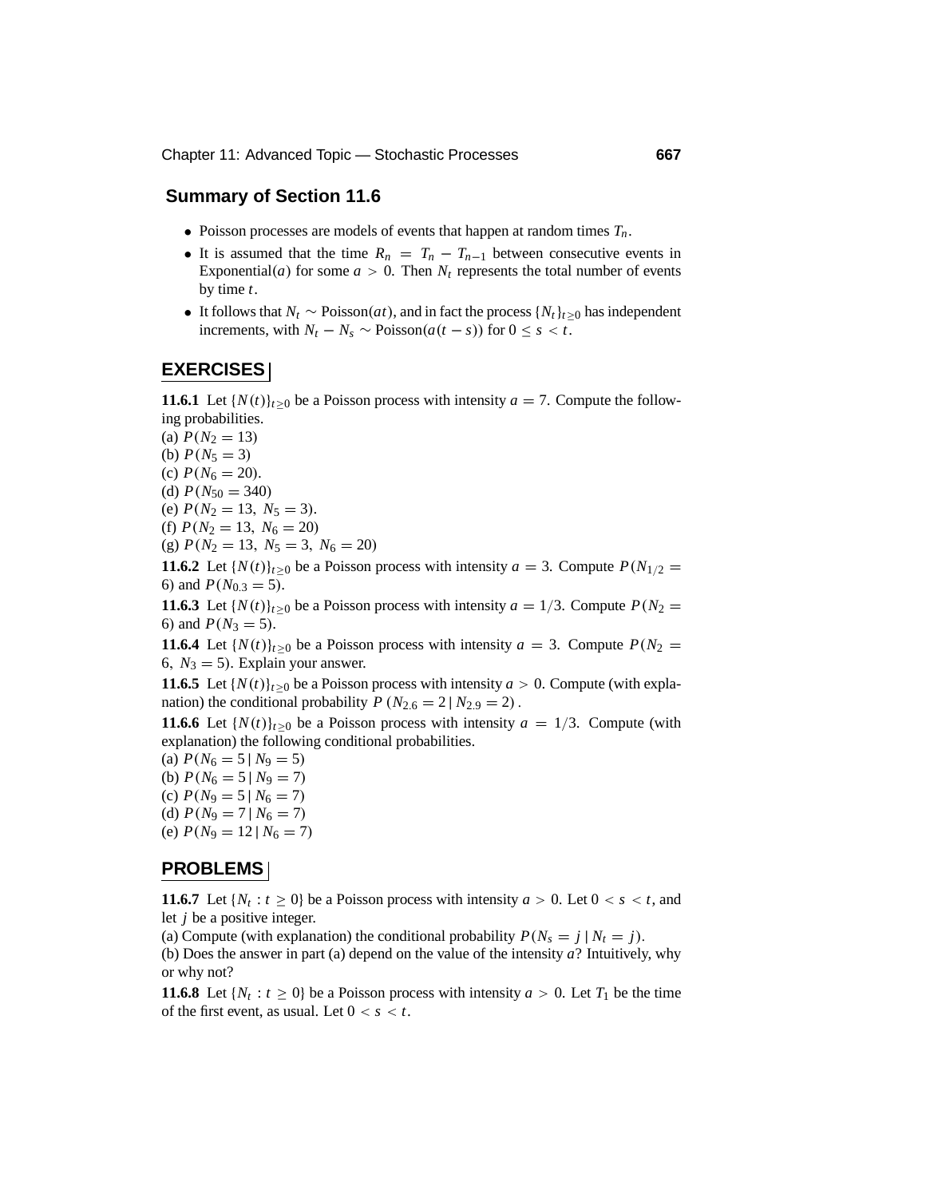## Summary of Section 11.6

- Poisson processes are models of events that happen at random times $T_n$.
- It is assumed that the time $R_n = T_n - T_{n-1}$ between consecutive events in Exponential($a$) for some $a > 0$. Then $N_t$ represents the total number of events by time $t$.
- It follows that $N_t \sim \text{Poisson}(at)$, and in fact the process $\{N_t\}_{t \geq 0}$ has independent increments, with $N_t - N_s \sim \text{Poisson}(a(t-s))$ for $0 \leq s < t$.

## EXERCISES

**11.6.1** Let $\{N(t)\}_{t \geq 0}$ be a Poisson process with intensity $a = 7$. Compute the following probabilities.
(a) $P(N_2 = 13)$
(b) $P(N_5 = 3)$
(c) $P(N_6 = 20)$.
(d) $P(N_{50} = 340)$
(e) $P(N_2 = 13,\ N_5 = 3)$.
(f) $P(N_2 = 13,\ N_6 = 20)$
(g) $P(N_2 = 13,\ N_5 = 3,\ N_6 = 20)$

**11.6.2** Let $\{N(t)\}_{t \geq 0}$ be a Poisson process with intensity $a = 3$. Compute $P(N_{1/2} = 6)$ and $P(N_{0.3} = 5)$.

**11.6.3** Let $\{N(t)\}_{t \geq 0}$ be a Poisson process with intensity $a = 1/3$. Compute $P(N_2 = 6)$ and $P(N_3 = 5)$.

**11.6.4** Let $\{N(t)\}_{t \geq 0}$ be a Poisson process with intensity $a = 3$. Compute $P(N_2 = 6,\ N_3 = 5)$. Explain your answer.

**11.6.5** Let $\{N(t)\}_{t \geq 0}$ be a Poisson process with intensity $a > 0$. Compute (with explanation) the conditional probability $P\left(N_{2.6} = 2 \,|\, N_{2.9} = 2\right)$.

**11.6.6** Let $\{N(t)\}_{t \geq 0}$ be a Poisson process with intensity $a = 1/3$. Compute (with explanation) the following conditional probabilities.
(a) $P(N_6 = 5 \,|\, N_9 = 5)$
(b) $P(N_6 = 5 \,|\, N_9 = 7)$
(c) $P(N_9 = 5 \,|\, N_6 = 7)$
(d) $P(N_9 = 7 \,|\, N_6 = 7)$
(e) $P(N_9 = 12 \,|\, N_6 = 7)$

## PROBLEMS

**11.6.7** Let $\{N_t : t \geq 0\}$ be a Poisson process with intensity $a > 0$. Let $0 < s < t$, and let $j$ be a positive integer.
(a) Compute (with explanation) the conditional probability $P(N_s = j \,|\, N_t = j)$.
(b) Does the answer in part (a) depend on the value of the intensity $a$? Intuitively, why or why not?

**11.6.8** Let $\{N_t : t \geq 0\}$ be a Poisson process with intensity $a > 0$. Let $T_1$ be the time of the first event, as usual. Let $0 < s < t$.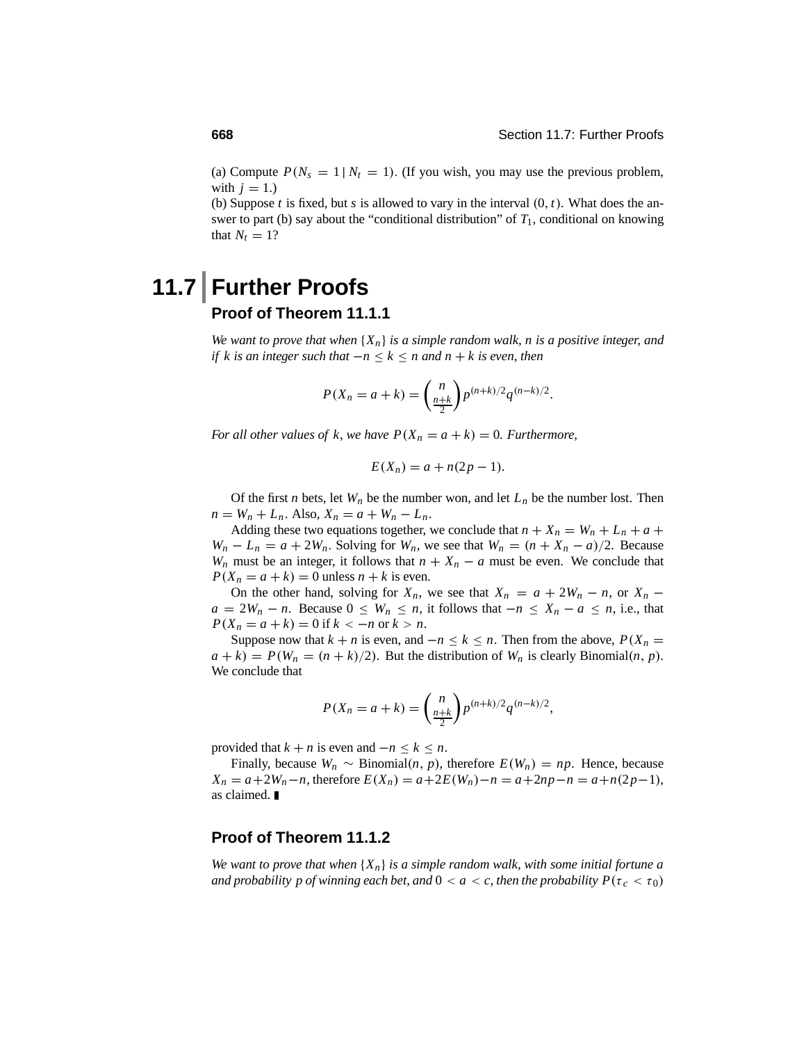(a) Compute $P(N_s = 1 \mid N_t = 1)$. (If you wish, you may use the previous problem, with $j = 1$.)
(b) Suppose $t$ is fixed, but $s$ is allowed to vary in the interval $(0, t)$. What does the answer to part (b) say about the "conditional distribution" of $T_1$, conditional on knowing that $N_t = 1$?

# 11.7 Further Proofs

## Proof of Theorem 11.1.1

*We want to prove that when $\{X_n\}$ is a simple random walk, $n$ is a positive integer, and if $k$ is an integer such that $-n \le k \le n$ and $n + k$ is even, then*

$$P(X_n = a + k) = \binom{n}{\frac{n+k}{2}} p^{(n+k)/2} q^{(n-k)/2}.$$

*For all other values of $k$, we have $P(X_n = a + k) = 0$. Furthermore,*

$$E(X_n) = a + n(2p - 1).$$

Of the first $n$ bets, let $W_n$ be the number won, and let $L_n$ be the number lost. Then $n = W_n + L_n$. Also, $X_n = a + W_n - L_n$.

Adding these two equations together, we conclude that $n + X_n = W_n + L_n + a + W_n - L_n = a + 2W_n$. Solving for $W_n$, we see that $W_n = (n + X_n - a)/2$. Because $W_n$ must be an integer, it follows that $n + X_n - a$ must be even. We conclude that $P(X_n = a + k) = 0$ unless $n + k$ is even.

On the other hand, solving for $X_n$, we see that $X_n = a + 2W_n - n$, or $X_n - a = 2W_n - n$. Because $0 \le W_n \le n$, it follows that $-n \le X_n - a \le n$, i.e., that $P(X_n = a + k) = 0$ if $k < -n$ or $k > n$.

Suppose now that $k + n$ is even, and $-n \le k \le n$. Then from the above, $P(X_n = a + k) = P(W_n = (n + k)/2)$. But the distribution of $W_n$ is clearly Binomial$(n, p)$. We conclude that

$$P(X_n = a + k) = \binom{n}{\frac{n+k}{2}} p^{(n+k)/2} q^{(n-k)/2},$$

provided that $k + n$ is even and $-n \le k \le n$.

Finally, because $W_n \sim$ Binomial$(n, p)$, therefore $E(W_n) = np$. Hence, because $X_n = a + 2W_n - n$, therefore $E(X_n) = a + 2E(W_n) - n = a + 2np - n = a + n(2p - 1)$, as claimed. ∎

## Proof of Theorem 11.1.2

*We want to prove that when $\{X_n\}$ is a simple random walk, with some initial fortune $a$ and probability $p$ of winning each bet, and $0 < a < c$, then the probability $P(\tau_c < \tau_0)$*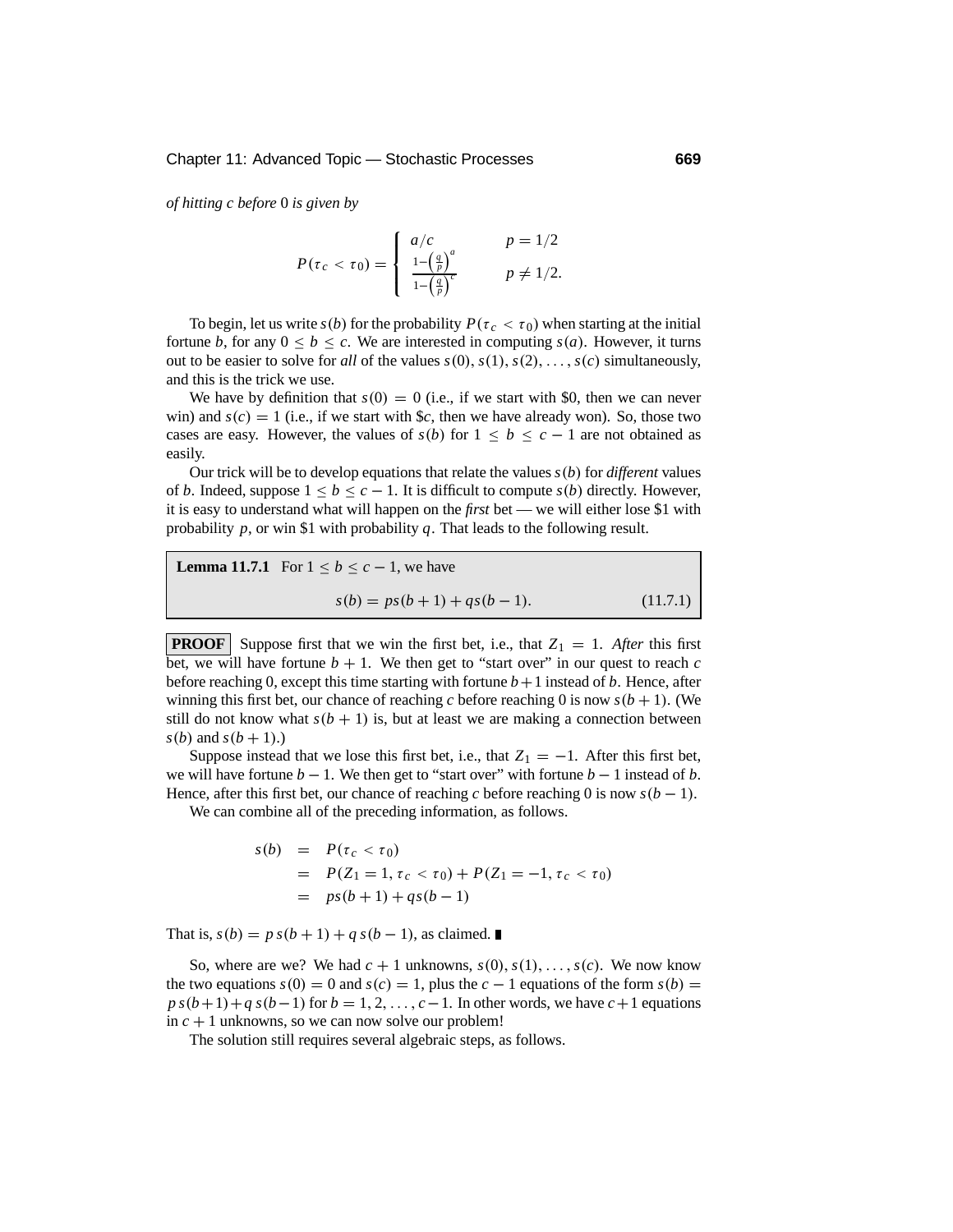*of hitting $c$ before $0$ is given by*

$$P(\tau_c < \tau_0) = \begin{cases} a/c & p = 1/2 \\ \dfrac{1-\left(\frac{q}{p}\right)^a}{1-\left(\frac{q}{p}\right)^c} & p \neq 1/2. \end{cases}$$

To begin, let us write $s(b)$ for the probability $P(\tau_c < \tau_0)$ when starting at the initial fortune $b$, for any $0 \leq b \leq c$. We are interested in computing $s(a)$. However, it turns out to be easier to solve for *all* of the values $s(0), s(1), s(2), \ldots, s(c)$ simultaneously, and this is the trick we use.

We have by definition that $s(0) = 0$ (i.e., if we start with \$0, then we can never win) and $s(c) = 1$ (i.e., if we start with \$$c$, then we have already won). So, those two cases are easy. However, the values of $s(b)$ for $1 \leq b \leq c - 1$ are not obtained as easily.

Our trick will be to develop equations that relate the values $s(b)$ for *different* values of $b$. Indeed, suppose $1 \leq b \leq c - 1$. It is difficult to compute $s(b)$ directly. However, it is easy to understand what will happen on the *first* bet — we will either lose \$1 with probability $p$, or win \$1 with probability $q$. That leads to the following result.

**Lemma 11.7.1** For $1 \leq b \leq c - 1$, we have

$$s(b) = ps(b+1) + qs(b-1). \tag{11.7.1}$$

**PROOF** Suppose first that we win the first bet, i.e., that $Z_1 = 1$. *After* this first bet, we will have fortune $b + 1$. We then get to "start over" in our quest to reach $c$ before reaching 0, except this time starting with fortune $b+1$ instead of $b$. Hence, after winning this first bet, our chance of reaching $c$ before reaching 0 is now $s(b + 1)$. (We still do not know what $s(b + 1)$ is, but at least we are making a connection between $s(b)$ and $s(b + 1)$.)

Suppose instead that we lose this first bet, i.e., that $Z_1 = -1$. After this first bet, we will have fortune $b - 1$. We then get to "start over" with fortune $b - 1$ instead of $b$. Hence, after this first bet, our chance of reaching $c$ before reaching 0 is now $s(b - 1)$.

We can combine all of the preceding information, as follows.

$$\begin{aligned} s(b) &= P(\tau_c < \tau_0) \\ &= P(Z_1 = 1, \tau_c < \tau_0) + P(Z_1 = -1, \tau_c < \tau_0) \\ &= ps(b+1) + qs(b-1) \end{aligned}$$

That is, $s(b) = p\,s(b+1) + q\,s(b-1)$, as claimed. ∎

So, where are we? We had $c + 1$ unknowns, $s(0), s(1), \ldots, s(c)$. We now know the two equations $s(0) = 0$ and $s(c) = 1$, plus the $c - 1$ equations of the form $s(b) = p\,s(b+1) + q\,s(b-1)$ for $b = 1, 2, \ldots, c-1$. In other words, we have $c+1$ equations in $c + 1$ unknowns, so we can now solve our problem!

The solution still requires several algebraic steps, as follows.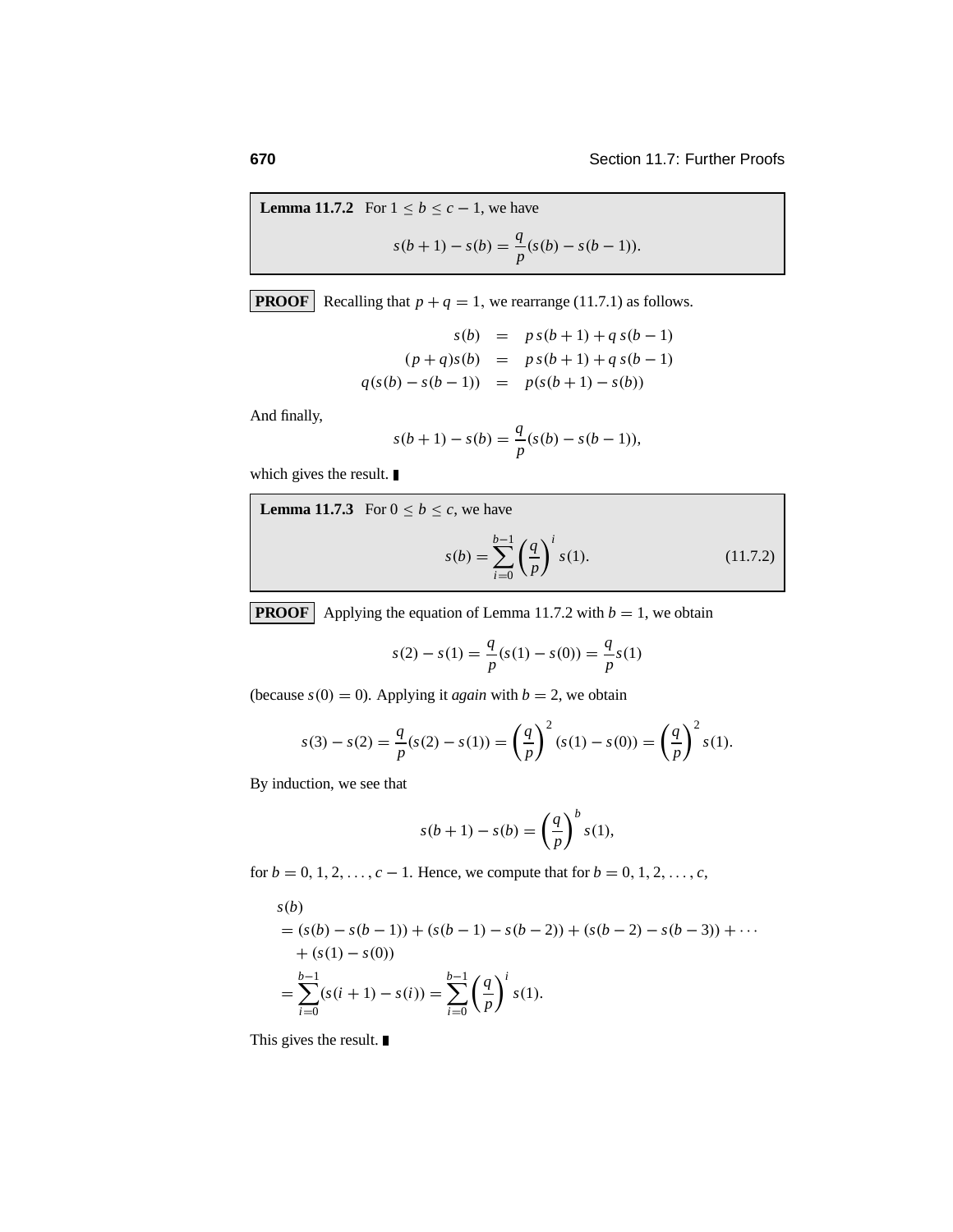**Lemma 11.7.2** For $1 \leq b \leq c - 1$, we have

$$s(b+1) - s(b) = \frac{q}{p}(s(b) - s(b-1)).$$

**PROOF** Recalling that $p + q = 1$, we rearrange (11.7.1) as follows.

$$\begin{aligned} s(b) &= p\,s(b+1) + q\,s(b-1) \\ (p+q)s(b) &= p\,s(b+1) + q\,s(b-1) \\ q(s(b) - s(b-1)) &= p(s(b+1) - s(b)) \end{aligned}$$

And finally,

$$s(b+1) - s(b) = \frac{q}{p}(s(b) - s(b-1)),$$

which gives the result. ∎

**Lemma 11.7.3** For $0 \leq b \leq c$, we have

$$s(b) = \sum_{i=0}^{b-1} \left(\frac{q}{p}\right)^i s(1). \tag{11.7.2}$$

**PROOF** Applying the equation of Lemma 11.7.2 with $b = 1$, we obtain

$$s(2) - s(1) = \frac{q}{p}(s(1) - s(0)) = \frac{q}{p}s(1)$$

(because $s(0) = 0$). Applying it *again* with $b = 2$, we obtain

$$s(3) - s(2) = \frac{q}{p}(s(2) - s(1)) = \left(\frac{q}{p}\right)^2 (s(1) - s(0)) = \left(\frac{q}{p}\right)^2 s(1).$$

By induction, we see that

$$s(b+1) - s(b) = \left(\frac{q}{p}\right)^b s(1),$$

for $b = 0, 1, 2, \ldots, c - 1$. Hence, we compute that for $b = 0, 1, 2, \ldots, c$,

$$\begin{aligned} &s(b) \\ &= (s(b) - s(b-1)) + (s(b-1) - s(b-2)) + (s(b-2) - s(b-3)) + \cdots \\ &\quad + (s(1) - s(0)) \\ &= \sum_{i=0}^{b-1}(s(i+1) - s(i)) = \sum_{i=0}^{b-1} \left(\frac{q}{p}\right)^i s(1). \end{aligned}$$

This gives the result. ∎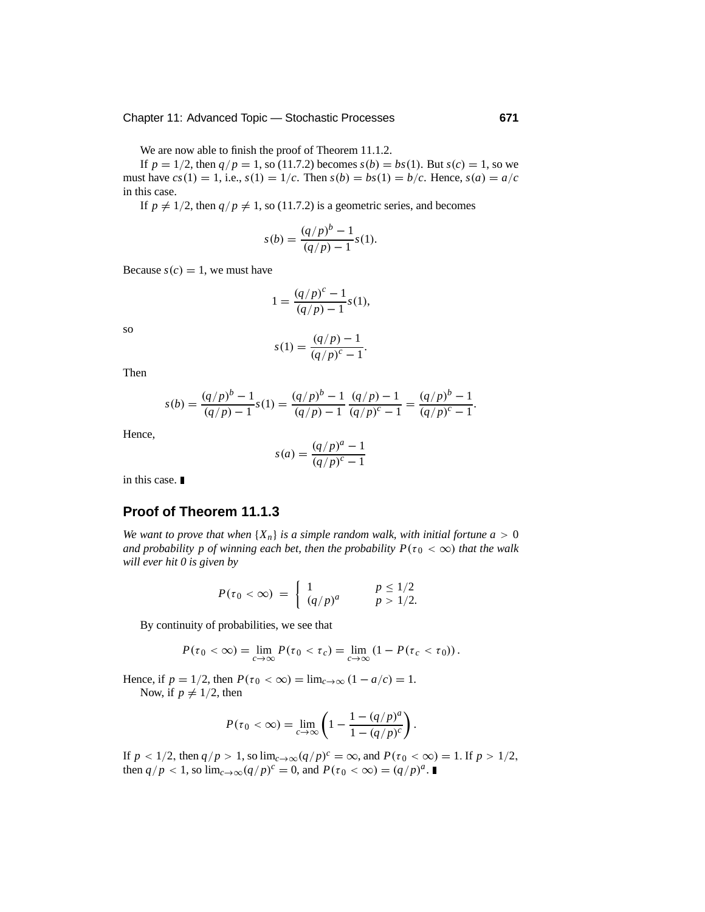We are now able to finish the proof of Theorem 11.1.2.

If $p = 1/2$, then $q/p = 1$, so (11.7.2) becomes $s(b) = bs(1)$. But $s(c) = 1$, so we must have $cs(1) = 1$, i.e., $s(1) = 1/c$. Then $s(b) = bs(1) = b/c$. Hence, $s(a) = a/c$ in this case.

If $p \neq 1/2$, then $q/p \neq 1$, so (11.7.2) is a geometric series, and becomes

$$s(b) = \frac{(q/p)^b - 1}{(q/p) - 1} s(1).$$

Because $s(c) = 1$, we must have

$$1 = \frac{(q/p)^c - 1}{(q/p) - 1} s(1),$$

so

$$s(1) = \frac{(q/p) - 1}{(q/p)^c - 1}.$$

Then

$$s(b) = \frac{(q/p)^b - 1}{(q/p) - 1} s(1) = \frac{(q/p)^b - 1}{(q/p) - 1} \frac{(q/p) - 1}{(q/p)^c - 1} = \frac{(q/p)^b - 1}{(q/p)^c - 1}.$$

Hence,

$$s(a) = \frac{(q/p)^a - 1}{(q/p)^c - 1}$$

in this case. ∎

## Proof of Theorem 11.1.3

*We want to prove that when $\{X_n\}$ is a simple random walk, with initial fortune $a > 0$ and probability $p$ of winning each bet, then the probability $P(\tau_0 < \infty)$ that the walk will ever hit 0 is given by*

$$P(\tau_0 < \infty) = \begin{cases} 1 & p \leq 1/2 \\ (q/p)^a & p > 1/2. \end{cases}$$

By continuity of probabilities, we see that

$$P(\tau_0 < \infty) = \lim_{c \to \infty} P(\tau_0 < \tau_c) = \lim_{c \to \infty} \left(1 - P(\tau_c < \tau_0)\right).$$

Hence, if $p = 1/2$, then $P(\tau_0 < \infty) = \lim_{c \to \infty} (1 - a/c) = 1$.

Now, if $p \neq 1/2$, then

$$P(\tau_0 < \infty) = \lim_{c \to \infty} \left(1 - \frac{1 - (q/p)^a}{1 - (q/p)^c}\right).$$

If $p < 1/2$, then $q/p > 1$, so $\lim_{c \to \infty} (q/p)^c = \infty$, and $P(\tau_0 < \infty) = 1$. If $p > 1/2$, then $q/p < 1$, so $\lim_{c \to \infty} (q/p)^c = 0$, and $P(\tau_0 < \infty) = (q/p)^a$. ∎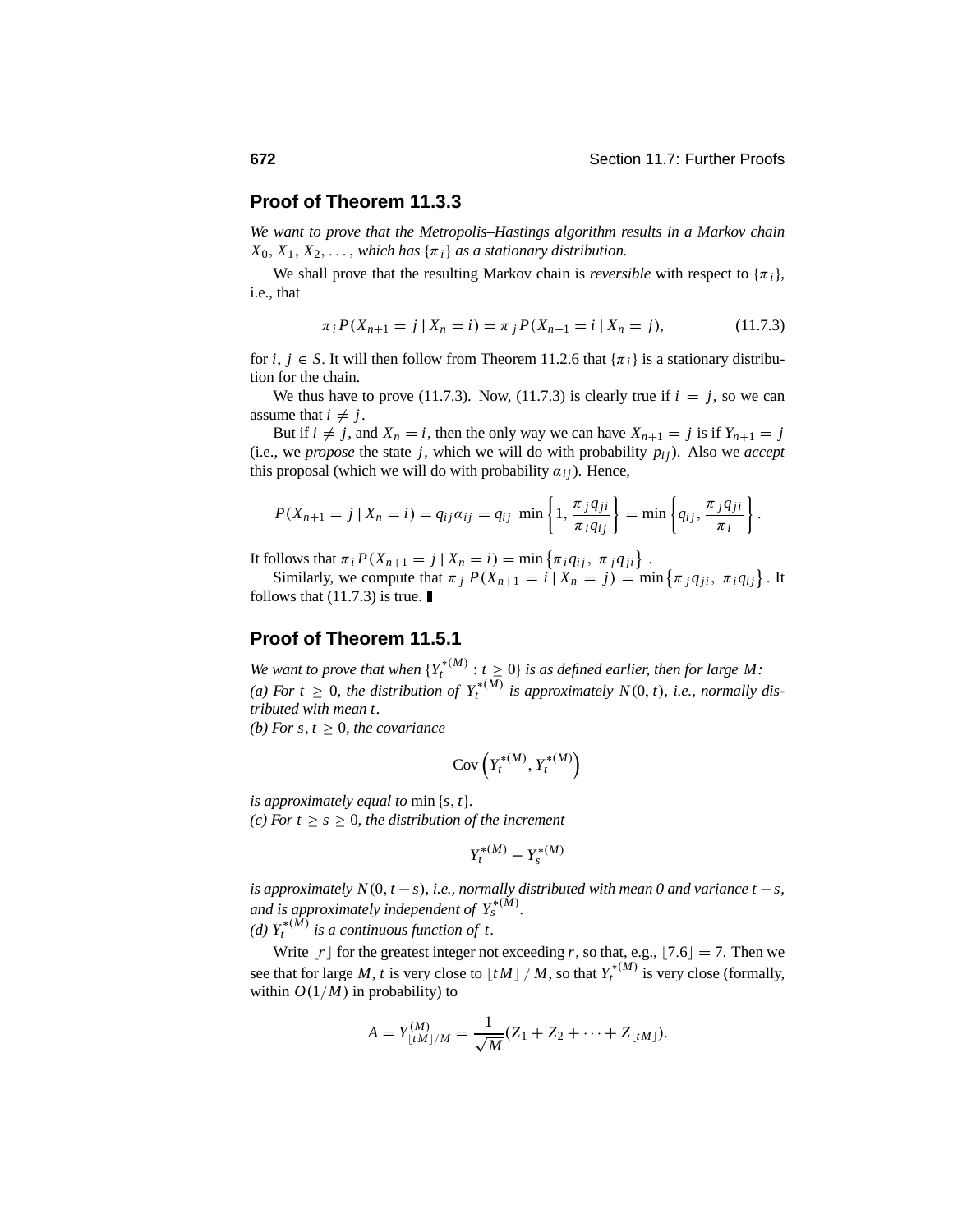## Proof of Theorem 11.3.3

*We want to prove that the Metropolis–Hastings algorithm results in a Markov chain* $X_0, X_1, X_2, \ldots,$ *which has* $\{\pi_i\}$ *as a stationary distribution.*

We shall prove that the resulting Markov chain is *reversible* with respect to $\{\pi_i\}$, i.e., that

$$\pi_i P(X_{n+1} = j \mid X_n = i) = \pi_j P(X_{n+1} = i \mid X_n = j), \tag{11.7.3}$$

for $i, j \in S$. It will then follow from Theorem 11.2.6 that $\{\pi_i\}$ is a stationary distribution for the chain.

We thus have to prove (11.7.3). Now, (11.7.3) is clearly true if $i = j$, so we can assume that $i \neq j$.

But if $i \neq j$, and $X_n = i$, then the only way we can have $X_{n+1} = j$ is if $Y_{n+1} = j$ (i.e., we *propose* the state $j$, which we will do with probability $p_{ij}$). Also we *accept* this proposal (which we will do with probability $\alpha_{ij}$). Hence,

$$P(X_{n+1} = j \mid X_n = i) = q_{ij}\alpha_{ij} = q_{ij} \min\left\{1, \frac{\pi_j q_{ji}}{\pi_i q_{ij}}\right\} = \min\left\{q_{ij}, \frac{\pi_j q_{ji}}{\pi_i}\right\}.$$

It follows that $\pi_i P(X_{n+1} = j \mid X_n = i) = \min\left\{\pi_i q_{ij}, \pi_j q_{ji}\right\}$.

Similarly, we compute that $\pi_j P(X_{n+1} = i \mid X_n = j) = \min\left\{\pi_j q_{ji}, \pi_i q_{ij}\right\}$. It follows that (11.7.3) is true. ∎

## Proof of Theorem 11.5.1

*We want to prove that when* $\{Y_t^{*(M)} : t \geq 0\}$ *is as defined earlier, then for large* $M$*:*
*(a) For* $t \geq 0$*, the distribution of* $Y_t^{*(M)}$ *is approximately* $N(0, t)$*, i.e., normally distributed with mean* $t$*.*
*(b) For* $s, t \geq 0$*, the covariance*

$$\text{Cov}\left(Y_t^{*(M)}, Y_t^{*(M)}\right)$$

*is approximately equal to* $\min\{s, t\}$*.*
*(c) For* $t \geq s \geq 0$*, the distribution of the increment*

$$Y_t^{*(M)} - Y_s^{*(M)}$$

*is approximately* $N(0, t-s)$*, i.e., normally distributed with mean 0 and variance* $t - s$*, and is approximately independent of* $Y_s^{*(M)}$*.*
*(d)* $Y_t^{*(M)}$ *is a continuous function of* $t$*.*

Write $\lfloor r \rfloor$ for the greatest integer not exceeding $r$, so that, e.g., $\lfloor 7.6 \rfloor = 7$. Then we see that for large $M$, $t$ is very close to $\lfloor tM \rfloor / M$, so that $Y_t^{*(M)}$ is very close (formally, within $O(1/M)$ in probability) to

$$A = Y_{\lfloor tM \rfloor / M}^{(M)} = \frac{1}{\sqrt{M}}(Z_1 + Z_2 + \cdots + Z_{\lfloor tM \rfloor}).$$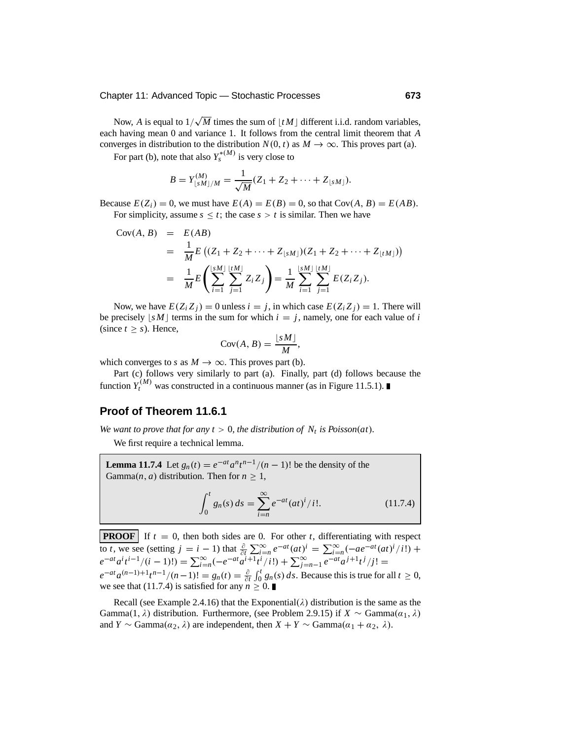Now, $A$ is equal to $1/\sqrt{M}$ times the sum of $\lfloor tM \rfloor$ different i.i.d. random variables, each having mean 0 and variance 1. It follows from the central limit theorem that $A$ converges in distribution to the distribution $N(0, t)$ as $M \to \infty$. This proves part (a).

For part (b), note that also $Y_s^{*(M)}$ is very close to

$$B = Y_{\lfloor sM \rfloor / M}^{(M)} = \frac{1}{\sqrt{M}}(Z_1 + Z_2 + \cdots + Z_{\lfloor sM \rfloor}).$$

Because $E(Z_i) = 0$, we must have $E(A) = E(B) = 0$, so that $\text{Cov}(A, B) = E(AB)$.

For simplicity, assume $s \le t$; the case $s > t$ is similar. Then we have

$$\begin{aligned}
\text{Cov}(A, B) &= E(AB) \\
&= \frac{1}{M} E\left((Z_1 + Z_2 + \cdots + Z_{\lfloor sM \rfloor})(Z_1 + Z_2 + \cdots + Z_{\lfloor tM \rfloor})\right) \\
&= \frac{1}{M} E\left(\sum_{i=1}^{\lfloor sM \rfloor} \sum_{j=1}^{\lfloor tM \rfloor} Z_i Z_j\right) = \frac{1}{M} \sum_{i=1}^{\lfloor sM \rfloor} \sum_{j=1}^{\lfloor tM \rfloor} E(Z_i Z_j).
\end{aligned}$$

Now, we have $E(Z_i Z_j) = 0$ unless $i = j$, in which case $E(Z_i Z_j) = 1$. There will be precisely $\lfloor sM \rfloor$ terms in the sum for which $i = j$, namely, one for each value of $i$ (since $t \ge s$). Hence,

$$\text{Cov}(A, B) = \frac{\lfloor sM \rfloor}{M},$$

which converges to $s$ as $M \to \infty$. This proves part (b).

Part (c) follows very similarly to part (a). Finally, part (d) follows because the function $Y_t^{(M)}$ was constructed in a continuous manner (as in Figure 11.5.1). ∎

## Proof of Theorem 11.6.1

*We want to prove that for any $t > 0$, the distribution of $N_t$ is Poisson$(at)$.*

We first require a technical lemma.

**Lemma 11.7.4** Let $g_n(t) = e^{-at} a^n t^{n-1}/(n-1)!$ be the density of the Gamma$(n, a)$ distribution. Then for $n \ge 1$,

$$\int_0^t g_n(s)\, ds = \sum_{i=n}^{\infty} e^{-at}(at)^i / i!. \tag{11.7.4}$$

**PROOF** If $t = 0$, then both sides are 0. For other $t$, differentiating with respect to $t$, we see (setting $j = i - 1$) that $\frac{\partial}{\partial t} \sum_{i=n}^{\infty} e^{-at}(at)^i = \sum_{i=n}^{\infty} (-ae^{-at}(at)^i / i!) + e^{-at} a^i t^{i-1}/(i-1)!) = \sum_{i=n}^{\infty} (-e^{-at} a^{i+1} t^i / i!) + \sum_{j=n-1}^{\infty} e^{-at} a^{j+1} t^j / j! = e^{-at} a^{(n-1)+1} t^{n-1}/(n-1)! = g_n(t) = \frac{\partial}{\partial t} \int_0^t g_n(s)\, ds$. Because this is true for all $t \ge 0$, we see that (11.7.4) is satisfied for any $n \ge 0$. ∎

Recall (see Example 2.4.16) that the Exponential$(\lambda)$ distribution is the same as the Gamma$(1, \lambda)$ distribution. Furthermore, (see Problem 2.9.15) if $X \sim$ Gamma$(\alpha_1, \lambda)$ and $Y \sim$ Gamma$(\alpha_2, \lambda)$ are independent, then $X + Y \sim$ Gamma$(\alpha_1 + \alpha_2,\ \lambda)$.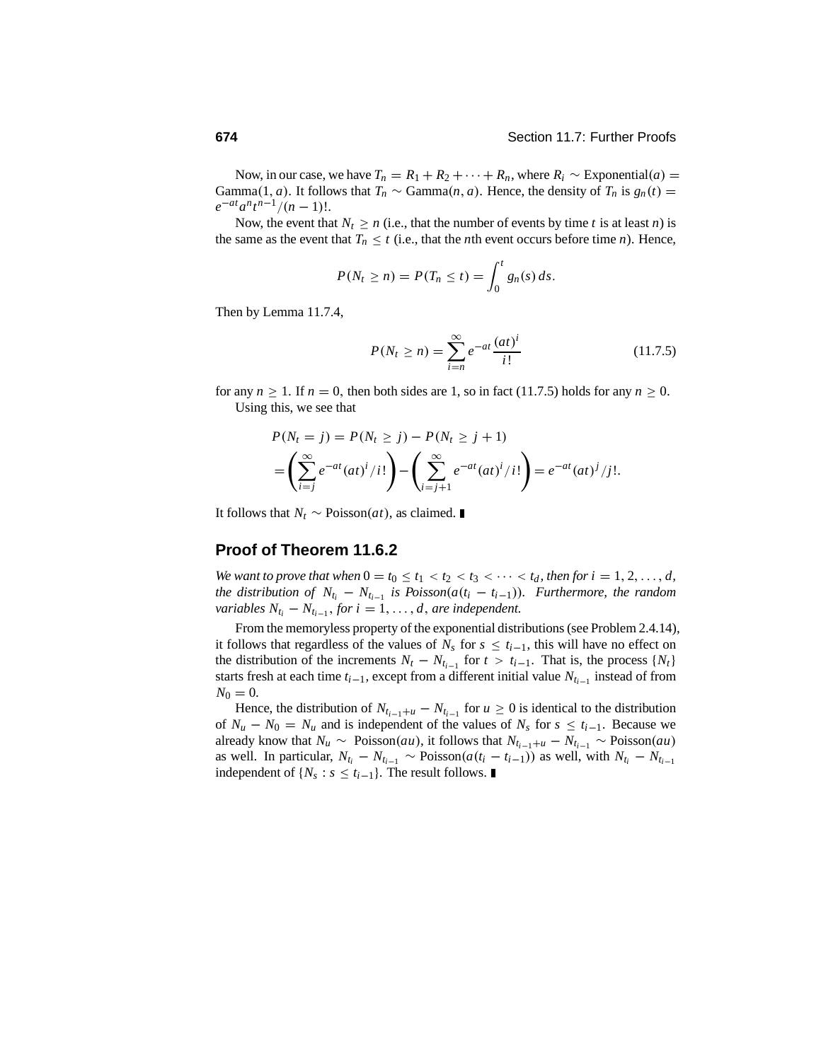Now, in our case, we have $T_n = R_1 + R_2 + \cdots + R_n$, where $R_i \sim \text{Exponential}(a) = \text{Gamma}(1, a)$. It follows that $T_n \sim \text{Gamma}(n, a)$. Hence, the density of $T_n$ is $g_n(t) = e^{-at}a^n t^{n-1}/(n-1)!$.

Now, the event that $N_t \geq n$ (i.e., that the number of events by time $t$ is at least $n$) is the same as the event that $T_n \leq t$ (i.e., that the $n$th event occurs before time $n$). Hence,

$$P(N_t \geq n) = P(T_n \leq t) = \int_0^t g_n(s)\, ds.$$

Then by Lemma 11.7.4,

$$P(N_t \geq n) = \sum_{i=n}^{\infty} e^{-at} \frac{(at)^i}{i!} \tag{11.7.5}$$

for any $n \geq 1$. If $n = 0$, then both sides are 1, so in fact (11.7.5) holds for any $n \geq 0$.

Using this, we see that

$$\begin{aligned}
P(N_t = j) &= P(N_t \geq j) - P(N_t \geq j+1) \\
&= \left(\sum_{i=j}^{\infty} e^{-at}(at)^i/i!\right) - \left(\sum_{i=j+1}^{\infty} e^{-at}(at)^i/i!\right) = e^{-at}(at)^j/j!.
\end{aligned}$$

It follows that $N_t \sim \text{Poisson}(at)$, as claimed. ∎

## Proof of Theorem 11.6.2

*We want to prove that when $0 = t_0 \leq t_1 < t_2 < t_3 < \cdots < t_d$, then for $i = 1, 2, \ldots, d$, the distribution of $N_{t_i} - N_{t_{i-1}}$ is Poisson$(a(t_i - t_{i-1}))$. Furthermore, the random variables $N_{t_i} - N_{t_{i-1}}$, for $i = 1, \ldots, d$, are independent.*

From the memoryless property of the exponential distributions (see Problem 2.4.14), it follows that regardless of the values of $N_s$ for $s \leq t_{i-1}$, this will have no effect on the distribution of the increments $N_t - N_{t_{i-1}}$ for $t > t_{i-1}$. That is, the process $\{N_t\}$ starts fresh at each time $t_{i-1}$, except from a different initial value $N_{t_{i-1}}$ instead of from $N_0 = 0$.

Hence, the distribution of $N_{t_{i-1}+u} - N_{t_{i-1}}$ for $u \geq 0$ is identical to the distribution of $N_u - N_0 = N_u$ and is independent of the values of $N_s$ for $s \leq t_{i-1}$. Because we already know that $N_u \sim \text{Poisson}(au)$, it follows that $N_{t_{i-1}+u} - N_{t_{i-1}} \sim \text{Poisson}(au)$ as well. In particular, $N_{t_i} - N_{t_{i-1}} \sim \text{Poisson}(a(t_i - t_{i-1}))$ as well, with $N_{t_i} - N_{t_{i-1}}$ independent of $\{N_s : s \leq t_{i-1}\}$. The result follows. ∎